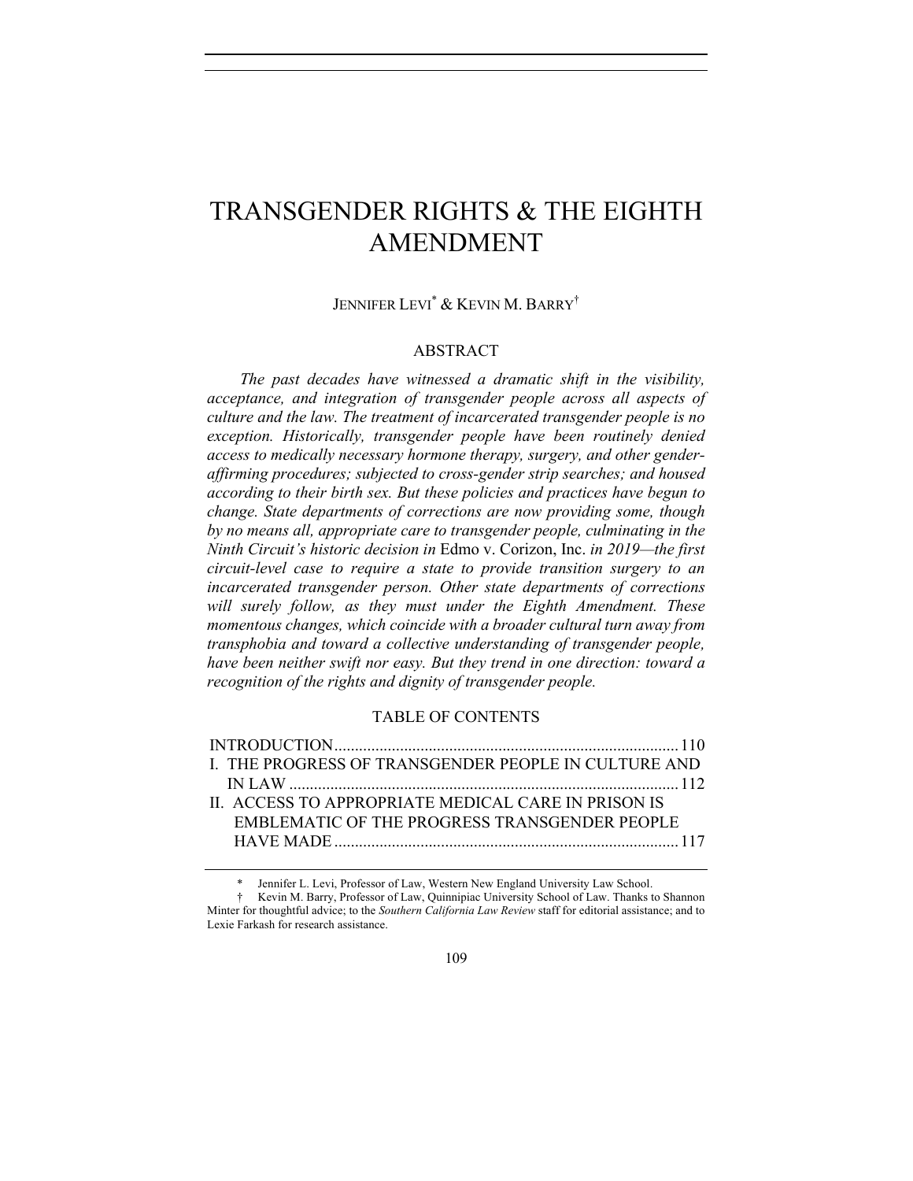# TRANSGENDER RIGHTS & THE EIGHTH AMENDMENT

JENNIFER LEVI[*] & KEVIN M. BARRY[†]

## ABSTRACT

*The past decades have witnessed a dramatic shift in the visibility, acceptance, and integration of transgender people across all aspects of culture and the law. The treatment of incarcerated transgender people is no exception. Historically, transgender people have been routinely denied access to medically necessary hormone therapy, surgery, and other gender-affirming procedures; subjected to cross-gender strip searches; and housed according to their birth sex. But these policies and practices have begun to change. State departments of corrections are now providing some, though by no means all, appropriate care to transgender people, culminating in the Ninth Circuit's historic decision in* Edmo v. Corizon, Inc. *in 2019—the first circuit-level case to require a state to provide transition surgery to an incarcerated transgender person. Other state departments of corrections will surely follow, as they must under the Eighth Amendment. These momentous changes, which coincide with a broader cultural turn away from transphobia and toward a collective understanding of transgender people, have been neither swift nor easy. But they trend in one direction: toward a recognition of the rights and dignity of transgender people.*

## TABLE OF CONTENTS

INTRODUCTION .......... 110
I. THE PROGRESS OF TRANSGENDER PEOPLE IN CULTURE AND IN LAW .......... 112
II. ACCESS TO APPROPRIATE MEDICAL CARE IN PRISON IS EMBLEMATIC OF THE PROGRESS TRANSGENDER PEOPLE HAVE MADE .......... 117

---

[*] Jennifer L. Levi, Professor of Law, Western New England University Law School.

[†] Kevin M. Barry, Professor of Law, Quinnipiac University School of Law. Thanks to Shannon Minter for thoughtful advice; to the *Southern California Law Review* staff for editorial assistance; and to Lexie Farkash for research assistance.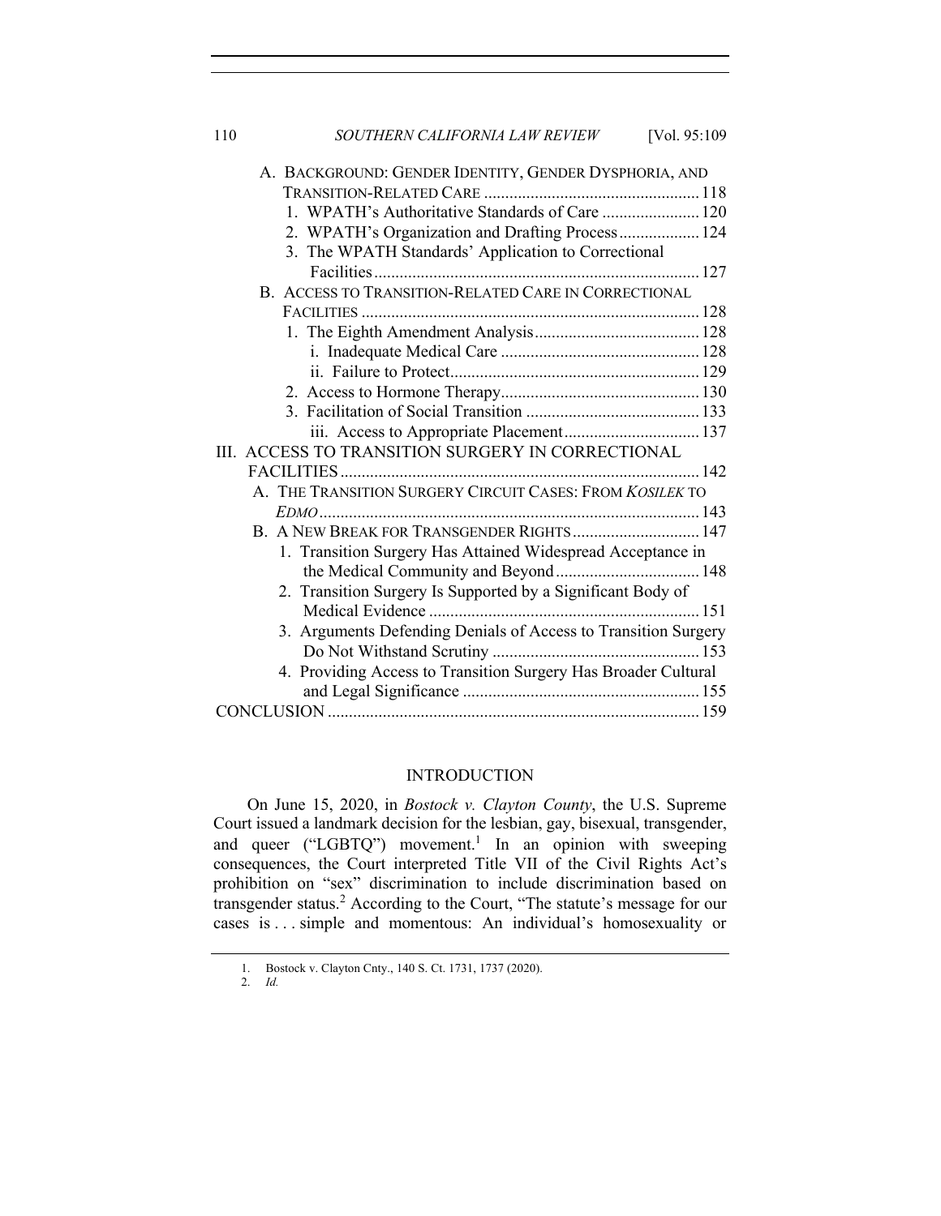A. BACKGROUND: GENDER IDENTITY, GENDER DYSPHORIA, AND TRANSITION-RELATED CARE ... 118
  1. WPATH's Authoritative Standards of Care ... 120
  2. WPATH's Organization and Drafting Process ... 124
  3. The WPATH Standards' Application to Correctional Facilities ... 127

B. ACCESS TO TRANSITION-RELATED CARE IN CORRECTIONAL FACILITIES ... 128
  1. The Eighth Amendment Analysis ... 128
    i. Inadequate Medical Care ... 128
    ii. Failure to Protect ... 129
  2. Access to Hormone Therapy ... 130
  3. Facilitation of Social Transition ... 133
    iii. Access to Appropriate Placement ... 137

III. ACCESS TO TRANSITION SURGERY IN CORRECTIONAL FACILITIES ... 142

A. THE TRANSITION SURGERY CIRCUIT CASES: FROM *KOSILEK* TO *EDMO* ... 143

B. A NEW BREAK FOR TRANSGENDER RIGHTS ... 147
  1. Transition Surgery Has Attained Widespread Acceptance in the Medical Community and Beyond ... 148
  2. Transition Surgery Is Supported by a Significant Body of Medical Evidence ... 151
  3. Arguments Defending Denials of Access to Transition Surgery Do Not Withstand Scrutiny ... 153
  4. Providing Access to Transition Surgery Has Broader Cultural and Legal Significance ... 155

CONCLUSION ... 159

## INTRODUCTION

On June 15, 2020, in *Bostock v. Clayton County*, the U.S. Supreme Court issued a landmark decision for the lesbian, gay, bisexual, transgender, and queer ("LGBTQ") movement.[1] In an opinion with sweeping consequences, the Court interpreted Title VII of the Civil Rights Act's prohibition on "sex" discrimination to include discrimination based on transgender status.[2] According to the Court, "The statute's message for our cases is . . . simple and momentous: An individual's homosexuality or

1. Bostock v. Clayton Cnty., 140 S. Ct. 1731, 1737 (2020).
2. *Id.*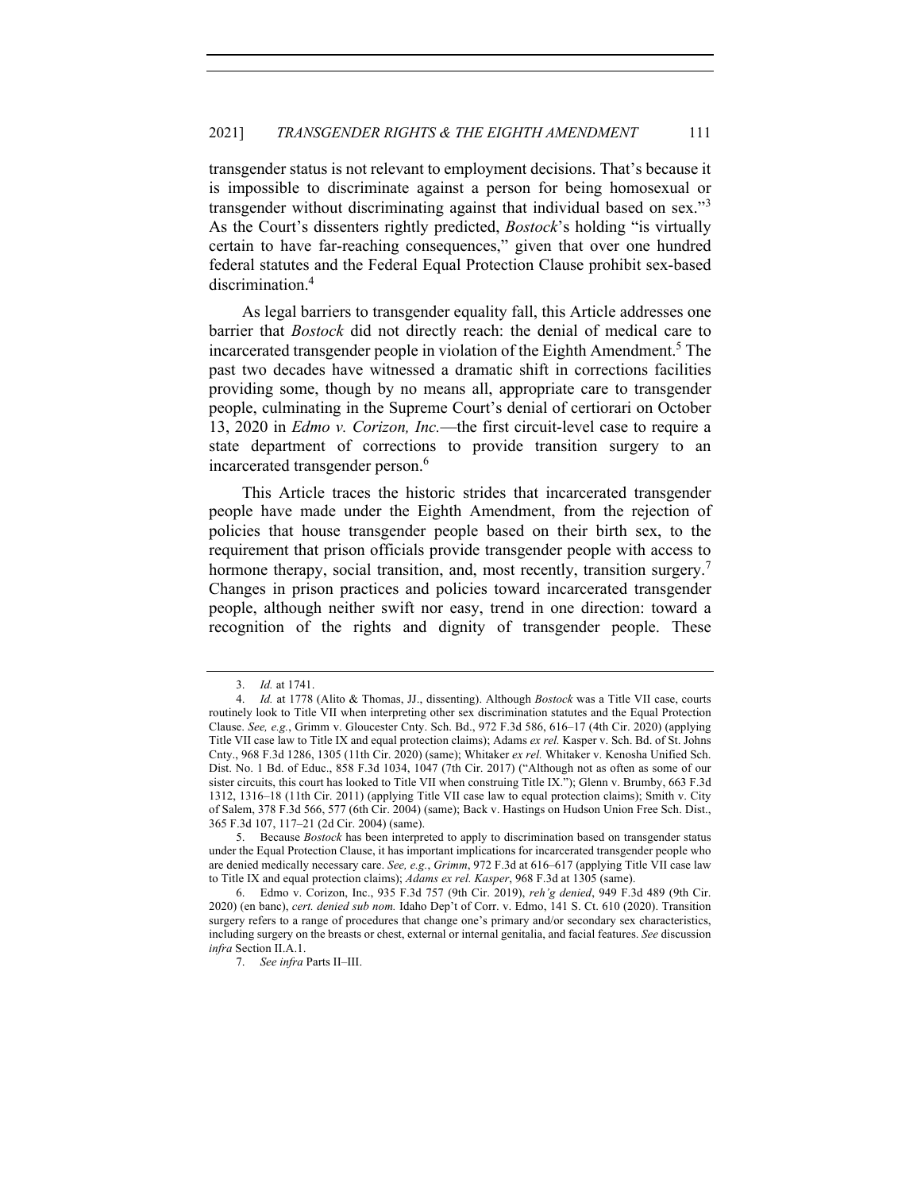transgender status is not relevant to employment decisions. That's because it is impossible to discriminate against a person for being homosexual or transgender without discriminating against that individual based on sex."[3] As the Court's dissenters rightly predicted, *Bostock*'s holding "is virtually certain to have far-reaching consequences," given that over one hundred federal statutes and the Federal Equal Protection Clause prohibit sex-based discrimination.[4]

As legal barriers to transgender equality fall, this Article addresses one barrier that *Bostock* did not directly reach: the denial of medical care to incarcerated transgender people in violation of the Eighth Amendment.[5] The past two decades have witnessed a dramatic shift in corrections facilities providing some, though by no means all, appropriate care to transgender people, culminating in the Supreme Court's denial of certiorari on October 13, 2020 in *Edmo v. Corizon, Inc.*—the first circuit-level case to require a state department of corrections to provide transition surgery to an incarcerated transgender person.[6]

This Article traces the historic strides that incarcerated transgender people have made under the Eighth Amendment, from the rejection of policies that house transgender people based on their birth sex, to the requirement that prison officials provide transgender people with access to hormone therapy, social transition, and, most recently, transition surgery.[7] Changes in prison practices and policies toward incarcerated transgender people, although neither swift nor easy, trend in one direction: toward a recognition of the rights and dignity of transgender people. These

---

3. *Id.* at 1741.

4. *Id.* at 1778 (Alito & Thomas, JJ., dissenting). Although *Bostock* was a Title VII case, courts routinely look to Title VII when interpreting other sex discrimination statutes and the Equal Protection Clause. *See, e.g.*, Grimm v. Gloucester Cnty. Sch. Bd., 972 F.3d 586, 616–17 (4th Cir. 2020) (applying Title VII case law to Title IX and equal protection claims); Adams *ex rel.* Kasper v. Sch. Bd. of St. Johns Cnty., 968 F.3d 1286, 1305 (11th Cir. 2020) (same); Whitaker *ex rel.* Whitaker v. Kenosha Unified Sch. Dist. No. 1 Bd. of Educ., 858 F.3d 1034, 1047 (7th Cir. 2017) ("Although not as often as some of our sister circuits, this court has looked to Title VII when construing Title IX."); Glenn v. Brumby, 663 F.3d 1312, 1316–18 (11th Cir. 2011) (applying Title VII case law to equal protection claims); Smith v. City of Salem, 378 F.3d 566, 577 (6th Cir. 2004) (same); Back v. Hastings on Hudson Union Free Sch. Dist., 365 F.3d 107, 117–21 (2d Cir. 2004) (same).

5. Because *Bostock* has been interpreted to apply to discrimination based on transgender status under the Equal Protection Clause, it has important implications for incarcerated transgender people who are denied medically necessary care. *See, e.g.*, *Grimm*, 972 F.3d at 616–617 (applying Title VII case law to Title IX and equal protection claims); *Adams ex rel. Kasper*, 968 F.3d at 1305 (same).

6. Edmo v. Corizon, Inc., 935 F.3d 757 (9th Cir. 2019), *reh'g denied*, 949 F.3d 489 (9th Cir. 2020) (en banc), *cert. denied sub nom.* Idaho Dep't of Corr. v. Edmo, 141 S. Ct. 610 (2020). Transition surgery refers to a range of procedures that change one's primary and/or secondary sex characteristics, including surgery on the breasts or chest, external or internal genitalia, and facial features. *See* discussion *infra* Section II.A.1.

7. *See infra* Parts II–III.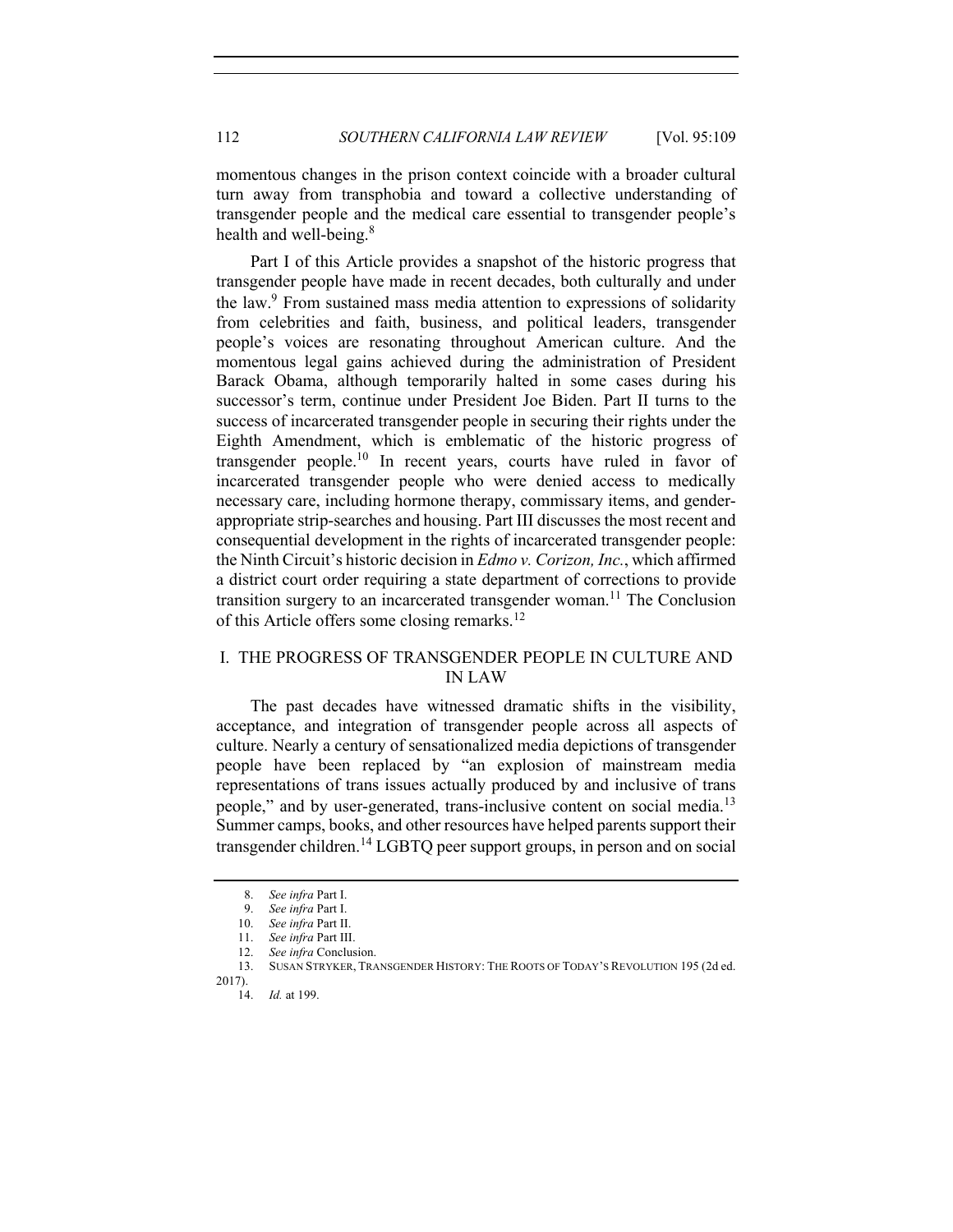momentous changes in the prison context coincide with a broader cultural turn away from transphobia and toward a collective understanding of transgender people and the medical care essential to transgender people's health and well-being.[8]

Part I of this Article provides a snapshot of the historic progress that transgender people have made in recent decades, both culturally and under the law.[9] From sustained mass media attention to expressions of solidarity from celebrities and faith, business, and political leaders, transgender people's voices are resonating throughout American culture. And the momentous legal gains achieved during the administration of President Barack Obama, although temporarily halted in some cases during his successor's term, continue under President Joe Biden. Part II turns to the success of incarcerated transgender people in securing their rights under the Eighth Amendment, which is emblematic of the historic progress of transgender people.[10] In recent years, courts have ruled in favor of incarcerated transgender people who were denied access to medically necessary care, including hormone therapy, commissary items, and gender-appropriate strip-searches and housing. Part III discusses the most recent and consequential development in the rights of incarcerated transgender people: the Ninth Circuit's historic decision in *Edmo v. Corizon, Inc.*, which affirmed a district court order requiring a state department of corrections to provide transition surgery to an incarcerated transgender woman.[11] The Conclusion of this Article offers some closing remarks.[12]

## I. THE PROGRESS OF TRANSGENDER PEOPLE IN CULTURE AND IN LAW

The past decades have witnessed dramatic shifts in the visibility, acceptance, and integration of transgender people across all aspects of culture. Nearly a century of sensationalized media depictions of transgender people have been replaced by "an explosion of mainstream media representations of trans issues actually produced by and inclusive of trans people," and by user-generated, trans-inclusive content on social media.[13] Summer camps, books, and other resources have helped parents support their transgender children.[14] LGBTQ peer support groups, in person and on social

---

8. *See infra* Part I.
9. *See infra* Part I.
10. *See infra* Part II.
11. *See infra* Part III.
12. *See infra* Conclusion.
13. SUSAN STRYKER, TRANSGENDER HISTORY: THE ROOTS OF TODAY'S REVOLUTION 195 (2d ed. 2017).
14. *Id.* at 199.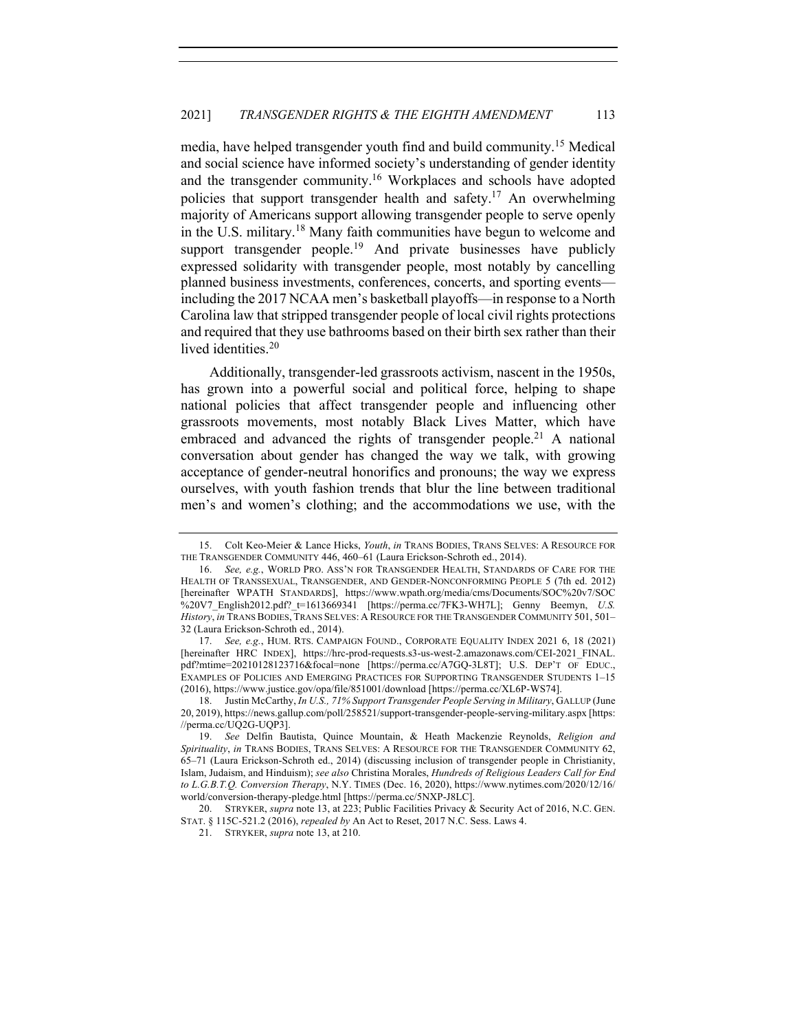media, have helped transgender youth find and build community.[15] Medical and social science have informed society's understanding of gender identity and the transgender community.[16] Workplaces and schools have adopted policies that support transgender health and safety.[17] An overwhelming majority of Americans support allowing transgender people to serve openly in the U.S. military.[18] Many faith communities have begun to welcome and support transgender people.[19] And private businesses have publicly expressed solidarity with transgender people, most notably by cancelling planned business investments, conferences, concerts, and sporting events—including the 2017 NCAA men's basketball playoffs—in response to a North Carolina law that stripped transgender people of local civil rights protections and required that they use bathrooms based on their birth sex rather than their lived identities.[20]

Additionally, transgender-led grassroots activism, nascent in the 1950s, has grown into a powerful social and political force, helping to shape national policies that affect transgender people and influencing other grassroots movements, most notably Black Lives Matter, which have embraced and advanced the rights of transgender people.[21] A national conversation about gender has changed the way we talk, with growing acceptance of gender-neutral honorifics and pronouns; the way we express ourselves, with youth fashion trends that blur the line between traditional men's and women's clothing; and the accommodations we use, with the

---

15. Colt Keo-Meier & Lance Hicks, *Youth*, *in* TRANS BODIES, TRANS SELVES: A RESOURCE FOR THE TRANSGENDER COMMUNITY 446, 460–61 (Laura Erickson-Schroth ed., 2014).

16. *See, e.g.*, WORLD PRO. ASS'N FOR TRANSGENDER HEALTH, STANDARDS OF CARE FOR THE HEALTH OF TRANSSEXUAL, TRANSGENDER, AND GENDER-NONCONFORMING PEOPLE 5 (7th ed. 2012) [hereinafter WPATH STANDARDS], https://www.wpath.org/media/cms/Documents/SOC%20v7/SOC%20V7_English2012.pdf?_t=1613669341 [https://perma.cc/7FK3-WH7L]; Genny Beemyn, *U.S. History*, *in* TRANS BODIES, TRANS SELVES: A RESOURCE FOR THE TRANSGENDER COMMUNITY 501, 501–32 (Laura Erickson-Schroth ed., 2014).

17. *See, e.g.*, HUM. RTS. CAMPAIGN FOUND., CORPORATE EQUALITY INDEX 2021 6, 18 (2021) [hereinafter HRC INDEX], https://hrc-prod-requests.s3-us-west-2.amazonaws.com/CEI-2021_FINAL.pdf?mtime=20210128123716&focal=none [https://perma.cc/A7GQ-3L8T]; U.S. DEP'T OF EDUC., EXAMPLES OF POLICIES AND EMERGING PRACTICES FOR SUPPORTING TRANSGENDER STUDENTS 1–15 (2016), https://www.justice.gov/opa/file/851001/download [https://perma.cc/XL6P-WS74].

18. Justin McCarthy, *In U.S., 71% Support Transgender People Serving in Military*, GALLUP (June 20, 2019), https://news.gallup.com/poll/258521/support-transgender-people-serving-military.aspx [https://perma.cc/UQ2G-UQP3].

19. *See* Delfin Bautista, Quince Mountain, & Heath Mackenzie Reynolds, *Religion and Spirituality*, *in* TRANS BODIES, TRANS SELVES: A RESOURCE FOR THE TRANSGENDER COMMUNITY 62, 65–71 (Laura Erickson-Schroth ed., 2014) (discussing inclusion of transgender people in Christianity, Islam, Judaism, and Hinduism); *see also* Christina Morales, *Hundreds of Religious Leaders Call for End to L.G.B.T.Q. Conversion Therapy*, N.Y. TIMES (Dec. 16, 2020), https://www.nytimes.com/2020/12/16/world/conversion-therapy-pledge.html [https://perma.cc/5NXP-J8LC].

20. STRYKER, *supra* note 13, at 223; Public Facilities Privacy & Security Act of 2016, N.C. GEN. STAT. § 115C-521.2 (2016), *repealed by* An Act to Reset, 2017 N.C. Sess. Laws 4.

21. STRYKER, *supra* note 13, at 210.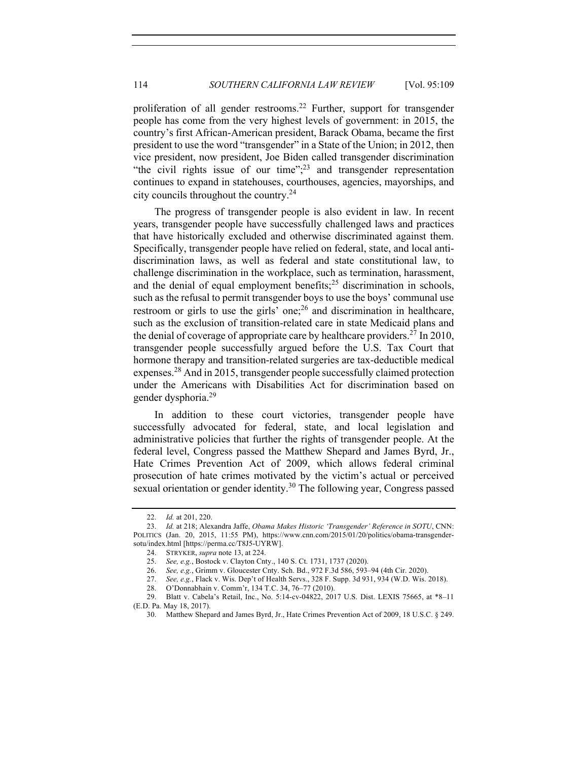proliferation of all gender restrooms.[22] Further, support for transgender people has come from the very highest levels of government: in 2015, the country's first African-American president, Barack Obama, became the first president to use the word "transgender" in a State of the Union; in 2012, then vice president, now president, Joe Biden called transgender discrimination "the civil rights issue of our time";[23] and transgender representation continues to expand in statehouses, courthouses, agencies, mayorships, and city councils throughout the country.[24]

The progress of transgender people is also evident in law. In recent years, transgender people have successfully challenged laws and practices that have historically excluded and otherwise discriminated against them. Specifically, transgender people have relied on federal, state, and local anti-discrimination laws, as well as federal and state constitutional law, to challenge discrimination in the workplace, such as termination, harassment, and the denial of equal employment benefits;[25] discrimination in schools, such as the refusal to permit transgender boys to use the boys' communal use restroom or girls to use the girls' one;[26] and discrimination in healthcare, such as the exclusion of transition-related care in state Medicaid plans and the denial of coverage of appropriate care by healthcare providers.[27] In 2010, transgender people successfully argued before the U.S. Tax Court that hormone therapy and transition-related surgeries are tax-deductible medical expenses.[28] And in 2015, transgender people successfully claimed protection under the Americans with Disabilities Act for discrimination based on gender dysphoria.[29]

In addition to these court victories, transgender people have successfully advocated for federal, state, and local legislation and administrative policies that further the rights of transgender people. At the federal level, Congress passed the Matthew Shepard and James Byrd, Jr., Hate Crimes Prevention Act of 2009, which allows federal criminal prosecution of hate crimes motivated by the victim's actual or perceived sexual orientation or gender identity.[30] The following year, Congress passed

---

22. *Id.* at 201, 220.

23. *Id.* at 218; Alexandra Jaffe, *Obama Makes Historic 'Transgender' Reference in SOTU*, CNN: POLITICS (Jan. 20, 2015, 11:55 PM), https://www.cnn.com/2015/01/20/politics/obama-transgender-sotu/index.html [https://perma.cc/T8J5-UYRW].

24. STRYKER, *supra* note 13, at 224.

25. *See, e.g.*, Bostock v. Clayton Cnty., 140 S. Ct. 1731, 1737 (2020).

26. *See, e.g.*, Grimm v. Gloucester Cnty. Sch. Bd., 972 F.3d 586, 593–94 (4th Cir. 2020).

27. *See, e.g.*, Flack v. Wis. Dep't of Health Servs., 328 F. Supp. 3d 931, 934 (W.D. Wis. 2018).

28. O'Donnabhain v. Comm'r, 134 T.C. 34, 76–77 (2010).

29. Blatt v. Cabela's Retail, Inc., No. 5:14-cv-04822, 2017 U.S. Dist. LEXIS 75665, at *8–11 (E.D. Pa. May 18, 2017).

30. Matthew Shepard and James Byrd, Jr., Hate Crimes Prevention Act of 2009, 18 U.S.C. § 249.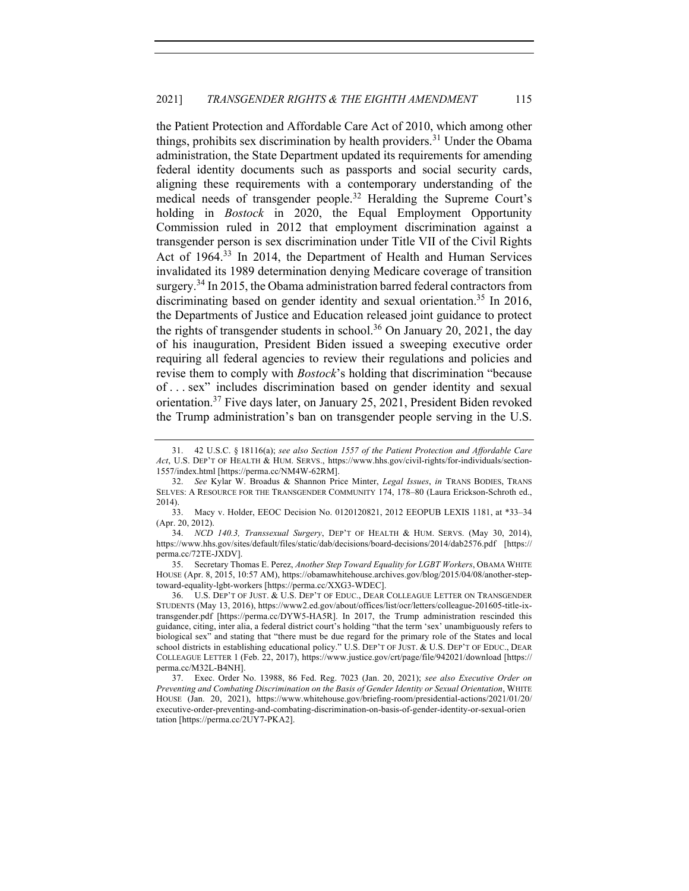the Patient Protection and Affordable Care Act of 2010, which among other things, prohibits sex discrimination by health providers.[31] Under the Obama administration, the State Department updated its requirements for amending federal identity documents such as passports and social security cards, aligning these requirements with a contemporary understanding of the medical needs of transgender people.[32] Heralding the Supreme Court's holding in *Bostock* in 2020, the Equal Employment Opportunity Commission ruled in 2012 that employment discrimination against a transgender person is sex discrimination under Title VII of the Civil Rights Act of 1964.[33] In 2014, the Department of Health and Human Services invalidated its 1989 determination denying Medicare coverage of transition surgery.[34] In 2015, the Obama administration barred federal contractors from discriminating based on gender identity and sexual orientation.[35] In 2016, the Departments of Justice and Education released joint guidance to protect the rights of transgender students in school.[36] On January 20, 2021, the day of his inauguration, President Biden issued a sweeping executive order requiring all federal agencies to review their regulations and policies and revise them to comply with *Bostock*'s holding that discrimination "because of . . . sex" includes discrimination based on gender identity and sexual orientation.[37] Five days later, on January 25, 2021, President Biden revoked the Trump administration's ban on transgender people serving in the U.S.

---

31. 42 U.S.C. § 18116(a); *see also Section 1557 of the Patient Protection and Affordable Care Act*, U.S. DEP'T OF HEALTH & HUM. SERVS., https://www.hhs.gov/civil-rights/for-individuals/section-1557/index.html [https://perma.cc/NM4W-62RM].

32. *See* Kylar W. Broadus & Shannon Price Minter, *Legal Issues*, *in* TRANS BODIES, TRANS SELVES: A RESOURCE FOR THE TRANSGENDER COMMUNITY 174, 178–80 (Laura Erickson-Schroth ed., 2014).

33. Macy v. Holder, EEOC Decision No. 0120120821, 2012 EEOPUB LEXIS 1181, at *33–34 (Apr. 20, 2012).

34. *NCD 140.3, Transsexual Surgery*, DEP'T OF HEALTH & HUM. SERVS. (May 30, 2014), https://www.hhs.gov/sites/default/files/static/dab/decisions/board-decisions/2014/dab2576.pdf [https://perma.cc/72TE-JXDV].

35. Secretary Thomas E. Perez, *Another Step Toward Equality for LGBT Workers*, OBAMA WHITE HOUSE (Apr. 8, 2015, 10:57 AM), https://obamawhitehouse.archives.gov/blog/2015/04/08/another-step-toward-equality-lgbt-workers [https://perma.cc/XXG3-WDEC].

36. U.S. DEP'T OF JUST. & U.S. DEP'T OF EDUC., DEAR COLLEAGUE LETTER ON TRANSGENDER STUDENTS (May 13, 2016), https://www2.ed.gov/about/offices/list/ocr/letters/colleague-201605-title-ix-transgender.pdf [https://perma.cc/DYW5-HA5R]. In 2017, the Trump administration rescinded this guidance, citing, inter alia, a federal district court's holding "that the term 'sex' unambiguously refers to biological sex" and stating that "there must be due regard for the primary role of the States and local school districts in establishing educational policy." U.S. DEP'T OF JUST. & U.S. DEP'T OF EDUC., DEAR COLLEAGUE LETTER 1 (Feb. 22, 2017), https://www.justice.gov/crt/page/file/942021/download [https://perma.cc/M32L-B4NH].

37. Exec. Order No. 13988, 86 Fed. Reg. 7023 (Jan. 20, 2021); *see also Executive Order on Preventing and Combating Discrimination on the Basis of Gender Identity or Sexual Orientation*, WHITE HOUSE (Jan. 20, 2021), https://www.whitehouse.gov/briefing-room/presidential-actions/2021/01/20/executive-order-preventing-and-combating-discrimination-on-basis-of-gender-identity-or-sexual-orientation [https://perma.cc/2UY7-PKA2].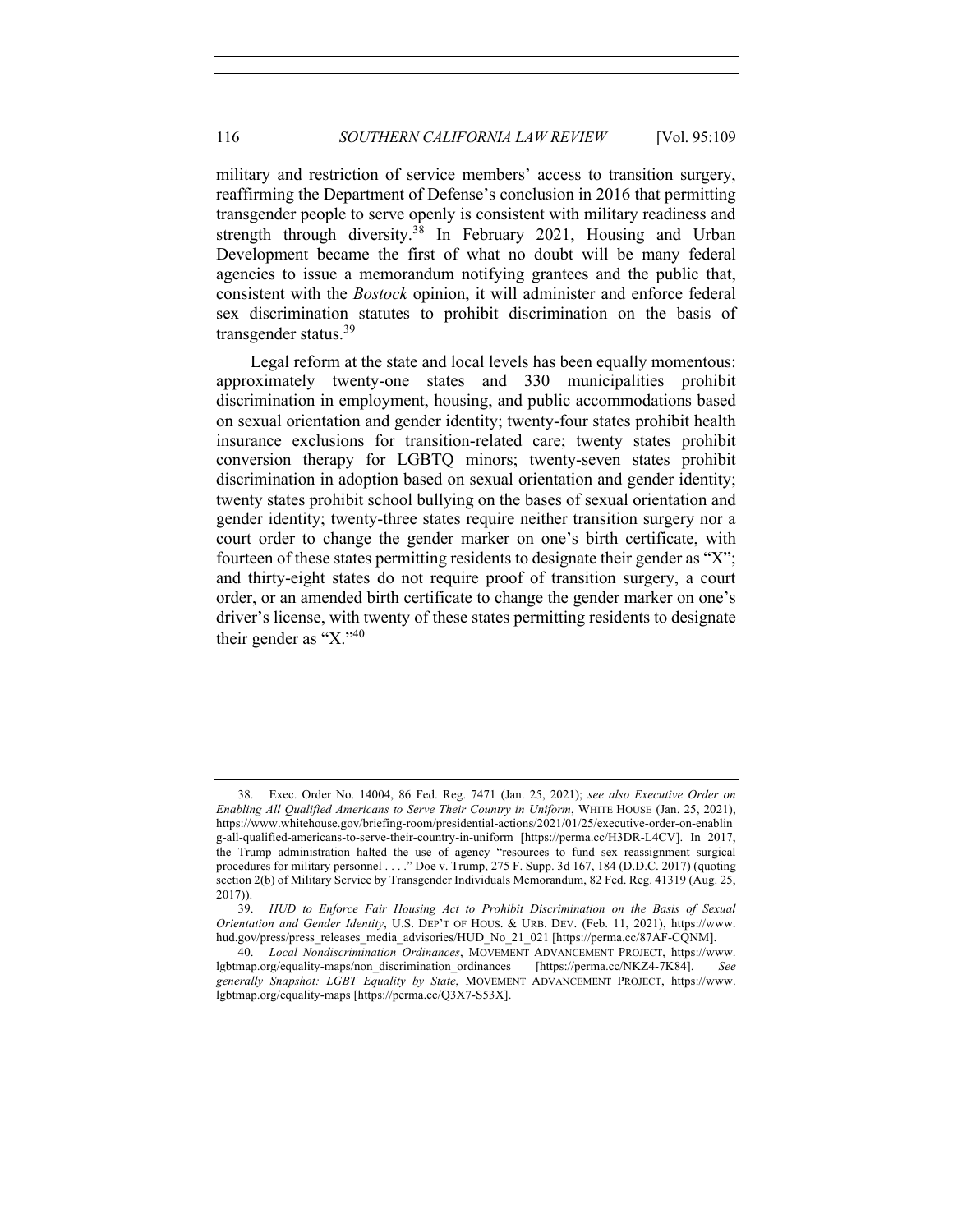military and restriction of service members' access to transition surgery, reaffirming the Department of Defense's conclusion in 2016 that permitting transgender people to serve openly is consistent with military readiness and strength through diversity.[38] In February 2021, Housing and Urban Development became the first of what no doubt will be many federal agencies to issue a memorandum notifying grantees and the public that, consistent with the *Bostock* opinion, it will administer and enforce federal sex discrimination statutes to prohibit discrimination on the basis of transgender status.[39]

Legal reform at the state and local levels has been equally momentous: approximately twenty-one states and 330 municipalities prohibit discrimination in employment, housing, and public accommodations based on sexual orientation and gender identity; twenty-four states prohibit health insurance exclusions for transition-related care; twenty states prohibit conversion therapy for LGBTQ minors; twenty-seven states prohibit discrimination in adoption based on sexual orientation and gender identity; twenty states prohibit school bullying on the bases of sexual orientation and gender identity; twenty-three states require neither transition surgery nor a court order to change the gender marker on one's birth certificate, with fourteen of these states permitting residents to designate their gender as "X"; and thirty-eight states do not require proof of transition surgery, a court order, or an amended birth certificate to change the gender marker on one's driver's license, with twenty of these states permitting residents to designate their gender as "X."[40]

---

38. Exec. Order No. 14004, 86 Fed. Reg. 7471 (Jan. 25, 2021); *see also Executive Order on Enabling All Qualified Americans to Serve Their Country in Uniform*, WHITE HOUSE (Jan. 25, 2021), https://www.whitehouse.gov/briefing-room/presidential-actions/2021/01/25/executive-order-on-enabling-all-qualified-americans-to-serve-their-country-in-uniform [https://perma.cc/H3DR-L4CV]. In 2017, the Trump administration halted the use of agency "resources to fund sex reassignment surgical procedures for military personnel . . . ." Doe v. Trump, 275 F. Supp. 3d 167, 184 (D.D.C. 2017) (quoting section 2(b) of Military Service by Transgender Individuals Memorandum, 82 Fed. Reg. 41319 (Aug. 25, 2017)).

39. *HUD to Enforce Fair Housing Act to Prohibit Discrimination on the Basis of Sexual Orientation and Gender Identity*, U.S. DEP'T OF HOUS. & URB. DEV. (Feb. 11, 2021), https://www.hud.gov/press/press_releases_media_advisories/HUD_No_21_021 [https://perma.cc/87AF-CQNM].

40. *Local Nondiscrimination Ordinances*, MOVEMENT ADVANCEMENT PROJECT, https://www.lgbtmap.org/equality-maps/non_discrimination_ordinances [https://perma.cc/NKZ4-7K84]. *See generally Snapshot: LGBT Equality by State*, MOVEMENT ADVANCEMENT PROJECT, https://www.lgbtmap.org/equality-maps [https://perma.cc/Q3X7-S53X].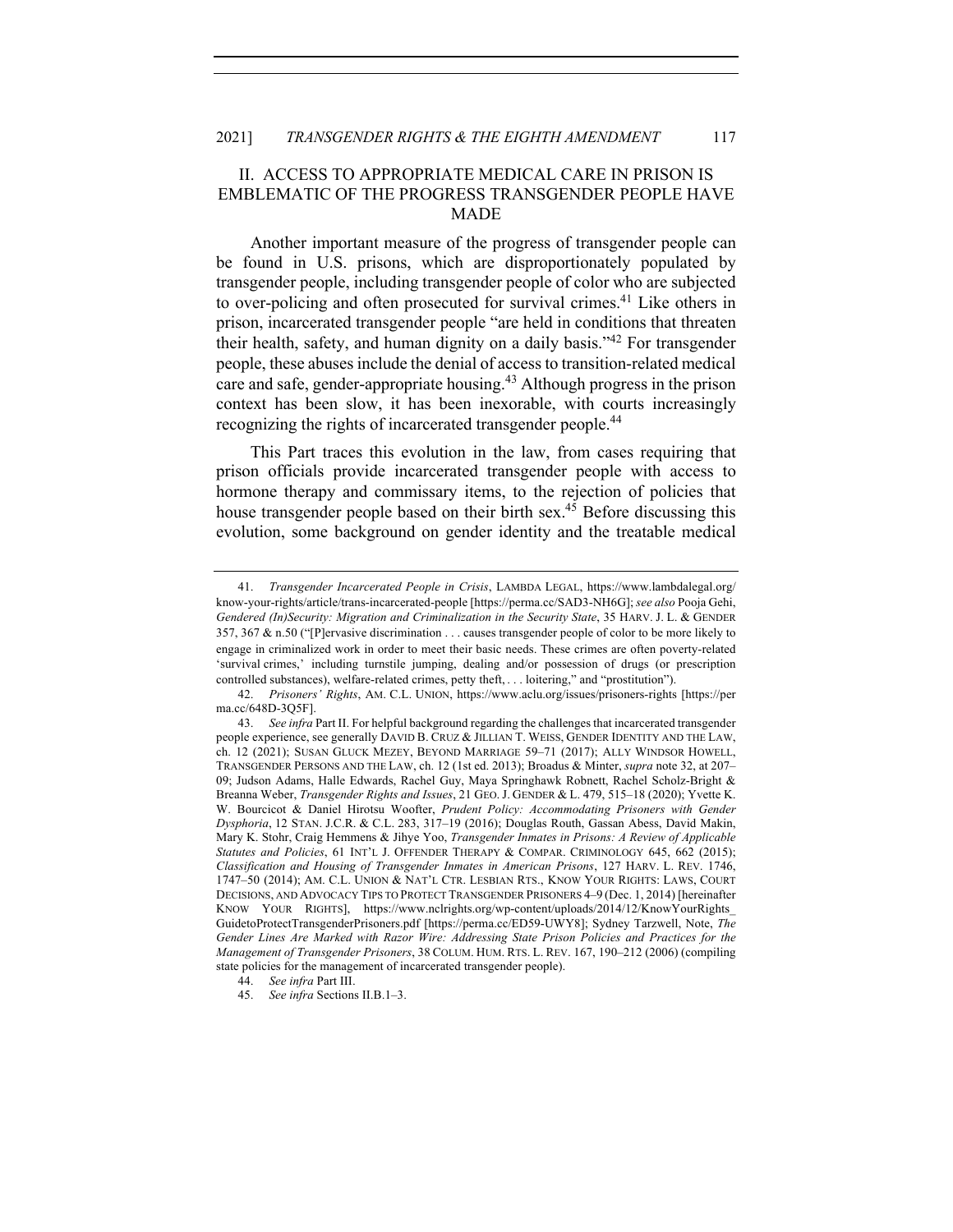## II. ACCESS TO APPROPRIATE MEDICAL CARE IN PRISON IS EMBLEMATIC OF THE PROGRESS TRANSGENDER PEOPLE HAVE MADE

Another important measure of the progress of transgender people can be found in U.S. prisons, which are disproportionately populated by transgender people, including transgender people of color who are subjected to over-policing and often prosecuted for survival crimes.[41] Like others in prison, incarcerated transgender people "are held in conditions that threaten their health, safety, and human dignity on a daily basis."[42] For transgender people, these abuses include the denial of access to transition-related medical care and safe, gender-appropriate housing.[43] Although progress in the prison context has been slow, it has been inexorable, with courts increasingly recognizing the rights of incarcerated transgender people.[44]

This Part traces this evolution in the law, from cases requiring that prison officials provide incarcerated transgender people with access to hormone therapy and commissary items, to the rejection of policies that house transgender people based on their birth sex.[45] Before discussing this evolution, some background on gender identity and the treatable medical

---

41. *Transgender Incarcerated People in Crisis*, LAMBDA LEGAL, https://www.lambdalegal.org/know-your-rights/article/trans-incarcerated-people [https://perma.cc/SAD3-NH6G]; *see also* Pooja Gehi, *Gendered (In)Security: Migration and Criminalization in the Security State*, 35 HARV. J. L. & GENDER 357, 367 & n.50 ("[P]ervasive discrimination . . . causes transgender people of color to be more likely to engage in criminalized work in order to meet their basic needs. These crimes are often poverty-related 'survival crimes,' including turnstile jumping, dealing and/or possession of drugs (or prescription controlled substances), welfare-related crimes, petty theft, . . . loitering," and "prostitution").

42. *Prisoners' Rights*, AM. C.L. UNION, https://www.aclu.org/issues/prisoners-rights [https://perma.cc/648D-3Q5F].

43. *See infra* Part II. For helpful background regarding the challenges that incarcerated transgender people experience, see generally DAVID B. CRUZ & JILLIAN T. WEISS, GENDER IDENTITY AND THE LAW, ch. 12 (2021); SUSAN GLUCK MEZEY, BEYOND MARRIAGE 59–71 (2017); ALLY WINDSOR HOWELL, TRANSGENDER PERSONS AND THE LAW, ch. 12 (1st ed. 2013); Broadus & Minter, *supra* note 32, at 207–09; Judson Adams, Halle Edwards, Rachel Guy, Maya Springhawk Robnett, Rachel Scholz-Bright & Breanna Weber, *Transgender Rights and Issues*, 21 GEO. J. GENDER & L. 479, 515–18 (2020); Yvette K. W. Bourcicot & Daniel Hirotsu Woofter, *Prudent Policy: Accommodating Prisoners with Gender Dysphoria*, 12 STAN. J.C.R. & C.L. 283, 317–19 (2016); Douglas Routh, Gassan Abess, David Makin, Mary K. Stohr, Craig Hemmens & Jihye Yoo, *Transgender Inmates in Prisons: A Review of Applicable Statutes and Policies*, 61 INT'L J. OFFENDER THERAPY & COMPAR. CRIMINOLOGY 645, 662 (2015); *Classification and Housing of Transgender Inmates in American Prisons*, 127 HARV. L. REV. 1746, 1747–50 (2014); AM. C.L. UNION & NAT'L CTR. LESBIAN RTS., KNOW YOUR RIGHTS: LAWS, COURT DECISIONS, AND ADVOCACY TIPS TO PROTECT TRANSGENDER PRISONERS 4–9 (Dec. 1, 2014) [hereinafter KNOW YOUR RIGHTS], https://www.nclrights.org/wp-content/uploads/2014/12/KnowYourRights_GuidetoProtectTransgenderPrisoners.pdf [https://perma.cc/ED59-UWY8]; Sydney Tarzwell, Note, *The Gender Lines Are Marked with Razor Wire: Addressing State Prison Policies and Practices for the Management of Transgender Prisoners*, 38 COLUM. HUM. RTS. L. REV. 167, 190–212 (2006) (compiling state policies for the management of incarcerated transgender people).

44. *See infra* Part III.

45. *See infra* Sections II.B.1–3.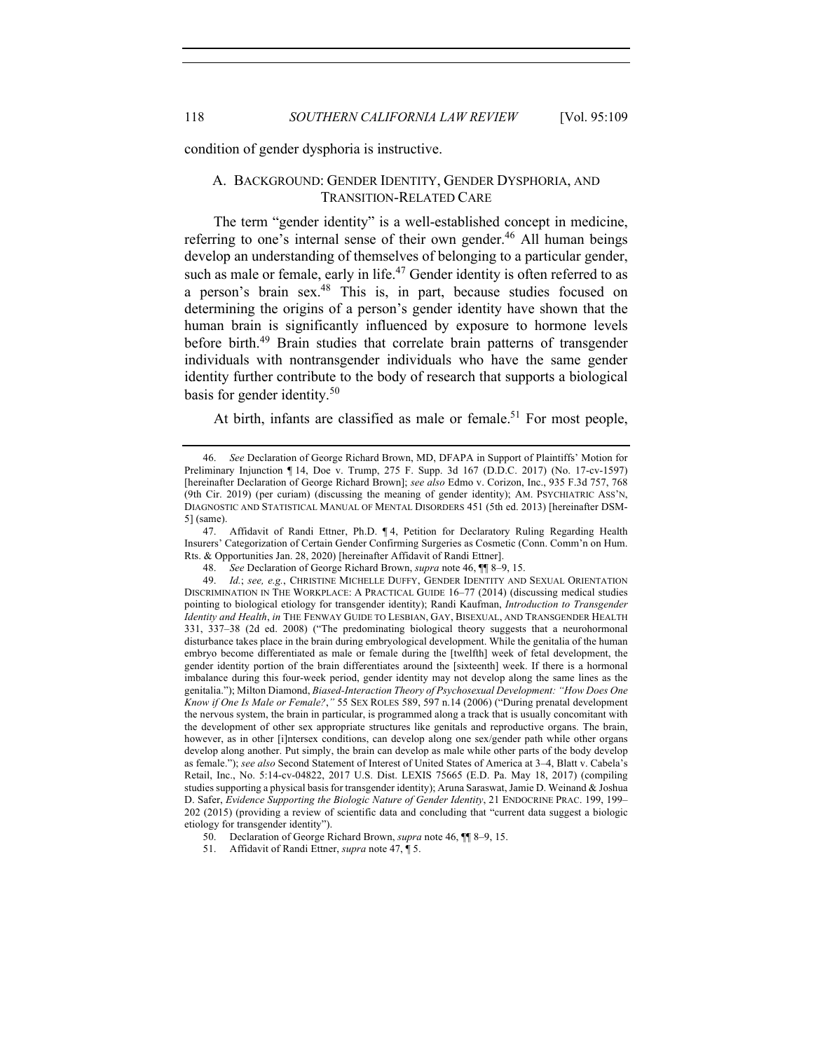condition of gender dysphoria is instructive.

### A. Background: Gender Identity, Gender Dysphoria, and Transition-Related Care

The term "gender identity" is a well-established concept in medicine, referring to one's internal sense of their own gender.[46] All human beings develop an understanding of themselves of belonging to a particular gender, such as male or female, early in life.[47] Gender identity is often referred to as a person's brain sex.[48] This is, in part, because studies focused on determining the origins of a person's gender identity have shown that the human brain is significantly influenced by exposure to hormone levels before birth.[49] Brain studies that correlate brain patterns of transgender individuals with nontransgender individuals who have the same gender identity further contribute to the body of research that supports a biological basis for gender identity.[50]

At birth, infants are classified as male or female.[51] For most people,

---

46. *See* Declaration of George Richard Brown, MD, DFAPA in Support of Plaintiffs' Motion for Preliminary Injunction ¶ 14, Doe v. Trump, 275 F. Supp. 3d 167 (D.D.C. 2017) (No. 17-cv-1597) [hereinafter Declaration of George Richard Brown]; *see also* Edmo v. Corizon, Inc., 935 F.3d 757, 768 (9th Cir. 2019) (per curiam) (discussing the meaning of gender identity); AM. PSYCHIATRIC ASS'N, DIAGNOSTIC AND STATISTICAL MANUAL OF MENTAL DISORDERS 451 (5th ed. 2013) [hereinafter DSM-5] (same).

47. Affidavit of Randi Ettner, Ph.D. ¶ 4, Petition for Declaratory Ruling Regarding Health Insurers' Categorization of Certain Gender Confirming Surgeries as Cosmetic (Conn. Comm'n on Hum. Rts. & Opportunities Jan. 28, 2020) [hereinafter Affidavit of Randi Ettner].

48. *See* Declaration of George Richard Brown, *supra* note 46, ¶¶ 8–9, 15.

49. *Id.*; *see, e.g.*, CHRISTINE MICHELLE DUFFY, GENDER IDENTITY AND SEXUAL ORIENTATION DISCRIMINATION IN THE WORKPLACE: A PRACTICAL GUIDE 16–77 (2014) (discussing medical studies pointing to biological etiology for transgender identity); Randi Kaufman, *Introduction to Transgender Identity and Health*, *in* THE FENWAY GUIDE TO LESBIAN, GAY, BISEXUAL, AND TRANSGENDER HEALTH 331, 337–38 (2d ed. 2008) ("The predominating biological theory suggests that a neurohormonal disturbance takes place in the brain during embryological development. While the genitalia of the human embryo become differentiated as male or female during the [twelfth] week of fetal development, the gender identity portion of the brain differentiates around the [sixteenth] week. If there is a hormonal imbalance during this four-week period, gender identity may not develop along the same lines as the genitalia."); Milton Diamond, *Biased-Interaction Theory of Psychosexual Development: "How Does One Know if One Is Male or Female?*,*"* 55 SEX ROLES 589, 597 n.14 (2006) ("During prenatal development the nervous system, the brain in particular, is programmed along a track that is usually concomitant with the development of other sex appropriate structures like genitals and reproductive organs. The brain, however, as in other [i]ntersex conditions, can develop along one sex/gender path while other organs develop along another. Put simply, the brain can develop as male while other parts of the body develop as female."); *see also* Second Statement of Interest of United States of America at 3–4, Blatt v. Cabela's Retail, Inc., No. 5:14-cv-04822, 2017 U.S. Dist. LEXIS 75665 (E.D. Pa. May 18, 2017) (compiling studies supporting a physical basis for transgender identity); Aruna Saraswat, Jamie D. Weinand & Joshua D. Safer, *Evidence Supporting the Biologic Nature of Gender Identity*, 21 ENDOCRINE PRAC. 199, 199–202 (2015) (providing a review of scientific data and concluding that "current data suggest a biologic etiology for transgender identity").

50. Declaration of George Richard Brown, *supra* note 46, ¶¶ 8–9, 15.

51. Affidavit of Randi Ettner, *supra* note 47, ¶ 5.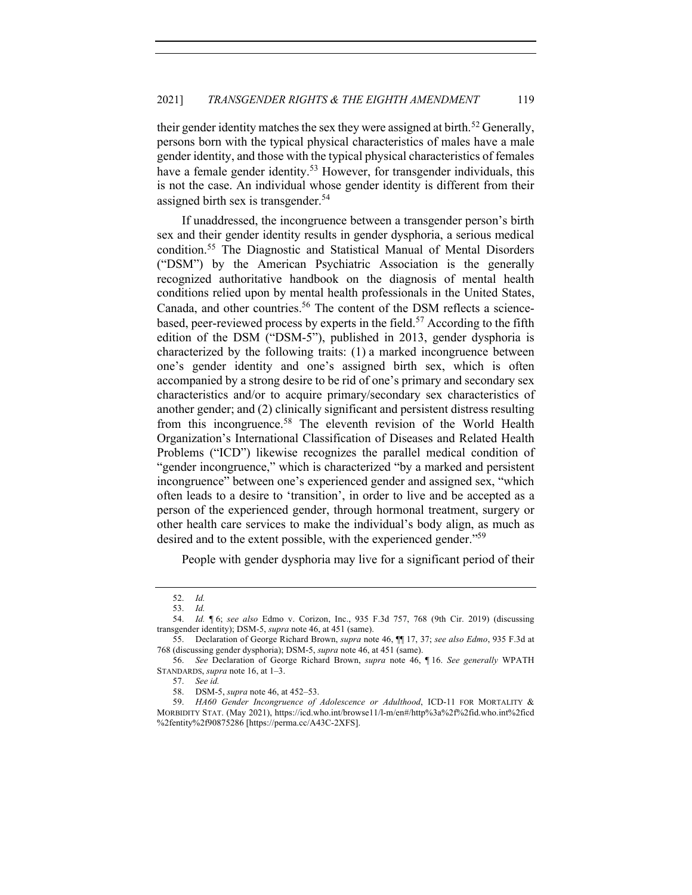their gender identity matches the sex they were assigned at birth.[52] Generally, persons born with the typical physical characteristics of males have a male gender identity, and those with the typical physical characteristics of females have a female gender identity.[53] However, for transgender individuals, this is not the case. An individual whose gender identity is different from their assigned birth sex is transgender.[54]

If unaddressed, the incongruence between a transgender person's birth sex and their gender identity results in gender dysphoria, a serious medical condition.[55] The Diagnostic and Statistical Manual of Mental Disorders ("DSM") by the American Psychiatric Association is the generally recognized authoritative handbook on the diagnosis of mental health conditions relied upon by mental health professionals in the United States, Canada, and other countries.[56] The content of the DSM reflects a science-based, peer-reviewed process by experts in the field.[57] According to the fifth edition of the DSM ("DSM-5"), published in 2013, gender dysphoria is characterized by the following traits: (1) a marked incongruence between one's gender identity and one's assigned birth sex, which is often accompanied by a strong desire to be rid of one's primary and secondary sex characteristics and/or to acquire primary/secondary sex characteristics of another gender; and (2) clinically significant and persistent distress resulting from this incongruence.[58] The eleventh revision of the World Health Organization's International Classification of Diseases and Related Health Problems ("ICD") likewise recognizes the parallel medical condition of "gender incongruence," which is characterized "by a marked and persistent incongruence" between one's experienced gender and assigned sex, "which often leads to a desire to 'transition', in order to live and be accepted as a person of the experienced gender, through hormonal treatment, surgery or other health care services to make the individual's body align, as much as desired and to the extent possible, with the experienced gender."[59]

People with gender dysphoria may live for a significant period of their

---

52. *Id.*

53. *Id.*

54. *Id.* ¶ 6; *see also* Edmo v. Corizon, Inc., 935 F.3d 757, 768 (9th Cir. 2019) (discussing transgender identity); DSM-5, *supra* note 46, at 451 (same).

55. Declaration of George Richard Brown, *supra* note 46, ¶¶ 17, 37; *see also Edmo*, 935 F.3d at 768 (discussing gender dysphoria); DSM-5, *supra* note 46, at 451 (same).

56. *See* Declaration of George Richard Brown, *supra* note 46, ¶ 16. *See generally* WPATH STANDARDS, *supra* note 16, at 1–3.

57. *See id.*

58. DSM-5, *supra* note 46, at 452–53.

59. *HA60 Gender Incongruence of Adolescence or Adulthood*, ICD-11 FOR MORTALITY & MORBIDITY STAT. (May 2021), https://icd.who.int/browse11/l-m/en#/http%3a%2f%2fid.who.int%2ficd%2fentity%2f90875286 [https://perma.cc/A43C-2XFS].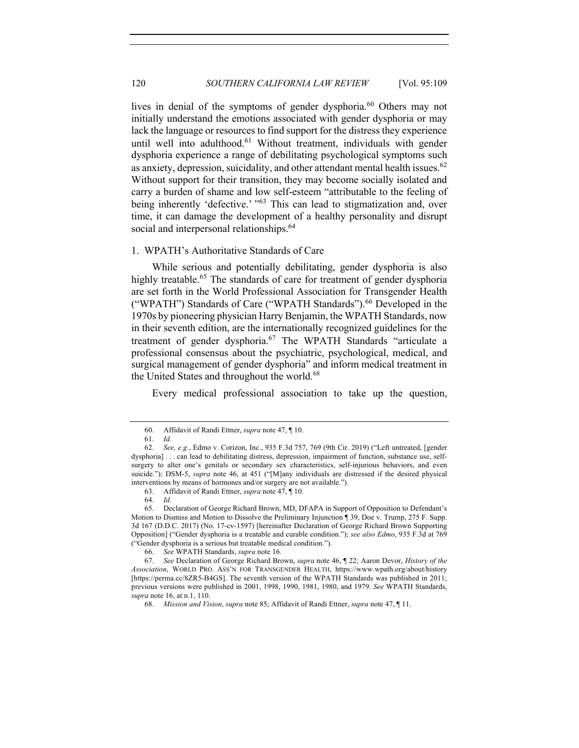lives in denial of the symptoms of gender dysphoria.[60] Others may not initially understand the emotions associated with gender dysphoria or may lack the language or resources to find support for the distress they experience until well into adulthood.[61] Without treatment, individuals with gender dysphoria experience a range of debilitating psychological symptoms such as anxiety, depression, suicidality, and other attendant mental health issues.[62] Without support for their transition, they may become socially isolated and carry a burden of shame and low self-esteem "attributable to the feeling of being inherently 'defective.' "[63] This can lead to stigmatization and, over time, it can damage the development of a healthy personality and disrupt social and interpersonal relationships.[64]

### 1. WPATH's Authoritative Standards of Care

While serious and potentially debilitating, gender dysphoria is also highly treatable.[65] The standards of care for treatment of gender dysphoria are set forth in the World Professional Association for Transgender Health ("WPATH") Standards of Care ("WPATH Standards").[66] Developed in the 1970s by pioneering physician Harry Benjamin, the WPATH Standards, now in their seventh edition, are the internationally recognized guidelines for the treatment of gender dysphoria.[67] The WPATH Standards "articulate a professional consensus about the psychiatric, psychological, medical, and surgical management of gender dysphoria" and inform medical treatment in the United States and throughout the world.[68]

Every medical professional association to take up the question,

---

60. Affidavit of Randi Ettner, *supra* note 47, ¶ 10.

61. *Id.*

62. *See, e.g.*, Edmo v. Corizon, Inc., 935 F.3d 757, 769 (9th Cir. 2019) ("Left untreated, [gender dysphoria] . . . can lead to debilitating distress, depression, impairment of function, substance use, self-surgery to alter one's genitals or secondary sex characteristics, self-injurious behaviors, and even suicide."); DSM-5, *supra* note 46, at 451 ("[M]any individuals are distressed if the desired physical interventions by means of hormones and/or surgery are not available.").

63. Affidavit of Randi Ettner, *supra* note 47, ¶ 10.

64. *Id.*

65. Declaration of George Richard Brown, MD, DFAPA in Support of Opposition to Defendant's Motion to Dismiss and Motion to Dissolve the Preliminary Injunction ¶ 39, Doe v. Trump, 275 F. Supp. 3d 167 (D.D.C. 2017) (No. 17-cv-1597) [hereinafter Declaration of George Richard Brown Supporting Opposition] ("Gender dysphoria is a treatable and curable condition."); *see also Edmo*, 935 F.3d at 769 ("Gender dysphoria is a serious but treatable medical condition.").

66. *See* WPATH Standards, *supra* note 16.

67. *See* Declaration of George Richard Brown, *supra* note 46, ¶ 22; Aaron Devor, *History of the Association*, WORLD PRO. ASS'N FOR TRANSGENDER HEALTH, https://www.wpath.org/about/history [https://perma.cc/8ZR5-B4GS]. The seventh version of the WPATH Standards was published in 2011; previous versions were published in 2001, 1998, 1990, 1981, 1980, and 1979. *See* WPATH Standards, *supra* note 16, at n.1, 110.

68. *Mission and Vision*, *supra* note 85; Affidavit of Randi Ettner, *supra* note 47, ¶ 11.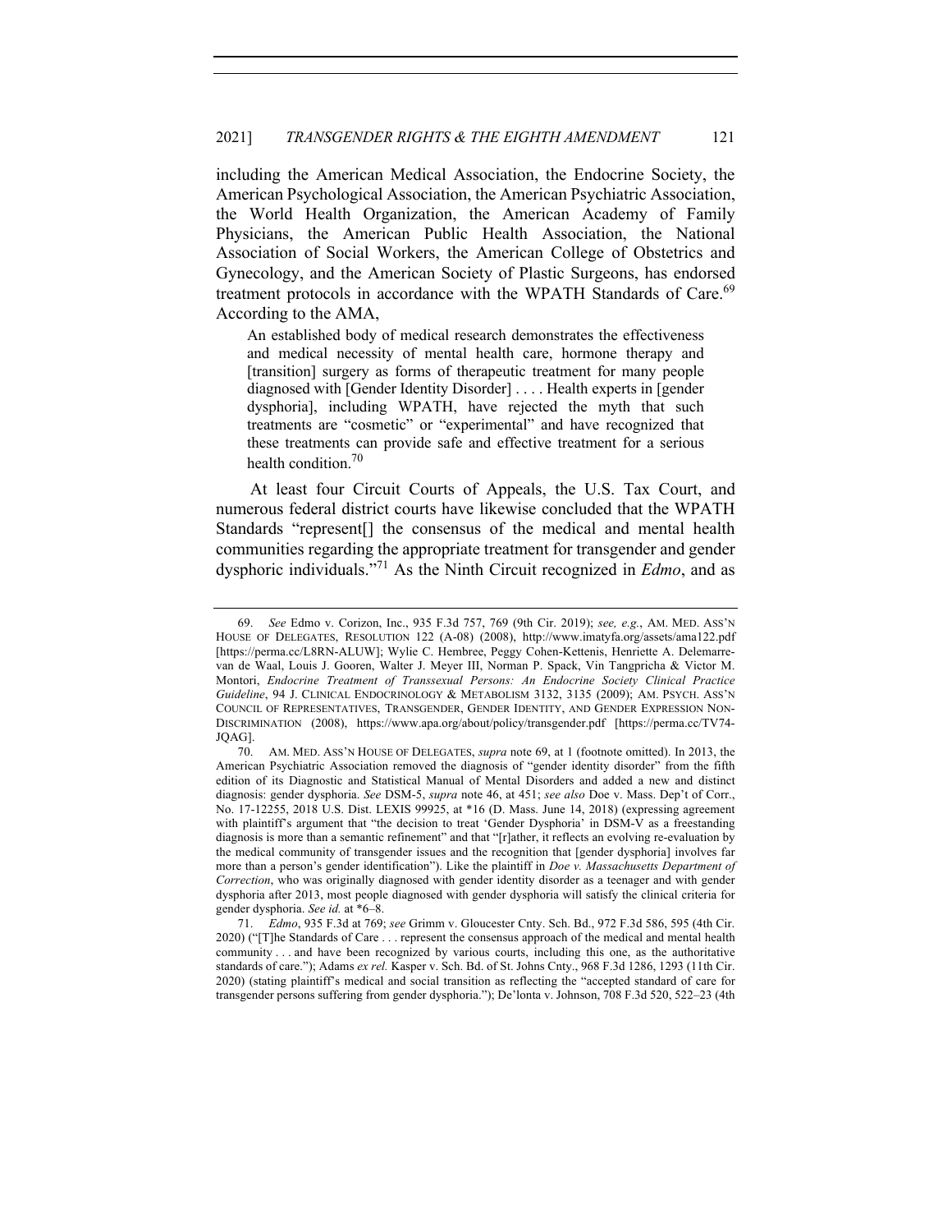including the American Medical Association, the Endocrine Society, the American Psychological Association, the American Psychiatric Association, the World Health Organization, the American Academy of Family Physicians, the American Public Health Association, the National Association of Social Workers, the American College of Obstetrics and Gynecology, and the American Society of Plastic Surgeons, has endorsed treatment protocols in accordance with the WPATH Standards of Care.[69] According to the AMA,

> An established body of medical research demonstrates the effectiveness and medical necessity of mental health care, hormone therapy and [transition] surgery as forms of therapeutic treatment for many people diagnosed with [Gender Identity Disorder] . . . . Health experts in [gender dysphoria], including WPATH, have rejected the myth that such treatments are "cosmetic" or "experimental" and have recognized that these treatments can provide safe and effective treatment for a serious health condition.[70]

At least four Circuit Courts of Appeals, the U.S. Tax Court, and numerous federal district courts have likewise concluded that the WPATH Standards "represent[] the consensus of the medical and mental health communities regarding the appropriate treatment for transgender and gender dysphoric individuals."[71] As the Ninth Circuit recognized in *Edmo*, and as

---

69. *See* Edmo v. Corizon, Inc., 935 F.3d 757, 769 (9th Cir. 2019); *see, e.g.*, AM. MED. ASS'N HOUSE OF DELEGATES, RESOLUTION 122 (A-08) (2008), http://www.imatyfa.org/assets/ama122.pdf [https://perma.cc/L8RN-ALUW]; Wylie C. Hembree, Peggy Cohen-Kettenis, Henriette A. Delemarre-van de Waal, Louis J. Gooren, Walter J. Meyer III, Norman P. Spack, Vin Tangpricha & Victor M. Montori, *Endocrine Treatment of Transsexual Persons: An Endocrine Society Clinical Practice Guideline*, 94 J. CLINICAL ENDOCRINOLOGY & METABOLISM 3132, 3135 (2009); AM. PSYCH. ASS'N COUNCIL OF REPRESENTATIVES, TRANSGENDER, GENDER IDENTITY, AND GENDER EXPRESSION NON-DISCRIMINATION (2008), https://www.apa.org/about/policy/transgender.pdf [https://perma.cc/TV74-JQAG].

70. AM. MED. ASS'N HOUSE OF DELEGATES, *supra* note 69, at 1 (footnote omitted). In 2013, the American Psychiatric Association removed the diagnosis of "gender identity disorder" from the fifth edition of its Diagnostic and Statistical Manual of Mental Disorders and added a new and distinct diagnosis: gender dysphoria. *See* DSM-5, *supra* note 46, at 451; *see also* Doe v. Mass. Dep't of Corr., No. 17-12255, 2018 U.S. Dist. LEXIS 99925, at *16 (D. Mass. June 14, 2018) (expressing agreement with plaintiff's argument that "the decision to treat 'Gender Dysphoria' in DSM-V as a freestanding diagnosis is more than a semantic refinement" and that "[r]ather, it reflects an evolving re-evaluation by the medical community of transgender issues and the recognition that [gender dysphoria] involves far more than a person's gender identification"). Like the plaintiff in *Doe v. Massachusetts Department of Correction*, who was originally diagnosed with gender identity disorder as a teenager and with gender dysphoria after 2013, most people diagnosed with gender dysphoria will satisfy the clinical criteria for gender dysphoria. *See id.* at *6–8.

71. *Edmo*, 935 F.3d at 769; *see* Grimm v. Gloucester Cnty. Sch. Bd., 972 F.3d 586, 595 (4th Cir. 2020) ("[T]he Standards of Care . . . represent the consensus approach of the medical and mental health community . . . and have been recognized by various courts, including this one, as the authoritative standards of care."); Adams *ex rel.* Kasper v. Sch. Bd. of St. Johns Cnty., 968 F.3d 1286, 1293 (11th Cir. 2020) (stating plaintiff's medical and social transition as reflecting the "accepted standard of care for transgender persons suffering from gender dysphoria."); De'lonta v. Johnson, 708 F.3d 520, 522–23 (4th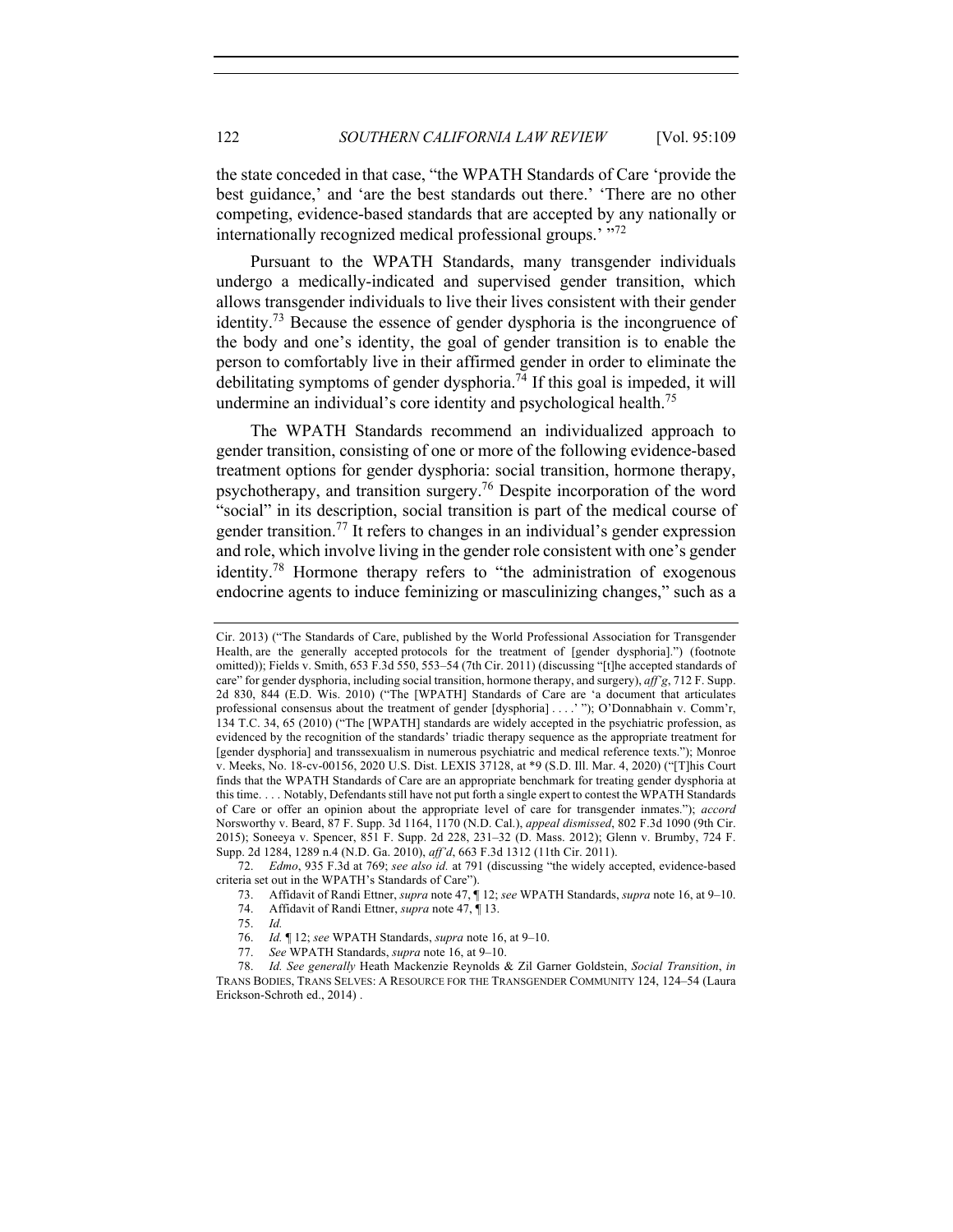the state conceded in that case, "the WPATH Standards of Care 'provide the best guidance,' and 'are the best standards out there.' 'There are no other competing, evidence-based standards that are accepted by any nationally or internationally recognized medical professional groups.' "[72]

Pursuant to the WPATH Standards, many transgender individuals undergo a medically-indicated and supervised gender transition, which allows transgender individuals to live their lives consistent with their gender identity.[73] Because the essence of gender dysphoria is the incongruence of the body and one's identity, the goal of gender transition is to enable the person to comfortably live in their affirmed gender in order to eliminate the debilitating symptoms of gender dysphoria.[74] If this goal is impeded, it will undermine an individual's core identity and psychological health.[75]

The WPATH Standards recommend an individualized approach to gender transition, consisting of one or more of the following evidence-based treatment options for gender dysphoria: social transition, hormone therapy, psychotherapy, and transition surgery.[76] Despite incorporation of the word "social" in its description, social transition is part of the medical course of gender transition.[77] It refers to changes in an individual's gender expression and role, which involve living in the gender role consistent with one's gender identity.[78] Hormone therapy refers to "the administration of exogenous endocrine agents to induce feminizing or masculinizing changes," such as a

---

Cir. 2013) ("The Standards of Care, published by the World Professional Association for Transgender Health, are the generally accepted protocols for the treatment of [gender dysphoria].") (footnote omitted)); Fields v. Smith, 653 F.3d 550, 553–54 (7th Cir. 2011) (discussing "[t]he accepted standards of care" for gender dysphoria, including social transition, hormone therapy, and surgery), *aff'g*, 712 F. Supp. 2d 830, 844 (E.D. Wis. 2010) ("The [WPATH] Standards of Care are 'a document that articulates professional consensus about the treatment of gender [dysphoria] . . . .' "); O'Donnabhain v. Comm'r, 134 T.C. 34, 65 (2010) ("The [WPATH] standards are widely accepted in the psychiatric profession, as evidenced by the recognition of the standards' triadic therapy sequence as the appropriate treatment for [gender dysphoria] and transsexualism in numerous psychiatric and medical reference texts."); Monroe v. Meeks, No. 18-cv-00156, 2020 U.S. Dist. LEXIS 37128, at *9 (S.D. Ill. Mar. 4, 2020) ("[T]his Court finds that the WPATH Standards of Care are an appropriate benchmark for treating gender dysphoria at this time. . . . Notably, Defendants still have not put forth a single expert to contest the WPATH Standards of Care or offer an opinion about the appropriate level of care for transgender inmates."); *accord* Norsworthy v. Beard, 87 F. Supp. 3d 1164, 1170 (N.D. Cal.), *appeal dismissed*, 802 F.3d 1090 (9th Cir. 2015); Soneeya v. Spencer, 851 F. Supp. 2d 228, 231–32 (D. Mass. 2012); Glenn v. Brumby, 724 F. Supp. 2d 1284, 1289 n.4 (N.D. Ga. 2010), *aff'd*, 663 F.3d 1312 (11th Cir. 2011).

72. *Edmo*, 935 F.3d at 769; *see also id.* at 791 (discussing "the widely accepted, evidence-based criteria set out in the WPATH's Standards of Care").

73. Affidavit of Randi Ettner, *supra* note 47, ¶ 12; *see* WPATH Standards, *supra* note 16, at 9–10.

74. Affidavit of Randi Ettner, *supra* note 47, ¶ 13.

75. *Id.*

76. *Id.* ¶ 12; *see* WPATH Standards, *supra* note 16, at 9–10.

77. *See* WPATH Standards, *supra* note 16, at 9–10.

78. *Id. See generally* Heath Mackenzie Reynolds & Zil Garner Goldstein, *Social Transition*, *in* TRANS BODIES, TRANS SELVES: A RESOURCE FOR THE TRANSGENDER COMMUNITY 124, 124–54 (Laura Erickson-Schroth ed., 2014) .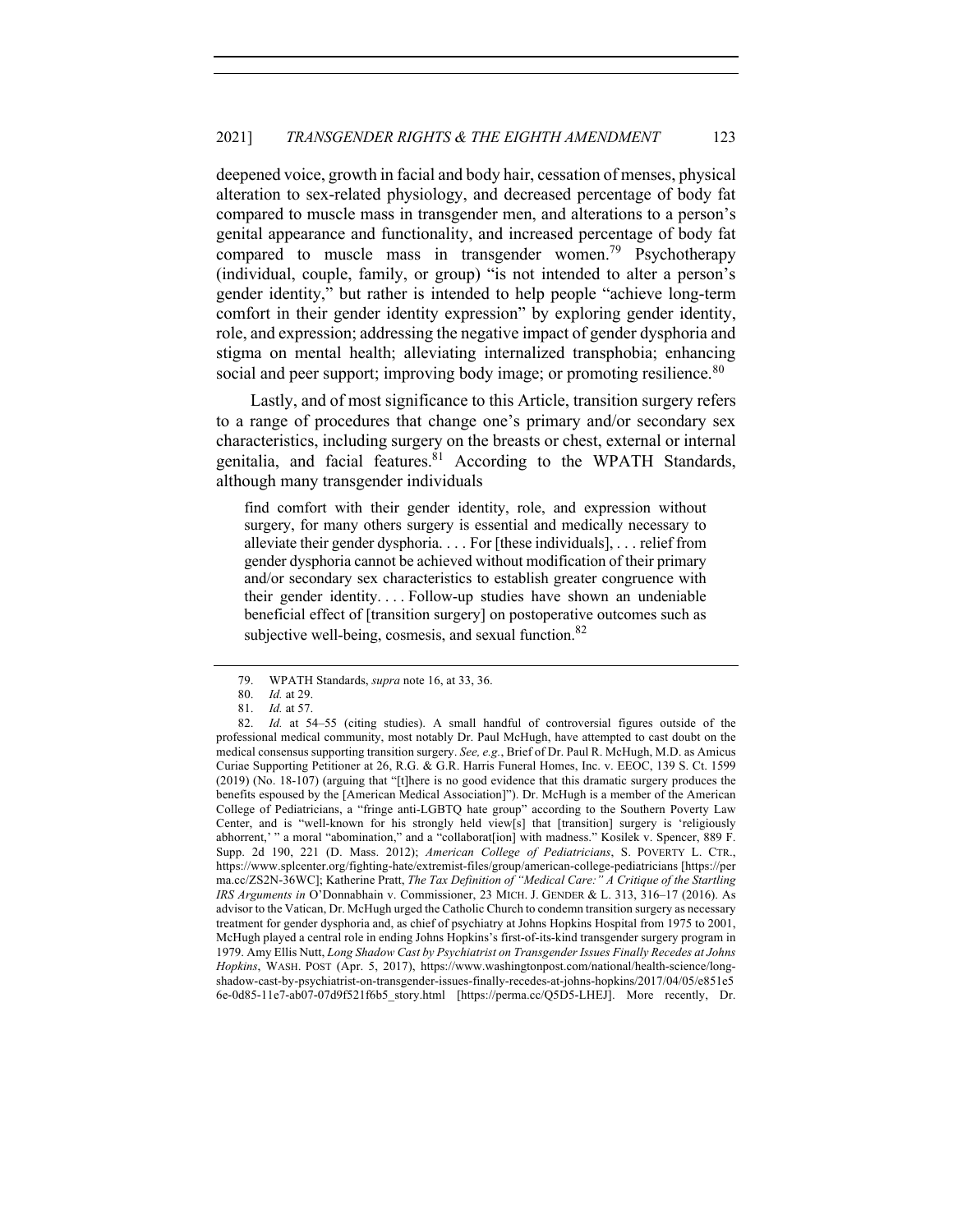deepened voice, growth in facial and body hair, cessation of menses, physical alteration to sex-related physiology, and decreased percentage of body fat compared to muscle mass in transgender men, and alterations to a person's genital appearance and functionality, and increased percentage of body fat compared to muscle mass in transgender women.[79] Psychotherapy (individual, couple, family, or group) "is not intended to alter a person's gender identity," but rather is intended to help people "achieve long-term comfort in their gender identity expression" by exploring gender identity, role, and expression; addressing the negative impact of gender dysphoria and stigma on mental health; alleviating internalized transphobia; enhancing social and peer support; improving body image; or promoting resilience.[80]

Lastly, and of most significance to this Article, transition surgery refers to a range of procedures that change one's primary and/or secondary sex characteristics, including surgery on the breasts or chest, external or internal genitalia, and facial features.[81] According to the WPATH Standards, although many transgender individuals

> find comfort with their gender identity, role, and expression without surgery, for many others surgery is essential and medically necessary to alleviate their gender dysphoria. . . . For [these individuals], . . . relief from gender dysphoria cannot be achieved without modification of their primary and/or secondary sex characteristics to establish greater congruence with their gender identity. . . . Follow-up studies have shown an undeniable beneficial effect of [transition surgery] on postoperative outcomes such as subjective well-being, cosmesis, and sexual function.[82]

---

79. WPATH Standards, *supra* note 16, at 33, 36.

80. *Id.* at 29.

81. *Id.* at 57.

82. *Id.* at 54–55 (citing studies). A small handful of controversial figures outside of the professional medical community, most notably Dr. Paul McHugh, have attempted to cast doubt on the medical consensus supporting transition surgery. *See, e.g.*, Brief of Dr. Paul R. McHugh, M.D. as Amicus Curiae Supporting Petitioner at 26, R.G. & G.R. Harris Funeral Homes, Inc. v. EEOC, 139 S. Ct. 1599 (2019) (No. 18-107) (arguing that "[t]here is no good evidence that this dramatic surgery produces the benefits espoused by the [American Medical Association]"). Dr. McHugh is a member of the American College of Pediatricians, a "fringe anti-LGBTQ hate group" according to the Southern Poverty Law Center, and is "well-known for his strongly held view[s] that [transition] surgery is 'religiously abhorrent,' " a moral "abomination," and a "collaborat[ion] with madness." Kosilek v. Spencer, 889 F. Supp. 2d 190, 221 (D. Mass. 2012); *American College of Pediatricians*, S. POVERTY L. CTR., https://www.splcenter.org/fighting-hate/extremist-files/group/american-college-pediatricians [https://perma.cc/ZS2N-36WC]; Katherine Pratt, *The Tax Definition of "Medical Care:" A Critique of the Startling IRS Arguments in* O'Donnabhain v. Commissioner, 23 MICH. J. GENDER & L. 313, 316–17 (2016). As advisor to the Vatican, Dr. McHugh urged the Catholic Church to condemn transition surgery as necessary treatment for gender dysphoria and, as chief of psychiatry at Johns Hopkins Hospital from 1975 to 2001, McHugh played a central role in ending Johns Hopkins's first-of-its-kind transgender surgery program in 1979. Amy Ellis Nutt, *Long Shadow Cast by Psychiatrist on Transgender Issues Finally Recedes at Johns Hopkins*, WASH. POST (Apr. 5, 2017), https://www.washingtonpost.com/national/health-science/long-shadow-cast-by-psychiatrist-on-transgender-issues-finally-recedes-at-johns-hopkins/2017/04/05/e851e56e-0d85-11e7-ab07-07d9f521f6b5_story.html [https://perma.cc/Q5D5-LHEJ]. More recently, Dr.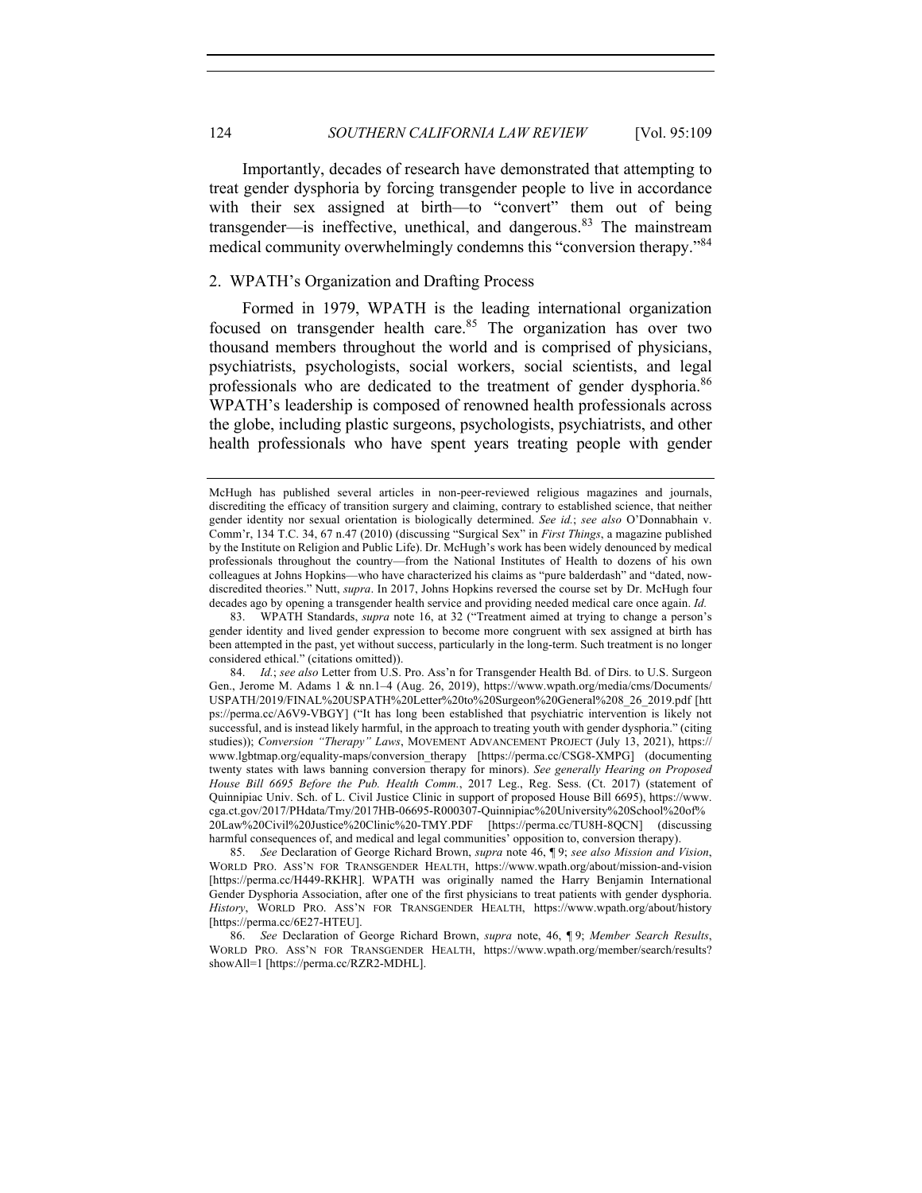Importantly, decades of research have demonstrated that attempting to treat gender dysphoria by forcing transgender people to live in accordance with their sex assigned at birth—to "convert" them out of being transgender—is ineffective, unethical, and dangerous.[83] The mainstream medical community overwhelmingly condemns this "conversion therapy."[84]

### 2. WPATH's Organization and Drafting Process

Formed in 1979, WPATH is the leading international organization focused on transgender health care.[85] The organization has over two thousand members throughout the world and is comprised of physicians, psychiatrists, psychologists, social workers, social scientists, and legal professionals who are dedicated to the treatment of gender dysphoria.[86] WPATH's leadership is composed of renowned health professionals across the globe, including plastic surgeons, psychologists, psychiatrists, and other health professionals who have spent years treating people with gender

---

McHugh has published several articles in non-peer-reviewed religious magazines and journals, discrediting the efficacy of transition surgery and claiming, contrary to established science, that neither gender identity nor sexual orientation is biologically determined. *See id.*; *see also* O'Donnabhain v. Comm'r, 134 T.C. 34, 67 n.47 (2010) (discussing "Surgical Sex" in *First Things*, a magazine published by the Institute on Religion and Public Life). Dr. McHugh's work has been widely denounced by medical professionals throughout the country—from the National Institutes of Health to dozens of his own colleagues at Johns Hopkins—who have characterized his claims as "pure balderdash" and "dated, now-discredited theories." Nutt, *supra*. In 2017, Johns Hopkins reversed the course set by Dr. McHugh four decades ago by opening a transgender health service and providing needed medical care once again. *Id.*

83. WPATH Standards, *supra* note 16, at 32 ("Treatment aimed at trying to change a person's gender identity and lived gender expression to become more congruent with sex assigned at birth has been attempted in the past, yet without success, particularly in the long-term. Such treatment is no longer considered ethical." (citations omitted)).

84. *Id.*; *see also* Letter from U.S. Pro. Ass'n for Transgender Health Bd. of Dirs. to U.S. Surgeon Gen., Jerome M. Adams 1 & nn.1–4 (Aug. 26, 2019), https://www.wpath.org/media/cms/Documents/USPATH/2019/FINAL%20USPATH%20Letter%20to%20Surgeon%20General%208_26_2019.pdf [https://perma.cc/A6V9-VBGY] ("It has long been established that psychiatric intervention is likely not successful, and is instead likely harmful, in the approach to treating youth with gender dysphoria." (citing studies)); *Conversion "Therapy" Laws*, MOVEMENT ADVANCEMENT PROJECT (July 13, 2021), https://www.lgbtmap.org/equality-maps/conversion_therapy [https://perma.cc/CSG8-XMPG] (documenting twenty states with laws banning conversion therapy for minors). *See generally Hearing on Proposed House Bill 6695 Before the Pub. Health Comm.*, 2017 Leg., Reg. Sess. (Ct. 2017) (statement of Quinnipiac Univ. Sch. of L. Civil Justice Clinic in support of proposed House Bill 6695), https://www.cga.ct.gov/2017/PHdata/Tmy/2017HB-06695-R000307-Quinnipiac%20University%20School%20of%20Law%20Civil%20Justice%20Clinic%20-TMY.PDF [https://perma.cc/TU8H-8QCN] (discussing harmful consequences of, and medical and legal communities' opposition to, conversion therapy).

85. *See* Declaration of George Richard Brown, *supra* note 46, ¶ 9; *see also Mission and Vision*, WORLD PRO. ASS'N FOR TRANSGENDER HEALTH, https://www.wpath.org/about/mission-and-vision [https://perma.cc/H449-RKHR]. WPATH was originally named the Harry Benjamin International Gender Dysphoria Association, after one of the first physicians to treat patients with gender dysphoria. *History*, WORLD PRO. ASS'N FOR TRANSGENDER HEALTH, https://www.wpath.org/about/history [https://perma.cc/6E27-HTEU].

86. *See* Declaration of George Richard Brown, *supra* note, 46, ¶ 9; *Member Search Results*, WORLD PRO. ASS'N FOR TRANSGENDER HEALTH, https://www.wpath.org/member/search/results?showAll=1 [https://perma.cc/RZR2-MDHL].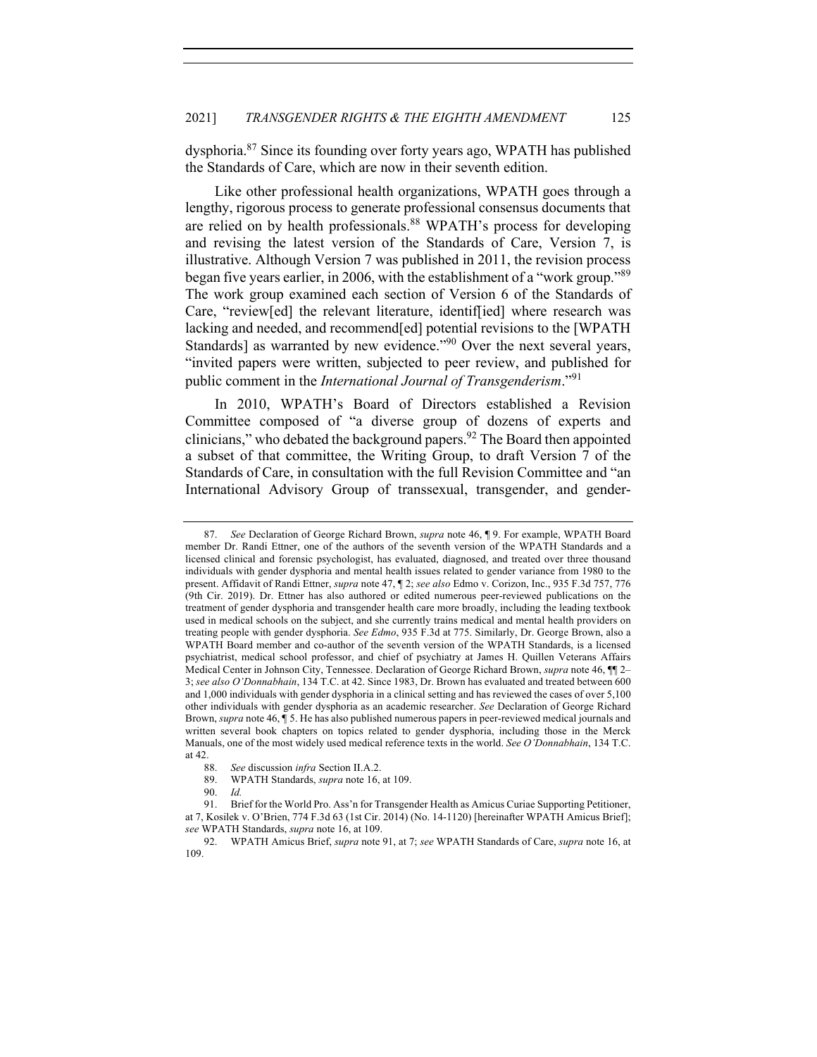dysphoria.[87] Since its founding over forty years ago, WPATH has published the Standards of Care, which are now in their seventh edition.

Like other professional health organizations, WPATH goes through a lengthy, rigorous process to generate professional consensus documents that are relied on by health professionals.[88] WPATH's process for developing and revising the latest version of the Standards of Care, Version 7, is illustrative. Although Version 7 was published in 2011, the revision process began five years earlier, in 2006, with the establishment of a "work group."[89] The work group examined each section of Version 6 of the Standards of Care, "review[ed] the relevant literature, identif[ied] where research was lacking and needed, and recommend[ed] potential revisions to the [WPATH Standards] as warranted by new evidence."[90] Over the next several years, "invited papers were written, subjected to peer review, and published for public comment in the *International Journal of Transgenderism*."[91]

In 2010, WPATH's Board of Directors established a Revision Committee composed of "a diverse group of dozens of experts and clinicians," who debated the background papers.[92] The Board then appointed a subset of that committee, the Writing Group, to draft Version 7 of the Standards of Care, in consultation with the full Revision Committee and "an International Advisory Group of transsexual, transgender, and gender-

---

87. *See* Declaration of George Richard Brown, *supra* note 46, ¶ 9. For example, WPATH Board member Dr. Randi Ettner, one of the authors of the seventh version of the WPATH Standards and a licensed clinical and forensic psychologist, has evaluated, diagnosed, and treated over three thousand individuals with gender dysphoria and mental health issues related to gender variance from 1980 to the present. Affidavit of Randi Ettner, *supra* note 47, ¶ 2; *see also* Edmo v. Corizon, Inc., 935 F.3d 757, 776 (9th Cir. 2019). Dr. Ettner has also authored or edited numerous peer-reviewed publications on the treatment of gender dysphoria and transgender health care more broadly, including the leading textbook used in medical schools on the subject, and she currently trains medical and mental health providers on treating people with gender dysphoria. *See Edmo*, 935 F.3d at 775. Similarly, Dr. George Brown, also a WPATH Board member and co-author of the seventh version of the WPATH Standards, is a licensed psychiatrist, medical school professor, and chief of psychiatry at James H. Quillen Veterans Affairs Medical Center in Johnson City, Tennessee. Declaration of George Richard Brown, *supra* note 46, ¶¶ 2–3; *see also O'Donnabhain*, 134 T.C. at 42. Since 1983, Dr. Brown has evaluated and treated between 600 and 1,000 individuals with gender dysphoria in a clinical setting and has reviewed the cases of over 5,100 other individuals with gender dysphoria as an academic researcher. *See* Declaration of George Richard Brown, *supra* note 46, ¶ 5. He has also published numerous papers in peer-reviewed medical journals and written several book chapters on topics related to gender dysphoria, including those in the Merck Manuals, one of the most widely used medical reference texts in the world. *See O'Donnabhain*, 134 T.C. at 42.

88. *See* discussion *infra* Section II.A.2.

89. WPATH Standards, *supra* note 16, at 109.

90. *Id.*

91. Brief for the World Pro. Ass'n for Transgender Health as Amicus Curiae Supporting Petitioner, at 7, Kosilek v. O'Brien, 774 F.3d 63 (1st Cir. 2014) (No. 14-1120) [hereinafter WPATH Amicus Brief]; *see* WPATH Standards, *supra* note 16, at 109.

92. WPATH Amicus Brief, *supra* note 91, at 7; *see* WPATH Standards of Care, *supra* note 16, at 109.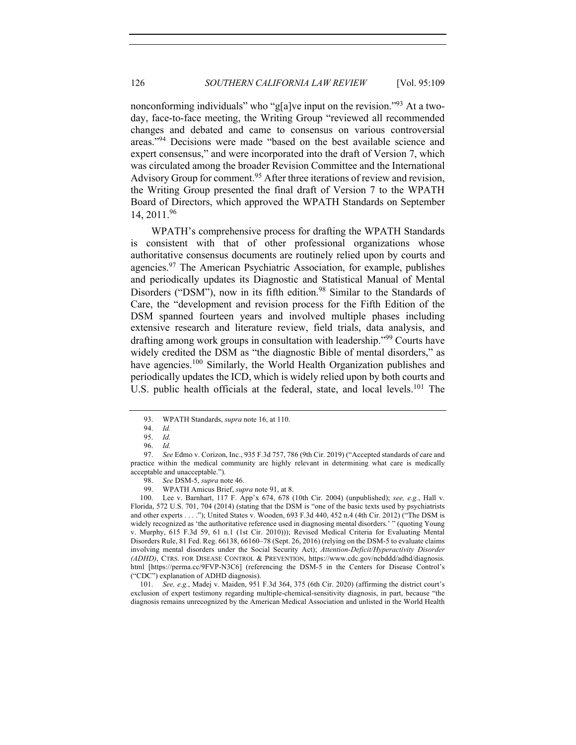nonconforming individuals" who "g[a]ve input on the revision."[93] At a two-day, face-to-face meeting, the Writing Group "reviewed all recommended changes and debated and came to consensus on various controversial areas."[94] Decisions were made "based on the best available science and expert consensus," and were incorporated into the draft of Version 7, which was circulated among the broader Revision Committee and the International Advisory Group for comment.[95] After three iterations of review and revision, the Writing Group presented the final draft of Version 7 to the WPATH Board of Directors, which approved the WPATH Standards on September 14, 2011.[96]

WPATH's comprehensive process for drafting the WPATH Standards is consistent with that of other professional organizations whose authoritative consensus documents are routinely relied upon by courts and agencies.[97] The American Psychiatric Association, for example, publishes and periodically updates its Diagnostic and Statistical Manual of Mental Disorders ("DSM"), now in its fifth edition.[98] Similar to the Standards of Care, the "development and revision process for the Fifth Edition of the DSM spanned fourteen years and involved multiple phases including extensive research and literature review, field trials, data analysis, and drafting among work groups in consultation with leadership."[99] Courts have widely credited the DSM as "the diagnostic Bible of mental disorders," as have agencies.[100] Similarly, the World Health Organization publishes and periodically updates the ICD, which is widely relied upon by both courts and U.S. public health officials at the federal, state, and local levels.[101] The

---

93. WPATH Standards, *supra* note 16, at 110.

94. *Id.*

95. *Id.*

96. *Id.*

97. *See* Edmo v. Corizon, Inc., 935 F.3d 757, 786 (9th Cir. 2019) ("Accepted standards of care and practice within the medical community are highly relevant in determining what care is medically acceptable and unacceptable.").

98. *See* DSM-5, *supra* note 46.

99. WPATH Amicus Brief, *supra* note 91, at 8.

100. Lee v. Barnhart, 117 F. App'x 674, 678 (10th Cir. 2004) (unpublished); *see, e.g.*, Hall v. Florida, 572 U.S. 701, 704 (2014) (stating that the DSM is "one of the basic texts used by psychiatrists and other experts . . . ."); United States v. Wooden, 693 F.3d 440, 452 n.4 (4th Cir. 2012) ("The DSM is widely recognized as 'the authoritative reference used in diagnosing mental disorders.' " (quoting Young v. Murphy, 615 F.3d 59, 61 n.1 (1st Cir. 2010))); Revised Medical Criteria for Evaluating Mental Disorders Rule, 81 Fed. Reg. 66138, 66160–78 (Sept. 26, 2016) (relying on the DSM-5 to evaluate claims involving mental disorders under the Social Security Act); *Attention-Deficit/Hyperactivity Disorder (ADHD)*, CTRS. FOR DISEASE CONTROL & PREVENTION, https://www.cdc.gov/ncbddd/adhd/diagnosis.html [https://perma.cc/9FVP-N3C6] (referencing the DSM-5 in the Centers for Disease Control's ("CDC") explanation of ADHD diagnosis).

101. *See, e.g.*, Madej v. Maiden, 951 F.3d 364, 375 (6th Cir. 2020) (affirming the district court's exclusion of expert testimony regarding multiple-chemical-sensitivity diagnosis, in part, because "the diagnosis remains unrecognized by the American Medical Association and unlisted in the World Health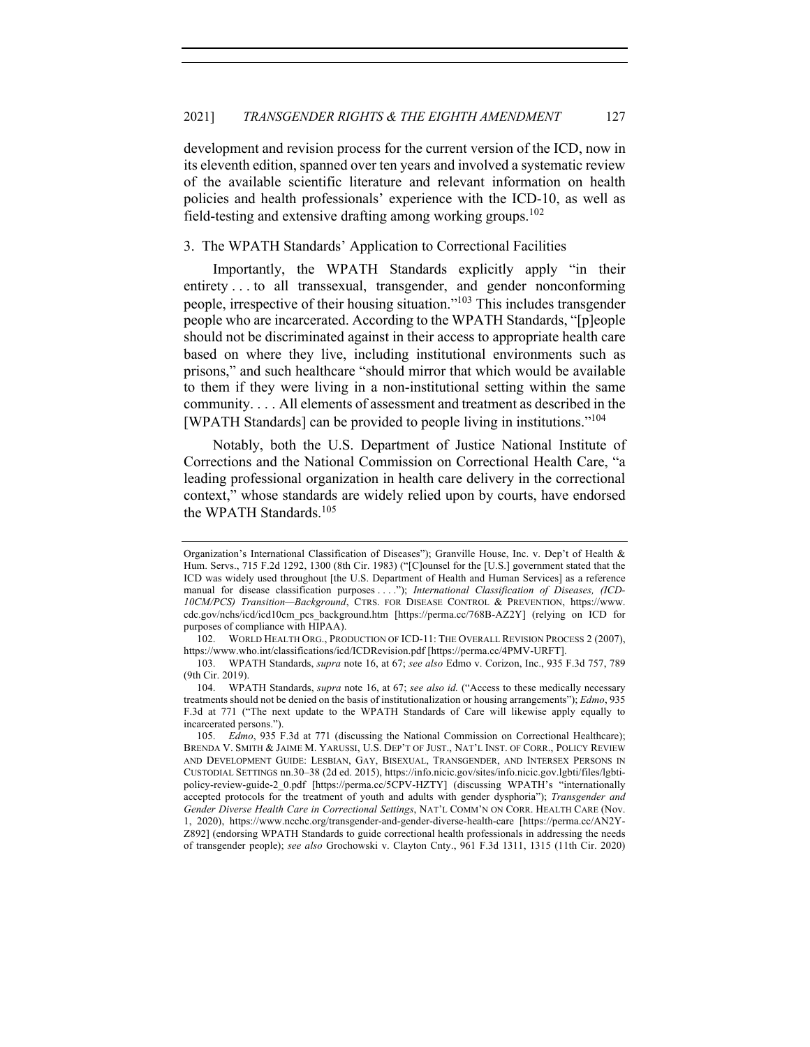development and revision process for the current version of the ICD, now in its eleventh edition, spanned over ten years and involved a systematic review of the available scientific literature and relevant information on health policies and health professionals' experience with the ICD-10, as well as field-testing and extensive drafting among working groups.[102]

### 3. The WPATH Standards' Application to Correctional Facilities

Importantly, the WPATH Standards explicitly apply "in their entirety . . . to all transsexual, transgender, and gender nonconforming people, irrespective of their housing situation."[103] This includes transgender people who are incarcerated. According to the WPATH Standards, "[p]eople should not be discriminated against in their access to appropriate health care based on where they live, including institutional environments such as prisons," and such healthcare "should mirror that which would be available to them if they were living in a non-institutional setting within the same community. . . . All elements of assessment and treatment as described in the [WPATH Standards] can be provided to people living in institutions."[104]

Notably, both the U.S. Department of Justice National Institute of Corrections and the National Commission on Correctional Health Care, "a leading professional organization in health care delivery in the correctional context," whose standards are widely relied upon by courts, have endorsed the WPATH Standards.[105]

---

Organization's International Classification of Diseases"); Granville House, Inc. v. Dep't of Health & Hum. Servs., 715 F.2d 1292, 1300 (8th Cir. 1983) ("[C]ounsel for the [U.S.] government stated that the ICD was widely used throughout [the U.S. Department of Health and Human Services] as a reference manual for disease classification purposes . . . ."); *International Classification of Diseases, (ICD-10CM/PCS) Transition—Background*, CTRS. FOR DISEASE CONTROL & PREVENTION, https://www.cdc.gov/nchs/icd/icd10cm_pcs_background.htm [https://perma.cc/768B-AZ2Y] (relying on ICD for purposes of compliance with HIPAA).

102. WORLD HEALTH ORG., PRODUCTION OF ICD-11: THE OVERALL REVISION PROCESS 2 (2007), https://www.who.int/classifications/icd/ICDRevision.pdf [https://perma.cc/4PMV-URFT].

103. WPATH Standards, *supra* note 16, at 67; *see also* Edmo v. Corizon, Inc., 935 F.3d 757, 789 (9th Cir. 2019).

104. WPATH Standards, *supra* note 16, at 67; *see also id.* ("Access to these medically necessary treatments should not be denied on the basis of institutionalization or housing arrangements"); *Edmo*, 935 F.3d at 771 ("The next update to the WPATH Standards of Care will likewise apply equally to incarcerated persons.").

105. *Edmo*, 935 F.3d at 771 (discussing the National Commission on Correctional Healthcare); BRENDA V. SMITH & JAIME M. YARUSSI, U.S. DEP'T OF JUST., NAT'L INST. OF CORR., POLICY REVIEW AND DEVELOPMENT GUIDE: LESBIAN, GAY, BISEXUAL, TRANSGENDER, AND INTERSEX PERSONS IN CUSTODIAL SETTINGS nn.30–38 (2d ed. 2015), https://info.nicic.gov/sites/info.nicic.gov.lgbti/files/lgbti-policy-review-guide-2_0.pdf [https://perma.cc/5CPV-HZTY] (discussing WPATH's "internationally accepted protocols for the treatment of youth and adults with gender dysphoria"); *Transgender and Gender Diverse Health Care in Correctional Settings*, NAT'L COMM'N ON CORR. HEALTH CARE (Nov. 1, 2020), https://www.ncchc.org/transgender-and-gender-diverse-health-care [https://perma.cc/AN2Y-Z892] (endorsing WPATH Standards to guide correctional health professionals in addressing the needs of transgender people); *see also* Grochowski v. Clayton Cnty., 961 F.3d 1311, 1315 (11th Cir. 2020)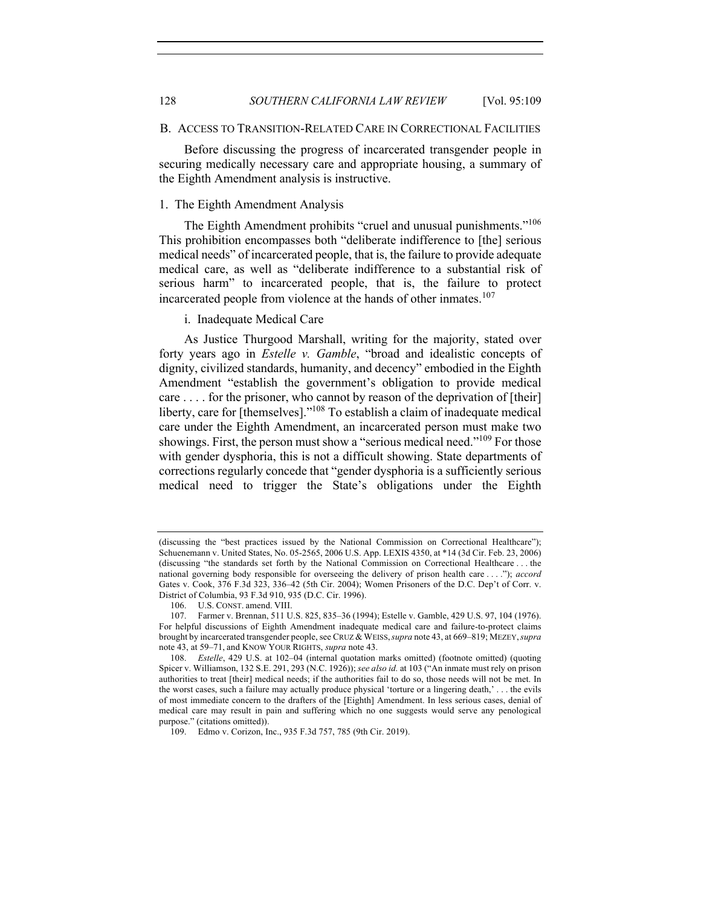## B. Access to Transition-Related Care in Correctional Facilities

Before discussing the progress of incarcerated transgender people in securing medically necessary care and appropriate housing, a summary of the Eighth Amendment analysis is instructive.

### 1. The Eighth Amendment Analysis

The Eighth Amendment prohibits "cruel and unusual punishments."[106] This prohibition encompasses both "deliberate indifference to [the] serious medical needs" of incarcerated people, that is, the failure to provide adequate medical care, as well as "deliberate indifference to a substantial risk of serious harm" to incarcerated people, that is, the failure to protect incarcerated people from violence at the hands of other inmates.[107]

#### i. Inadequate Medical Care

As Justice Thurgood Marshall, writing for the majority, stated over forty years ago in *Estelle v. Gamble*, "broad and idealistic concepts of dignity, civilized standards, humanity, and decency" embodied in the Eighth Amendment "establish the government's obligation to provide medical care . . . . for the prisoner, who cannot by reason of the deprivation of [their] liberty, care for [themselves]."[108] To establish a claim of inadequate medical care under the Eighth Amendment, an incarcerated person must make two showings. First, the person must show a "serious medical need."[109] For those with gender dysphoria, this is not a difficult showing. State departments of corrections regularly concede that "gender dysphoria is a sufficiently serious medical need to trigger the State's obligations under the Eighth

---

(discussing the "best practices issued by the National Commission on Correctional Healthcare"); Schuenemann v. United States, No. 05-2565, 2006 U.S. App. LEXIS 4350, at *14 (3d Cir. Feb. 23, 2006) (discussing "the standards set forth by the National Commission on Correctional Healthcare . . . the national governing body responsible for overseeing the delivery of prison health care . . . ."); *accord* Gates v. Cook, 376 F.3d 323, 336–42 (5th Cir. 2004); Women Prisoners of the D.C. Dep't of Corr. v. District of Columbia, 93 F.3d 910, 935 (D.C. Cir. 1996).

106. U.S. Const. amend. VIII.

107. Farmer v. Brennan, 511 U.S. 825, 835–36 (1994); Estelle v. Gamble, 429 U.S. 97, 104 (1976). For helpful discussions of Eighth Amendment inadequate medical care and failure-to-protect claims brought by incarcerated transgender people, see Cruz & Weiss, *supra* note 43, at 669–819; Mezey, *supra* note 43, at 59–71, and Know Your Rights, *supra* note 43.

108. *Estelle*, 429 U.S. at 102–04 (internal quotation marks omitted) (footnote omitted) (quoting Spicer v. Williamson, 132 S.E. 291, 293 (N.C. 1926)); *see also id.* at 103 ("An inmate must rely on prison authorities to treat [their] medical needs; if the authorities fail to do so, those needs will not be met. In the worst cases, such a failure may actually produce physical 'torture or a lingering death,' . . . the evils of most immediate concern to the drafters of the [Eighth] Amendment. In less serious cases, denial of medical care may result in pain and suffering which no one suggests would serve any penological purpose." (citations omitted)).

109. Edmo v. Corizon, Inc., 935 F.3d 757, 785 (9th Cir. 2019).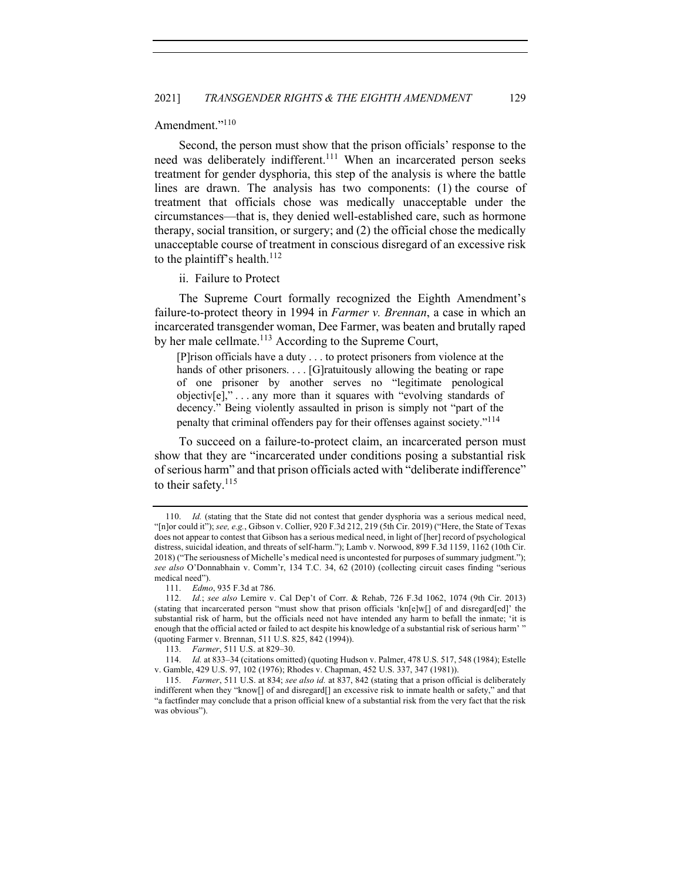Amendment."[110]

Second, the person must show that the prison officials' response to the need was deliberately indifferent.[111] When an incarcerated person seeks treatment for gender dysphoria, this step of the analysis is where the battle lines are drawn. The analysis has two components: (1) the course of treatment that officials chose was medically unacceptable under the circumstances—that is, they denied well-established care, such as hormone therapy, social transition, or surgery; and (2) the official chose the medically unacceptable course of treatment in conscious disregard of an excessive risk to the plaintiff's health.[112]

ii. Failure to Protect

The Supreme Court formally recognized the Eighth Amendment's failure-to-protect theory in 1994 in *Farmer v. Brennan*, a case in which an incarcerated transgender woman, Dee Farmer, was beaten and brutally raped by her male cellmate.[113] According to the Supreme Court,

> [P]rison officials have a duty . . . to protect prisoners from violence at the hands of other prisoners. . . . [G]ratuitously allowing the beating or rape of one prisoner by another serves no "legitimate penological objectiv[e]," . . . any more than it squares with "evolving standards of decency." Being violently assaulted in prison is simply not "part of the penalty that criminal offenders pay for their offenses against society."[114]

To succeed on a failure-to-protect claim, an incarcerated person must show that they are "incarcerated under conditions posing a substantial risk of serious harm" and that prison officials acted with "deliberate indifference" to their safety.[115]

---

110. *Id.* (stating that the State did not contest that gender dysphoria was a serious medical need, "[n]or could it"); *see, e.g.*, Gibson v. Collier, 920 F.3d 212, 219 (5th Cir. 2019) ("Here, the State of Texas does not appear to contest that Gibson has a serious medical need, in light of [her] record of psychological distress, suicidal ideation, and threats of self-harm."); Lamb v. Norwood, 899 F.3d 1159, 1162 (10th Cir. 2018) ("The seriousness of Michelle's medical need is uncontested for purposes of summary judgment."); *see also* O'Donnabhain v. Comm'r, 134 T.C. 34, 62 (2010) (collecting circuit cases finding "serious medical need").

111. *Edmo*, 935 F.3d at 786.

112. *Id.*; *see also* Lemire v. Cal Dep't of Corr. & Rehab, 726 F.3d 1062, 1074 (9th Cir. 2013) (stating that incarcerated person "must show that prison officials 'kn[e]w[] of and disregard[ed]' the substantial risk of harm, but the officials need not have intended any harm to befall the inmate; 'it is enough that the official acted or failed to act despite his knowledge of a substantial risk of serious harm' " (quoting Farmer v. Brennan, 511 U.S. 825, 842 (1994)).

113. *Farmer*, 511 U.S. at 829–30.

114. *Id.* at 833–34 (citations omitted) (quoting Hudson v. Palmer, 478 U.S. 517, 548 (1984); Estelle v. Gamble, 429 U.S. 97, 102 (1976); Rhodes v. Chapman, 452 U.S. 337, 347 (1981)).

115. *Farmer*, 511 U.S. at 834; *see also id.* at 837, 842 (stating that a prison official is deliberately indifferent when they "know[] of and disregard[] an excessive risk to inmate health or safety," and that "a factfinder may conclude that a prison official knew of a substantial risk from the very fact that the risk was obvious").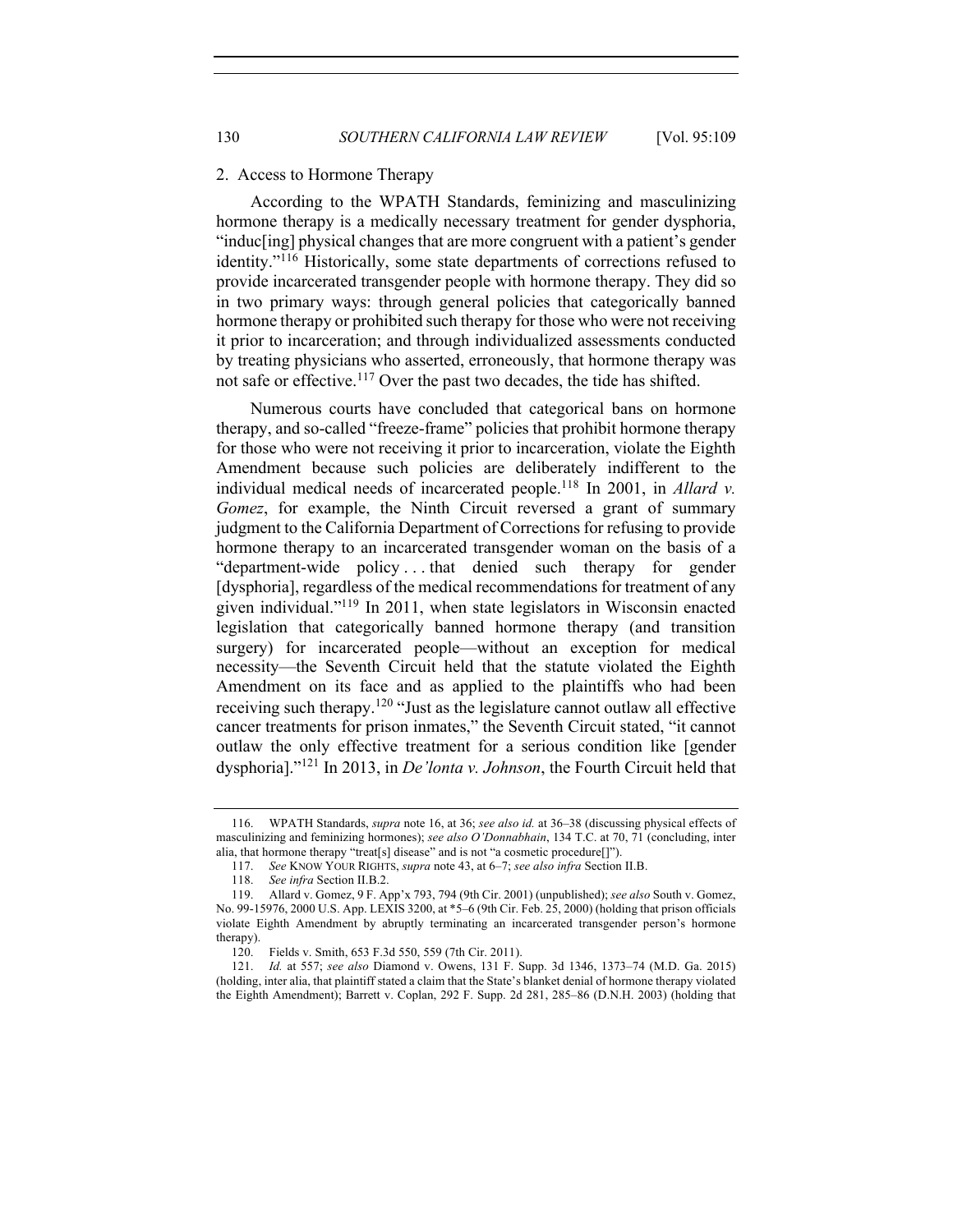### 2. Access to Hormone Therapy

According to the WPATH Standards, feminizing and masculinizing hormone therapy is a medically necessary treatment for gender dysphoria, "induc[ing] physical changes that are more congruent with a patient's gender identity."[116] Historically, some state departments of corrections refused to provide incarcerated transgender people with hormone therapy. They did so in two primary ways: through general policies that categorically banned hormone therapy or prohibited such therapy for those who were not receiving it prior to incarceration; and through individualized assessments conducted by treating physicians who asserted, erroneously, that hormone therapy was not safe or effective.[117] Over the past two decades, the tide has shifted.

Numerous courts have concluded that categorical bans on hormone therapy, and so-called "freeze-frame" policies that prohibit hormone therapy for those who were not receiving it prior to incarceration, violate the Eighth Amendment because such policies are deliberately indifferent to the individual medical needs of incarcerated people.[118] In 2001, in *Allard v. Gomez*, for example, the Ninth Circuit reversed a grant of summary judgment to the California Department of Corrections for refusing to provide hormone therapy to an incarcerated transgender woman on the basis of a "department-wide policy . . . that denied such therapy for gender [dysphoria], regardless of the medical recommendations for treatment of any given individual."[119] In 2011, when state legislators in Wisconsin enacted legislation that categorically banned hormone therapy (and transition surgery) for incarcerated people—without an exception for medical necessity—the Seventh Circuit held that the statute violated the Eighth Amendment on its face and as applied to the plaintiffs who had been receiving such therapy.[120] "Just as the legislature cannot outlaw all effective cancer treatments for prison inmates," the Seventh Circuit stated, "it cannot outlaw the only effective treatment for a serious condition like [gender dysphoria]."[121] In 2013, in *De'lonta v. Johnson*, the Fourth Circuit held that

---

116. WPATH Standards, *supra* note 16, at 36; *see also id.* at 36–38 (discussing physical effects of masculinizing and feminizing hormones); *see also O'Donnabhain*, 134 T.C. at 70, 71 (concluding, inter alia, that hormone therapy "treat[s] disease" and is not "a cosmetic procedure[]").

117. *See* KNOW YOUR RIGHTS, *supra* note 43, at 6–7; *see also infra* Section II.B.

118. *See infra* Section II.B.2.

119. Allard v. Gomez, 9 F. App'x 793, 794 (9th Cir. 2001) (unpublished); *see also* South v. Gomez, No. 99-15976, 2000 U.S. App. LEXIS 3200, at *5–6 (9th Cir. Feb. 25, 2000) (holding that prison officials violate Eighth Amendment by abruptly terminating an incarcerated transgender person's hormone therapy).

120. Fields v. Smith, 653 F.3d 550, 559 (7th Cir. 2011).

121. *Id.* at 557; *see also* Diamond v. Owens, 131 F. Supp. 3d 1346, 1373–74 (M.D. Ga. 2015) (holding, inter alia, that plaintiff stated a claim that the State's blanket denial of hormone therapy violated the Eighth Amendment); Barrett v. Coplan, 292 F. Supp. 2d 281, 285–86 (D.N.H. 2003) (holding that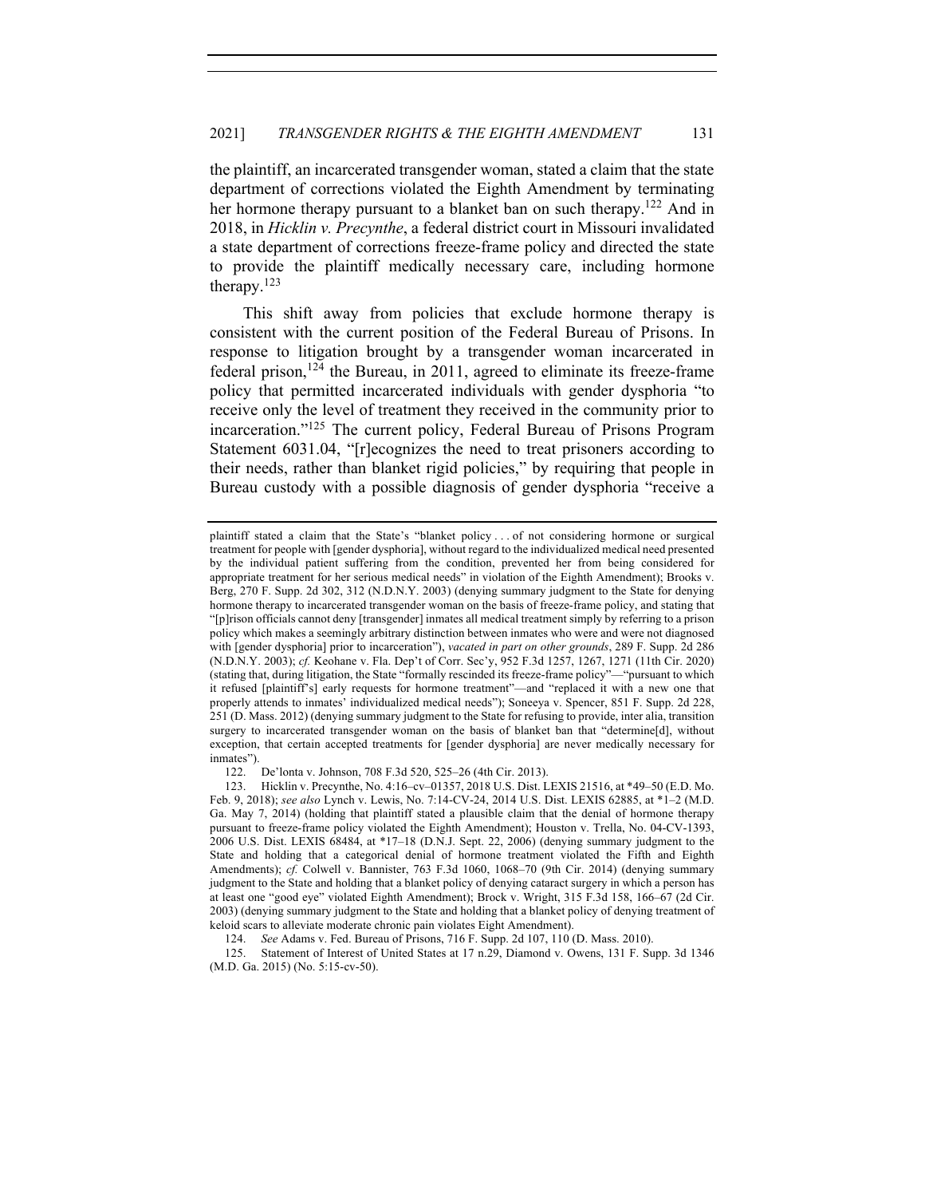the plaintiff, an incarcerated transgender woman, stated a claim that the state department of corrections violated the Eighth Amendment by terminating her hormone therapy pursuant to a blanket ban on such therapy.[122] And in 2018, in *Hicklin v. Precynthe*, a federal district court in Missouri invalidated a state department of corrections freeze-frame policy and directed the state to provide the plaintiff medically necessary care, including hormone therapy.[123]

This shift away from policies that exclude hormone therapy is consistent with the current position of the Federal Bureau of Prisons. In response to litigation brought by a transgender woman incarcerated in federal prison,[124] the Bureau, in 2011, agreed to eliminate its freeze-frame policy that permitted incarcerated individuals with gender dysphoria "to receive only the level of treatment they received in the community prior to incarceration."[125] The current policy, Federal Bureau of Prisons Program Statement 6031.04, "[r]ecognizes the need to treat prisoners according to their needs, rather than blanket rigid policies," by requiring that people in Bureau custody with a possible diagnosis of gender dysphoria "receive a

---

plaintiff stated a claim that the State's "blanket policy . . . of not considering hormone or surgical treatment for people with [gender dysphoria], without regard to the individualized medical need presented by the individual patient suffering from the condition, prevented her from being considered for appropriate treatment for her serious medical needs" in violation of the Eighth Amendment); Brooks v. Berg, 270 F. Supp. 2d 302, 312 (N.D.N.Y. 2003) (denying summary judgment to the State for denying hormone therapy to incarcerated transgender woman on the basis of freeze-frame policy, and stating that "[p]rison officials cannot deny [transgender] inmates all medical treatment simply by referring to a prison policy which makes a seemingly arbitrary distinction between inmates who were and were not diagnosed with [gender dysphoria] prior to incarceration"), *vacated in part on other grounds*, 289 F. Supp. 2d 286 (N.D.N.Y. 2003); *cf.* Keohane v. Fla. Dep't of Corr. Sec'y, 952 F.3d 1257, 1267, 1271 (11th Cir. 2020) (stating that, during litigation, the State "formally rescinded its freeze-frame policy"—"pursuant to which it refused [plaintiff's] early requests for hormone treatment"—and "replaced it with a new one that properly attends to inmates' individualized medical needs"); Soneeya v. Spencer, 851 F. Supp. 2d 228, 251 (D. Mass. 2012) (denying summary judgment to the State for refusing to provide, inter alia, transition surgery to incarcerated transgender woman on the basis of blanket ban that "determine[d], without exception, that certain accepted treatments for [gender dysphoria] are never medically necessary for inmates").

122. De'lonta v. Johnson, 708 F.3d 520, 525–26 (4th Cir. 2013).

123. Hicklin v. Precynthe, No. 4:16–cv–01357, 2018 U.S. Dist. LEXIS 21516, at *49–50 (E.D. Mo. Feb. 9, 2018); *see also* Lynch v. Lewis, No. 7:14-CV-24, 2014 U.S. Dist. LEXIS 62885, at *1–2 (M.D. Ga. May 7, 2014) (holding that plaintiff stated a plausible claim that the denial of hormone therapy pursuant to freeze-frame policy violated the Eighth Amendment); Houston v. Trella, No. 04-CV-1393, 2006 U.S. Dist. LEXIS 68484, at *17–18 (D.N.J. Sept. 22, 2006) (denying summary judgment to the State and holding that a categorical denial of hormone treatment violated the Fifth and Eighth Amendments); *cf.* Colwell v. Bannister, 763 F.3d 1060, 1068–70 (9th Cir. 2014) (denying summary judgment to the State and holding that a blanket policy of denying cataract surgery in which a person has at least one "good eye" violated Eighth Amendment); Brock v. Wright, 315 F.3d 158, 166–67 (2d Cir. 2003) (denying summary judgment to the State and holding that a blanket policy of denying treatment of keloid scars to alleviate moderate chronic pain violates Eight Amendment).

124. *See* Adams v. Fed. Bureau of Prisons, 716 F. Supp. 2d 107, 110 (D. Mass. 2010).

125. Statement of Interest of United States at 17 n.29, Diamond v. Owens, 131 F. Supp. 3d 1346 (M.D. Ga. 2015) (No. 5:15-cv-50).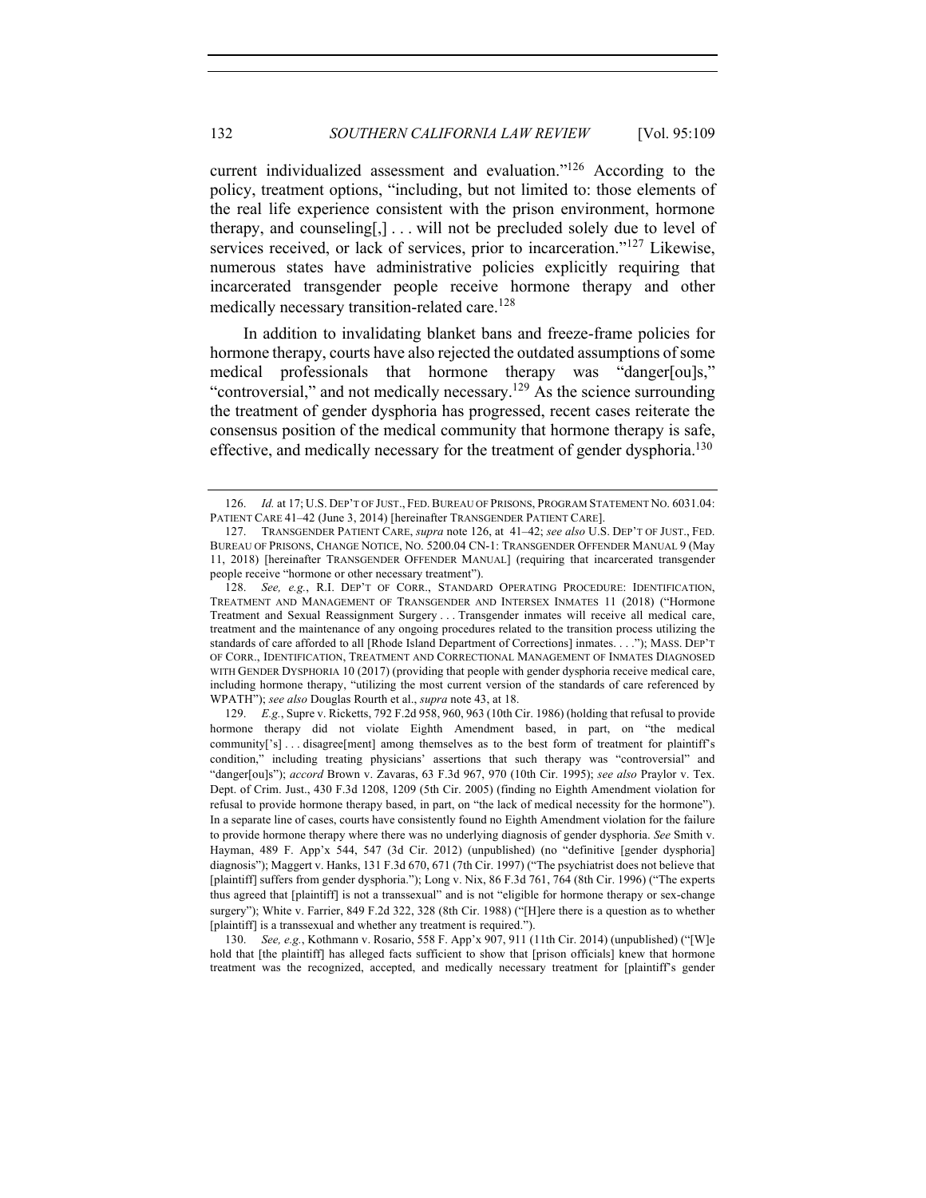current individualized assessment and evaluation."[126] According to the policy, treatment options, "including, but not limited to: those elements of the real life experience consistent with the prison environment, hormone therapy, and counseling[,] . . . will not be precluded solely due to level of services received, or lack of services, prior to incarceration."[127] Likewise, numerous states have administrative policies explicitly requiring that incarcerated transgender people receive hormone therapy and other medically necessary transition-related care.[128]

In addition to invalidating blanket bans and freeze-frame policies for hormone therapy, courts have also rejected the outdated assumptions of some medical professionals that hormone therapy was "danger[ou]s," "controversial," and not medically necessary.[129] As the science surrounding the treatment of gender dysphoria has progressed, recent cases reiterate the consensus position of the medical community that hormone therapy is safe, effective, and medically necessary for the treatment of gender dysphoria.[130]

---

126. *Id.* at 17; U.S. DEP'T OF JUST., FED. BUREAU OF PRISONS, PROGRAM STATEMENT NO. 6031.04: PATIENT CARE 41–42 (June 3, 2014) [hereinafter TRANSGENDER PATIENT CARE].

127. TRANSGENDER PATIENT CARE, *supra* note 126, at 41–42; *see also* U.S. DEP'T OF JUST., FED. BUREAU OF PRISONS, CHANGE NOTICE, NO. 5200.04 CN-1: TRANSGENDER OFFENDER MANUAL 9 (May 11, 2018) [hereinafter TRANSGENDER OFFENDER MANUAL] (requiring that incarcerated transgender people receive "hormone or other necessary treatment").

128. *See, e.g.*, R.I. DEP'T OF CORR., STANDARD OPERATING PROCEDURE: IDENTIFICATION, TREATMENT AND MANAGEMENT OF TRANSGENDER AND INTERSEX INMATES 11 (2018) ("Hormone Treatment and Sexual Reassignment Surgery . . . Transgender inmates will receive all medical care, treatment and the maintenance of any ongoing procedures related to the transition process utilizing the standards of care afforded to all [Rhode Island Department of Corrections] inmates. . . ."); MASS. DEP'T OF CORR., IDENTIFICATION, TREATMENT AND CORRECTIONAL MANAGEMENT OF INMATES DIAGNOSED WITH GENDER DYSPHORIA 10 (2017) (providing that people with gender dysphoria receive medical care, including hormone therapy, "utilizing the most current version of the standards of care referenced by WPATH"); *see also* Douglas Rourth et al., *supra* note 43, at 18.

129. *E.g.*, Supre v. Ricketts, 792 F.2d 958, 960, 963 (10th Cir. 1986) (holding that refusal to provide hormone therapy did not violate Eighth Amendment based, in part, on "the medical community['s] . . . disagree[ment] among themselves as to the best form of treatment for plaintiff's condition," including treating physicians' assertions that such therapy was "controversial" and "danger[ou]s"); *accord* Brown v. Zavaras, 63 F.3d 967, 970 (10th Cir. 1995); *see also* Praylor v. Tex. Dept. of Crim. Just., 430 F.3d 1208, 1209 (5th Cir. 2005) (finding no Eighth Amendment violation for refusal to provide hormone therapy based, in part, on "the lack of medical necessity for the hormone"). In a separate line of cases, courts have consistently found no Eighth Amendment violation for the failure to provide hormone therapy where there was no underlying diagnosis of gender dysphoria. *See* Smith v. Hayman, 489 F. App'x 544, 547 (3d Cir. 2012) (unpublished) (no "definitive [gender dysphoria] diagnosis"); Maggert v. Hanks, 131 F.3d 670, 671 (7th Cir. 1997) ("The psychiatrist does not believe that [plaintiff] suffers from gender dysphoria."); Long v. Nix, 86 F.3d 761, 764 (8th Cir. 1996) ("The experts thus agreed that [plaintiff] is not a transsexual" and is not "eligible for hormone therapy or sex-change surgery"); White v. Farrier, 849 F.2d 322, 328 (8th Cir. 1988) ("[H]ere there is a question as to whether [plaintiff] is a transsexual and whether any treatment is required.").

130. *See, e.g.*, Kothmann v. Rosario, 558 F. App'x 907, 911 (11th Cir. 2014) (unpublished) ("[W]e hold that [the plaintiff] has alleged facts sufficient to show that [prison officials] knew that hormone treatment was the recognized, accepted, and medically necessary treatment for [plaintiff's gender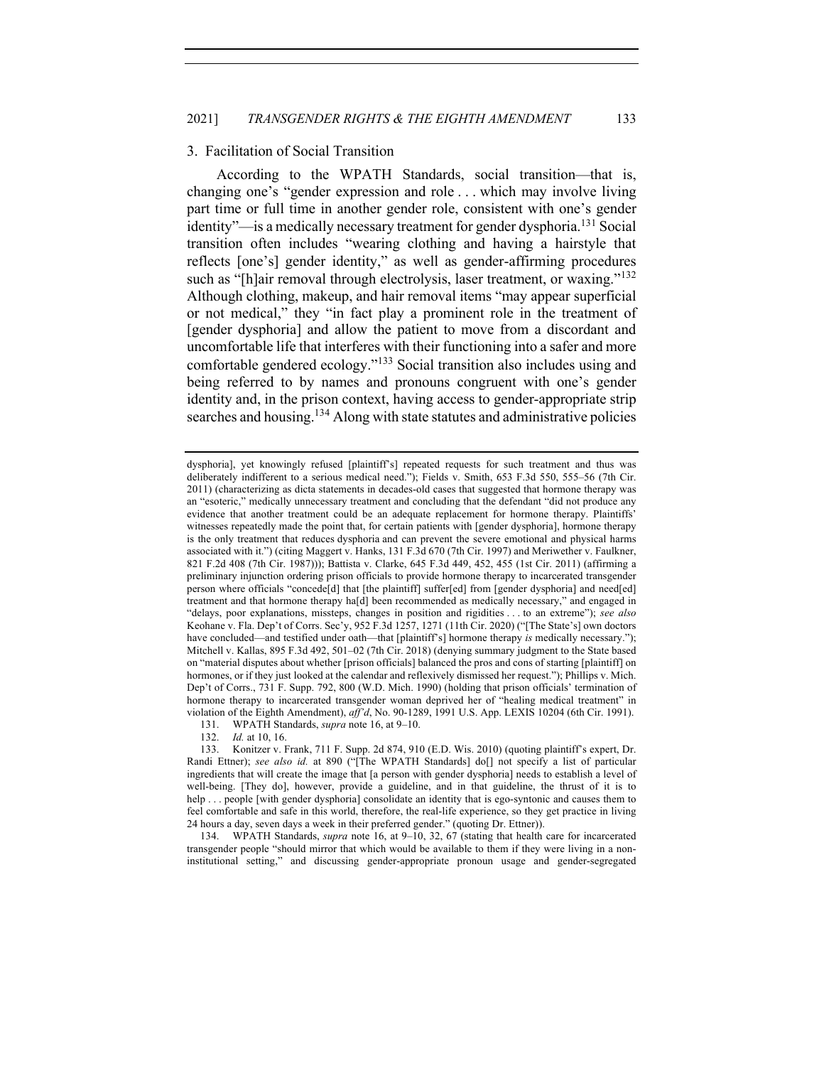### 3. Facilitation of Social Transition

According to the WPATH Standards, social transition—that is, changing one's "gender expression and role . . . which may involve living part time or full time in another gender role, consistent with one's gender identity"—is a medically necessary treatment for gender dysphoria.[131] Social transition often includes "wearing clothing and having a hairstyle that reflects [one's] gender identity," as well as gender-affirming procedures such as "[h]air removal through electrolysis, laser treatment, or waxing."[132] Although clothing, makeup, and hair removal items "may appear superficial or not medical," they "in fact play a prominent role in the treatment of [gender dysphoria] and allow the patient to move from a discordant and uncomfortable life that interferes with their functioning into a safer and more comfortable gendered ecology."[133] Social transition also includes using and being referred to by names and pronouns congruent with one's gender identity and, in the prison context, having access to gender-appropriate strip searches and housing.[134] Along with state statutes and administrative policies

---

dysphoria], yet knowingly refused [plaintiff's] repeated requests for such treatment and thus was deliberately indifferent to a serious medical need."); Fields v. Smith, 653 F.3d 550, 555–56 (7th Cir. 2011) (characterizing as dicta statements in decades-old cases that suggested that hormone therapy was an "esoteric," medically unnecessary treatment and concluding that the defendant "did not produce any evidence that another treatment could be an adequate replacement for hormone therapy. Plaintiffs' witnesses repeatedly made the point that, for certain patients with [gender dysphoria], hormone therapy is the only treatment that reduces dysphoria and can prevent the severe emotional and physical harms associated with it.") (citing Maggert v. Hanks, 131 F.3d 670 (7th Cir. 1997) and Meriwether v. Faulkner, 821 F.2d 408 (7th Cir. 1987))); Battista v. Clarke, 645 F.3d 449, 452, 455 (1st Cir. 2011) (affirming a preliminary injunction ordering prison officials to provide hormone therapy to incarcerated transgender person where officials "concede[d] that [the plaintiff] suffer[ed] from [gender dysphoria] and need[ed] treatment and that hormone therapy ha[d] been recommended as medically necessary," and engaged in "delays, poor explanations, missteps, changes in position and rigidities . . . to an extreme"); *see also* Keohane v. Fla. Dep't of Corrs. Sec'y, 952 F.3d 1257, 1271 (11th Cir. 2020) ("[The State's] own doctors have concluded—and testified under oath—that [plaintiff's] hormone therapy *is* medically necessary."); Mitchell v. Kallas, 895 F.3d 492, 501–02 (7th Cir. 2018) (denying summary judgment to the State based on "material disputes about whether [prison officials] balanced the pros and cons of starting [plaintiff] on hormones, or if they just looked at the calendar and reflexively dismissed her request."); Phillips v. Mich. Dep't of Corrs., 731 F. Supp. 792, 800 (W.D. Mich. 1990) (holding that prison officials' termination of hormone therapy to incarcerated transgender woman deprived her of "healing medical treatment" in violation of the Eighth Amendment), *aff'd*, No. 90-1289, 1991 U.S. App. LEXIS 10204 (6th Cir. 1991).

131. WPATH Standards, *supra* note 16, at 9–10.

132. *Id.* at 10, 16.

133. Konitzer v. Frank, 711 F. Supp. 2d 874, 910 (E.D. Wis. 2010) (quoting plaintiff's expert, Dr. Randi Ettner); *see also id.* at 890 ("[The WPATH Standards] do[] not specify a list of particular ingredients that will create the image that [a person with gender dysphoria] needs to establish a level of well-being. [They do], however, provide a guideline, and in that guideline, the thrust of it is to help . . . people [with gender dysphoria] consolidate an identity that is ego-syntonic and causes them to feel comfortable and safe in this world, therefore, the real-life experience, so they get practice in living 24 hours a day, seven days a week in their preferred gender." (quoting Dr. Ettner)).

134. WPATH Standards, *supra* note 16, at 9–10, 32, 67 (stating that health care for incarcerated transgender people "should mirror that which would be available to them if they were living in a non-institutional setting," and discussing gender-appropriate pronoun usage and gender-segregated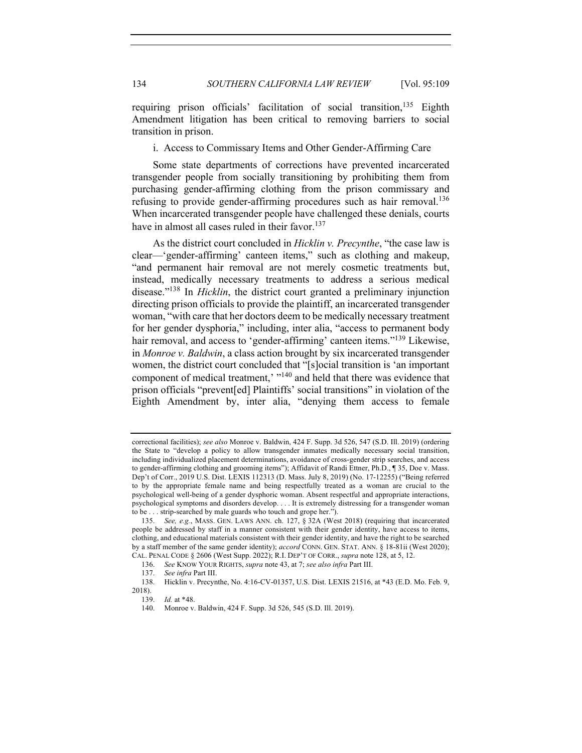requiring prison officials' facilitation of social transition,[135] Eighth Amendment litigation has been critical to removing barriers to social transition in prison.

i. Access to Commissary Items and Other Gender-Affirming Care

Some state departments of corrections have prevented incarcerated transgender people from socially transitioning by prohibiting them from purchasing gender-affirming clothing from the prison commissary and refusing to provide gender-affirming procedures such as hair removal.[136] When incarcerated transgender people have challenged these denials, courts have in almost all cases ruled in their favor.[137]

As the district court concluded in *Hicklin v. Precynthe*, "the case law is clear—'gender-affirming' canteen items," such as clothing and makeup, "and permanent hair removal are not merely cosmetic treatments but, instead, medically necessary treatments to address a serious medical disease."[138] In *Hicklin*, the district court granted a preliminary injunction directing prison officials to provide the plaintiff, an incarcerated transgender woman, "with care that her doctors deem to be medically necessary treatment for her gender dysphoria," including, inter alia, "access to permanent body hair removal, and access to 'gender-affirming' canteen items."[139] Likewise, in *Monroe v. Baldwin*, a class action brought by six incarcerated transgender women, the district court concluded that "[s]ocial transition is 'an important component of medical treatment,' "[140] and held that there was evidence that prison officials "prevent[ed] Plaintiffs' social transitions" in violation of the Eighth Amendment by, inter alia, "denying them access to female

---

correctional facilities); *see also* Monroe v. Baldwin, 424 F. Supp. 3d 526, 547 (S.D. Ill. 2019) (ordering the State to "develop a policy to allow transgender inmates medically necessary social transition, including individualized placement determinations, avoidance of cross-gender strip searches, and access to gender-affirming clothing and grooming items"); Affidavit of Randi Ettner, Ph.D., ¶ 35, Doe v. Mass. Dep't of Corr., 2019 U.S. Dist. LEXIS 112313 (D. Mass. July 8, 2019) (No. 17-12255) ("Being referred to by the appropriate female name and being respectfully treated as a woman are crucial to the psychological well-being of a gender dysphoric woman. Absent respectful and appropriate interactions, psychological symptoms and disorders develop. . . . It is extremely distressing for a transgender woman to be . . . strip-searched by male guards who touch and grope her.").

135. *See, e.g.*, MASS. GEN. LAWS ANN. ch. 127, § 32A (West 2018) (requiring that incarcerated people be addressed by staff in a manner consistent with their gender identity, have access to items, clothing, and educational materials consistent with their gender identity, and have the right to be searched by a staff member of the same gender identity); *accord* CONN. GEN. STAT. ANN. § 18-81ii (West 2020); CAL. PENAL CODE § 2606 (West Supp. 2022); R.I. DEP'T OF CORR., *supra* note 128, at 5, 12.

136. *See* KNOW YOUR RIGHTS, *supra* note 43, at 7; *see also infra* Part III.

137. *See infra* Part III.

138. Hicklin v. Precynthe, No. 4:16-CV-01357, U.S. Dist. LEXIS 21516, at *43 (E.D. Mo. Feb. 9, 2018).

139. *Id.* at *48.

140. Monroe v. Baldwin, 424 F. Supp. 3d 526, 545 (S.D. Ill. 2019).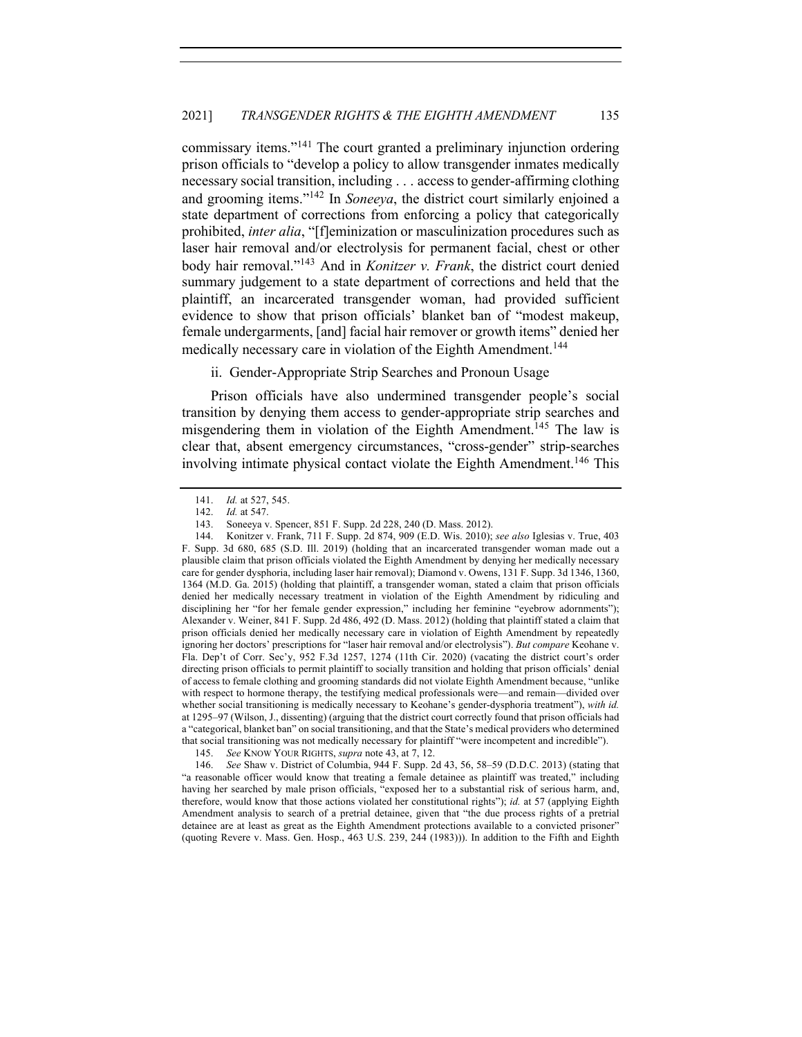commissary items."[141] The court granted a preliminary injunction ordering prison officials to "develop a policy to allow transgender inmates medically necessary social transition, including . . . access to gender-affirming clothing and grooming items."[142] In *Soneeya*, the district court similarly enjoined a state department of corrections from enforcing a policy that categorically prohibited, *inter alia*, "[f]eminization or masculinization procedures such as laser hair removal and/or electrolysis for permanent facial, chest or other body hair removal."[143] And in *Konitzer v. Frank*, the district court denied summary judgement to a state department of corrections and held that the plaintiff, an incarcerated transgender woman, had provided sufficient evidence to show that prison officials' blanket ban of "modest makeup, female undergarments, [and] facial hair remover or growth items" denied her medically necessary care in violation of the Eighth Amendment.[144]

ii. Gender-Appropriate Strip Searches and Pronoun Usage

Prison officials have also undermined transgender people's social transition by denying them access to gender-appropriate strip searches and misgendering them in violation of the Eighth Amendment.[145] The law is clear that, absent emergency circumstances, "cross-gender" strip-searches involving intimate physical contact violate the Eighth Amendment.[146] This

---

141. *Id.* at 527, 545.

142. *Id.* at 547.

143. Soneeya v. Spencer, 851 F. Supp. 2d 228, 240 (D. Mass. 2012).

144. Konitzer v. Frank, 711 F. Supp. 2d 874, 909 (E.D. Wis. 2010); *see also* Iglesias v. True, 403 F. Supp. 3d 680, 685 (S.D. Ill. 2019) (holding that an incarcerated transgender woman made out a plausible claim that prison officials violated the Eighth Amendment by denying her medically necessary care for gender dysphoria, including laser hair removal); Diamond v. Owens, 131 F. Supp. 3d 1346, 1360, 1364 (M.D. Ga. 2015) (holding that plaintiff, a transgender woman, stated a claim that prison officials denied her medically necessary treatment in violation of the Eighth Amendment by ridiculing and disciplining her "for her female gender expression," including her feminine "eyebrow adornments"); Alexander v. Weiner, 841 F. Supp. 2d 486, 492 (D. Mass. 2012) (holding that plaintiff stated a claim that prison officials denied her medically necessary care in violation of Eighth Amendment by repeatedly ignoring her doctors' prescriptions for "laser hair removal and/or electrolysis"). *But compare* Keohane v. Fla. Dep't of Corr. Sec'y, 952 F.3d 1257, 1274 (11th Cir. 2020) (vacating the district court's order directing prison officials to permit plaintiff to socially transition and holding that prison officials' denial of access to female clothing and grooming standards did not violate Eighth Amendment because, "unlike with respect to hormone therapy, the testifying medical professionals were—and remain—divided over whether social transitioning is medically necessary to Keohane's gender-dysphoria treatment"), *with id.* at 1295–97 (Wilson, J., dissenting) (arguing that the district court correctly found that prison officials had a "categorical, blanket ban" on social transitioning, and that the State's medical providers who determined that social transitioning was not medically necessary for plaintiff "were incompetent and incredible").

145. *See* KNOW YOUR RIGHTS, *supra* note 43, at 7, 12.

146. *See* Shaw v. District of Columbia, 944 F. Supp. 2d 43, 56, 58–59 (D.D.C. 2013) (stating that "a reasonable officer would know that treating a female detainee as plaintiff was treated," including having her searched by male prison officials, "exposed her to a substantial risk of serious harm, and, therefore, would know that those actions violated her constitutional rights"); *id.* at 57 (applying Eighth Amendment analysis to search of a pretrial detainee, given that "the due process rights of a pretrial detainee are at least as great as the Eighth Amendment protections available to a convicted prisoner" (quoting Revere v. Mass. Gen. Hosp., 463 U.S. 239, 244 (1983))). In addition to the Fifth and Eighth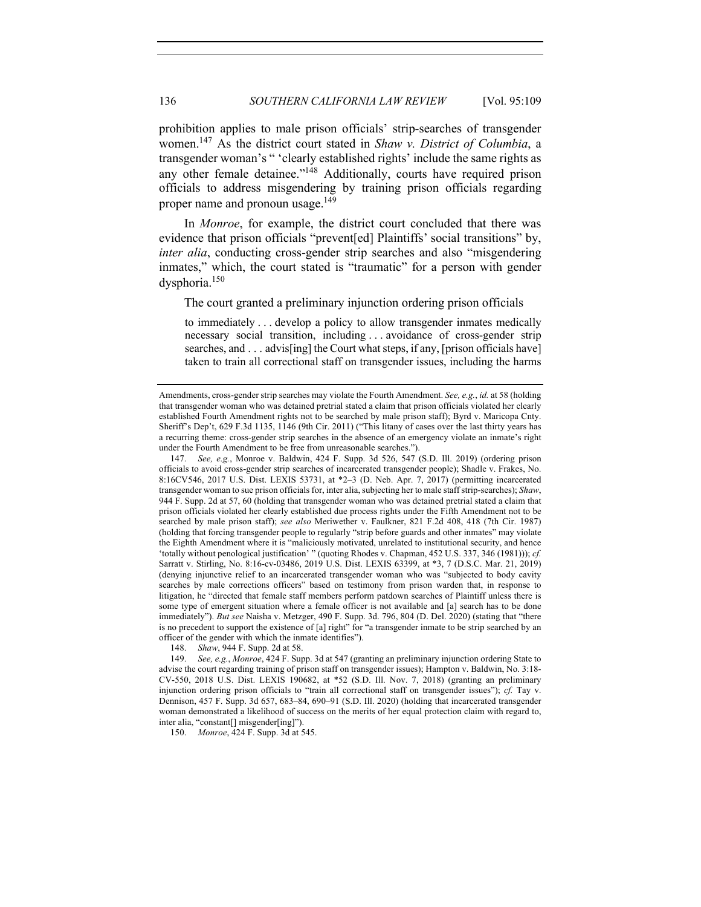prohibition applies to male prison officials' strip-searches of transgender women.[147] As the district court stated in *Shaw v. District of Columbia*, a transgender woman's " 'clearly established rights' include the same rights as any other female detainee."[148] Additionally, courts have required prison officials to address misgendering by training prison officials regarding proper name and pronoun usage.[149]

In *Monroe*, for example, the district court concluded that there was evidence that prison officials "prevent[ed] Plaintiffs' social transitions" by, *inter alia*, conducting cross-gender strip searches and also "misgendering inmates," which, the court stated is "traumatic" for a person with gender dysphoria.[150]

The court granted a preliminary injunction ordering prison officials

> to immediately . . . develop a policy to allow transgender inmates medically necessary social transition, including . . . avoidance of cross-gender strip searches, and . . . advis[ing] the Court what steps, if any, [prison officials have] taken to train all correctional staff on transgender issues, including the harms

---

Amendments, cross-gender strip searches may violate the Fourth Amendment. *See, e.g.*, *id.* at 58 (holding that transgender woman who was detained pretrial stated a claim that prison officials violated her clearly established Fourth Amendment rights not to be searched by male prison staff); Byrd v. Maricopa Cnty. Sheriff's Dep't, 629 F.3d 1135, 1146 (9th Cir. 2011) ("This litany of cases over the last thirty years has a recurring theme: cross-gender strip searches in the absence of an emergency violate an inmate's right under the Fourth Amendment to be free from unreasonable searches.").

147. *See, e.g.*, Monroe v. Baldwin, 424 F. Supp. 3d 526, 547 (S.D. Ill. 2019) (ordering prison officials to avoid cross-gender strip searches of incarcerated transgender people); Shadle v. Frakes, No. 8:16CV546, 2017 U.S. Dist. LEXIS 53731, at *2–3 (D. Neb. Apr. 7, 2017) (permitting incarcerated transgender woman to sue prison officials for, inter alia, subjecting her to male staff strip-searches); *Shaw*, 944 F. Supp. 2d at 57, 60 (holding that transgender woman who was detained pretrial stated a claim that prison officials violated her clearly established due process rights under the Fifth Amendment not to be searched by male prison staff); *see also* Meriwether v. Faulkner, 821 F.2d 408, 418 (7th Cir. 1987) (holding that forcing transgender people to regularly "strip before guards and other inmates" may violate the Eighth Amendment where it is "maliciously motivated, unrelated to institutional security, and hence 'totally without penological justification' " (quoting Rhodes v. Chapman, 452 U.S. 337, 346 (1981))); *cf.* Sarratt v. Stirling, No. 8:16-cv-03486, 2019 U.S. Dist. LEXIS 63399, at *3, 7 (D.S.C. Mar. 21, 2019) (denying injunctive relief to an incarcerated transgender woman who was "subjected to body cavity searches by male corrections officers" based on testimony from prison warden that, in response to litigation, he "directed that female staff members perform patdown searches of Plaintiff unless there is some type of emergent situation where a female officer is not available and [a] search has to be done immediately"). *But see* Naisha v. Metzger, 490 F. Supp. 3d. 796, 804 (D. Del. 2020) (stating that "there is no precedent to support the existence of [a] right" for "a transgender inmate to be strip searched by an officer of the gender with which the inmate identifies").

148. *Shaw*, 944 F. Supp. 2d at 58.

149. *See, e.g.*, *Monroe*, 424 F. Supp. 3d at 547 (granting an preliminary injunction ordering State to advise the court regarding training of prison staff on transgender issues); Hampton v. Baldwin, No. 3:18-CV-550, 2018 U.S. Dist. LEXIS 190682, at *52 (S.D. Ill. Nov. 7, 2018) (granting an preliminary injunction ordering prison officials to "train all correctional staff on transgender issues"); *cf.* Tay v. Dennison, 457 F. Supp. 3d 657, 683–84, 690–91 (S.D. Ill. 2020) (holding that incarcerated transgender woman demonstrated a likelihood of success on the merits of her equal protection claim with regard to, inter alia, "constant[] misgender[ing]").

150. *Monroe*, 424 F. Supp. 3d at 545.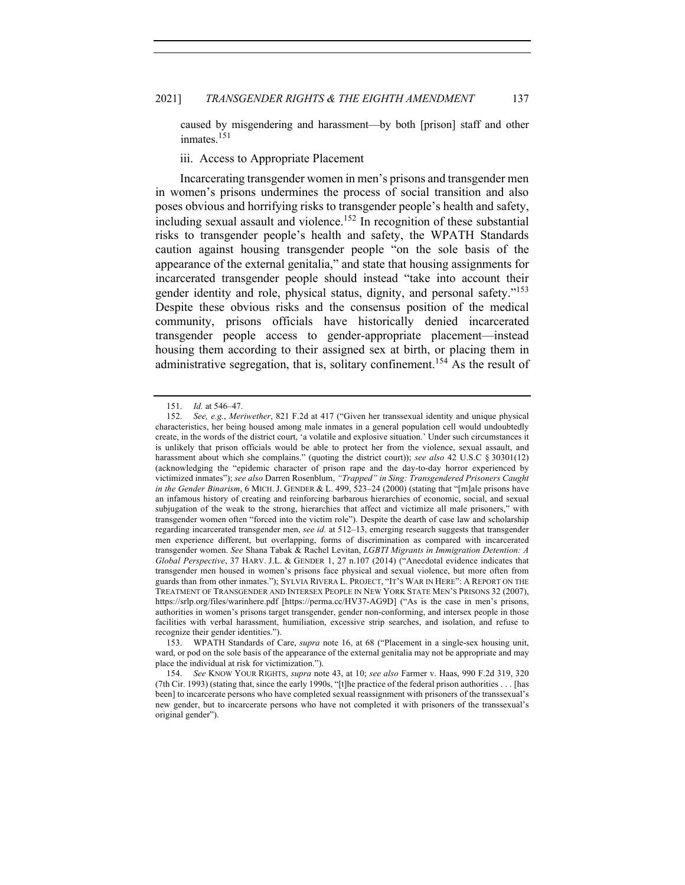caused by misgendering and harassment—by both [prison] staff and other inmates.[151]

iii. Access to Appropriate Placement

Incarcerating transgender women in men's prisons and transgender men in women's prisons undermines the process of social transition and also poses obvious and horrifying risks to transgender people's health and safety, including sexual assault and violence.[152] In recognition of these substantial risks to transgender people's health and safety, the WPATH Standards caution against housing transgender people "on the sole basis of the appearance of the external genitalia," and state that housing assignments for incarcerated transgender people should instead "take into account their gender identity and role, physical status, dignity, and personal safety."[153] Despite these obvious risks and the consensus position of the medical community, prisons officials have historically denied incarcerated transgender people access to gender-appropriate placement—instead housing them according to their assigned sex at birth, or placing them in administrative segregation, that is, solitary confinement.[154] As the result of

---

151. *Id.* at 546–47.

152. *See, e.g.*, *Meriwether*, 821 F.2d at 417 ("Given her transsexual identity and unique physical characteristics, her being housed among male inmates in a general population cell would undoubtedly create, in the words of the district court, 'a volatile and explosive situation.' Under such circumstances it is unlikely that prison officials would be able to protect her from the violence, sexual assault, and harassment about which she complains." (quoting the district court)); *see also* 42 U.S.C § 30301(12) (acknowledging the "epidemic character of prison rape and the day-to-day horror experienced by victimized inmates"); *see also* Darren Rosenblum, *"Trapped" in Sing: Transgendered Prisoners Caught in the Gender Binarism*, 6 MICH. J. GENDER & L. 499, 523–24 (2000) (stating that "[m]ale prisons have an infamous history of creating and reinforcing barbarous hierarchies of economic, social, and sexual subjugation of the weak to the strong, hierarchies that affect and victimize all male prisoners," with transgender women often "forced into the victim role"). Despite the dearth of case law and scholarship regarding incarcerated transgender men, *see id.* at 512–13, emerging research suggests that transgender men experience different, but overlapping, forms of discrimination as compared with incarcerated transgender women. *See* Shana Tabak & Rachel Levitan, *LGBTI Migrants in Immigration Detention: A Global Perspective*, 37 HARV. J.L. & GENDER 1, 27 n.107 (2014) ("Anecdotal evidence indicates that transgender men housed in women's prisons face physical and sexual violence, but more often from guards than from other inmates."); SYLVIA RIVERA L. PROJECT, "IT'S WAR IN HERE": A REPORT ON THE TREATMENT OF TRANSGENDER AND INTERSEX PEOPLE IN NEW YORK STATE MEN'S PRISONS 32 (2007), https://srlp.org/files/warinhere.pdf [https://perma.cc/HV37-AG9D] ("As is the case in men's prisons, authorities in women's prisons target transgender, gender non-conforming, and intersex people in those facilities with verbal harassment, humiliation, excessive strip searches, and isolation, and refuse to recognize their gender identities.").

153. WPATH Standards of Care, *supra* note 16, at 68 ("Placement in a single-sex housing unit, ward, or pod on the sole basis of the appearance of the external genitalia may not be appropriate and may place the individual at risk for victimization.").

154. *See* KNOW YOUR RIGHTS, *supra* note 43, at 10; *see also* Farmer v. Haas, 990 F.2d 319, 320 (7th Cir. 1993) (stating that, since the early 1990s, "[t]he practice of the federal prison authorities . . . [has been] to incarcerate persons who have completed sexual reassignment with prisoners of the transsexual's new gender, but to incarcerate persons who have not completed it with prisoners of the transsexual's original gender").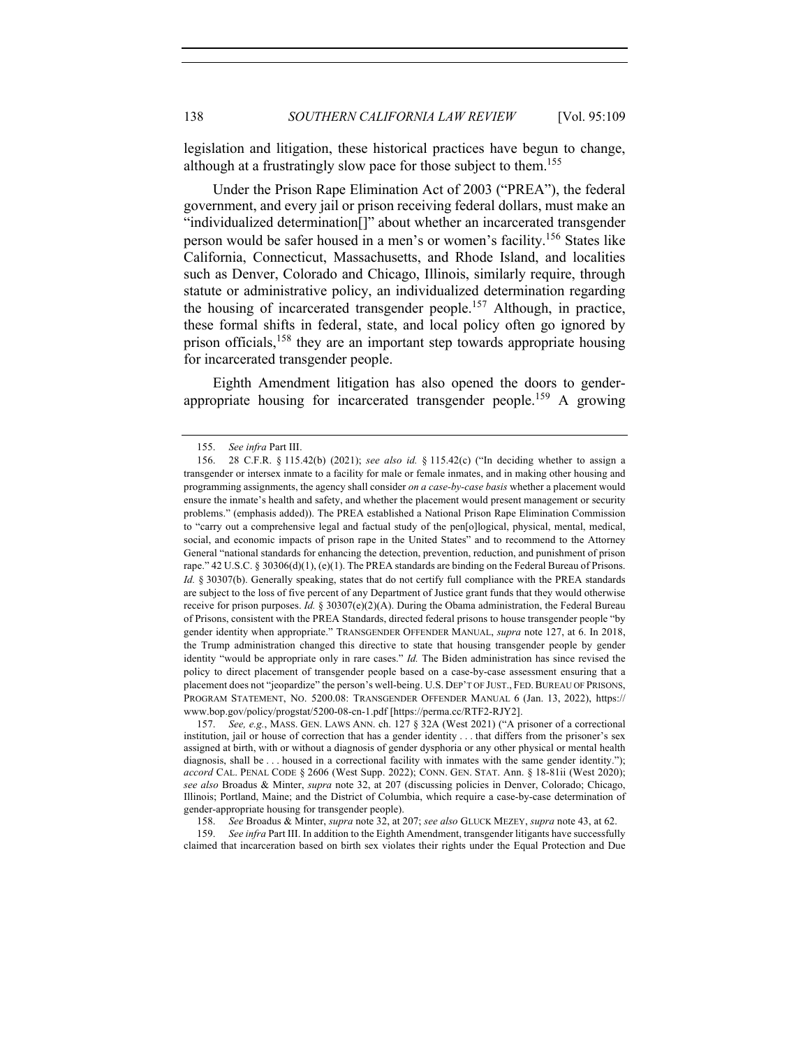legislation and litigation, these historical practices have begun to change, although at a frustratingly slow pace for those subject to them.[155]

Under the Prison Rape Elimination Act of 2003 ("PREA"), the federal government, and every jail or prison receiving federal dollars, must make an "individualized determination[]" about whether an incarcerated transgender person would be safer housed in a men's or women's facility.[156] States like California, Connecticut, Massachusetts, and Rhode Island, and localities such as Denver, Colorado and Chicago, Illinois, similarly require, through statute or administrative policy, an individualized determination regarding the housing of incarcerated transgender people.[157] Although, in practice, these formal shifts in federal, state, and local policy often go ignored by prison officials,[158] they are an important step towards appropriate housing for incarcerated transgender people.

Eighth Amendment litigation has also opened the doors to gender-appropriate housing for incarcerated transgender people.[159] A growing

---

155. *See infra* Part III.

156. 28 C.F.R. § 115.42(b) (2021); *see also id.* § 115.42(c) ("In deciding whether to assign a transgender or intersex inmate to a facility for male or female inmates, and in making other housing and programming assignments, the agency shall consider *on a case-by-case basis* whether a placement would ensure the inmate's health and safety, and whether the placement would present management or security problems." (emphasis added)). The PREA established a National Prison Rape Elimination Commission to "carry out a comprehensive legal and factual study of the pen[o]logical, physical, mental, medical, social, and economic impacts of prison rape in the United States" and to recommend to the Attorney General "national standards for enhancing the detection, prevention, reduction, and punishment of prison rape." 42 U.S.C. § 30306(d)(1), (e)(1). The PREA standards are binding on the Federal Bureau of Prisons. *Id.* § 30307(b). Generally speaking, states that do not certify full compliance with the PREA standards are subject to the loss of five percent of any Department of Justice grant funds that they would otherwise receive for prison purposes. *Id.* § 30307(e)(2)(A). During the Obama administration, the Federal Bureau of Prisons, consistent with the PREA Standards, directed federal prisons to house transgender people "by gender identity when appropriate." TRANSGENDER OFFENDER MANUAL, *supra* note 127, at 6. In 2018, the Trump administration changed this directive to state that housing transgender people by gender identity "would be appropriate only in rare cases." *Id.* The Biden administration has since revised the policy to direct placement of transgender people based on a case-by-case assessment ensuring that a placement does not "jeopardize" the person's well-being. U.S. DEP'T OF JUST., FED. BUREAU OF PRISONS, PROGRAM STATEMENT, NO. 5200.08: TRANSGENDER OFFENDER MANUAL 6 (Jan. 13, 2022), https://www.bop.gov/policy/progstat/5200-08-cn-1.pdf [https://perma.cc/RTF2-RJY2].

157. *See, e.g.*, MASS. GEN. LAWS ANN. ch. 127 § 32A (West 2021) ("A prisoner of a correctional institution, jail or house of correction that has a gender identity . . . that differs from the prisoner's sex assigned at birth, with or without a diagnosis of gender dysphoria or any other physical or mental health diagnosis, shall be . . . housed in a correctional facility with inmates with the same gender identity."); *accord* CAL. PENAL CODE § 2606 (West Supp. 2022); CONN. GEN. STAT. Ann. § 18-81ii (West 2020); *see also* Broadus & Minter, *supra* note 32, at 207 (discussing policies in Denver, Colorado; Chicago, Illinois; Portland, Maine; and the District of Columbia, which require a case-by-case determination of gender-appropriate housing for transgender people).

158. *See* Broadus & Minter, *supra* note 32, at 207; *see also* GLUCK MEZEY, *supra* note 43, at 62.

159. *See infra* Part III. In addition to the Eighth Amendment, transgender litigants have successfully claimed that incarceration based on birth sex violates their rights under the Equal Protection and Due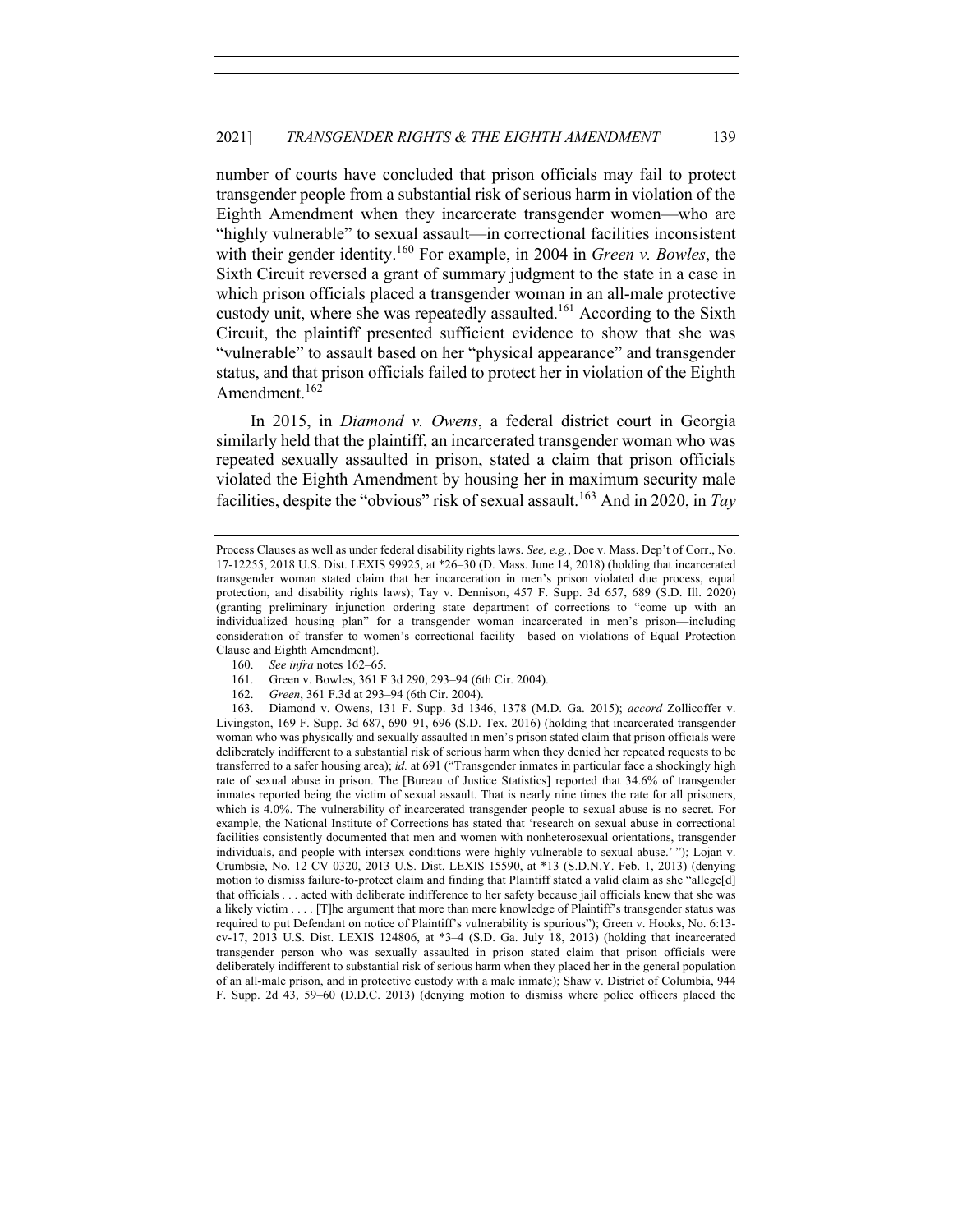number of courts have concluded that prison officials may fail to protect transgender people from a substantial risk of serious harm in violation of the Eighth Amendment when they incarcerate transgender women—who are "highly vulnerable" to sexual assault—in correctional facilities inconsistent with their gender identity.[160] For example, in 2004 in *Green v. Bowles*, the Sixth Circuit reversed a grant of summary judgment to the state in a case in which prison officials placed a transgender woman in an all-male protective custody unit, where she was repeatedly assaulted.[161] According to the Sixth Circuit, the plaintiff presented sufficient evidence to show that she was "vulnerable" to assault based on her "physical appearance" and transgender status, and that prison officials failed to protect her in violation of the Eighth Amendment.[162]

In 2015, in *Diamond v. Owens*, a federal district court in Georgia similarly held that the plaintiff, an incarcerated transgender woman who was repeated sexually assaulted in prison, stated a claim that prison officials violated the Eighth Amendment by housing her in maximum security male facilities, despite the "obvious" risk of sexual assault.[163] And in 2020, in *Tay*

---

Process Clauses as well as under federal disability rights laws. *See, e.g.*, Doe v. Mass. Dep't of Corr., No. 17-12255, 2018 U.S. Dist. LEXIS 99925, at *26–30 (D. Mass. June 14, 2018) (holding that incarcerated transgender woman stated claim that her incarceration in men's prison violated due process, equal protection, and disability rights laws); Tay v. Dennison, 457 F. Supp. 3d 657, 689 (S.D. Ill. 2020) (granting preliminary injunction ordering state department of corrections to "come up with an individualized housing plan" for a transgender woman incarcerated in men's prison—including consideration of transfer to women's correctional facility—based on violations of Equal Protection Clause and Eighth Amendment).

160. *See infra* notes 162–65.

161. Green v. Bowles, 361 F.3d 290, 293–94 (6th Cir. 2004).

162. *Green*, 361 F.3d at 293–94 (6th Cir. 2004).

163. Diamond v. Owens, 131 F. Supp. 3d 1346, 1378 (M.D. Ga. 2015); *accord* Zollicoffer v. Livingston, 169 F. Supp. 3d 687, 690–91, 696 (S.D. Tex. 2016) (holding that incarcerated transgender woman who was physically and sexually assaulted in men's prison stated claim that prison officials were deliberately indifferent to a substantial risk of serious harm when they denied her repeated requests to be transferred to a safer housing area); *id.* at 691 ("Transgender inmates in particular face a shockingly high rate of sexual abuse in prison. The [Bureau of Justice Statistics] reported that 34.6% of transgender inmates reported being the victim of sexual assault. That is nearly nine times the rate for all prisoners, which is 4.0%. The vulnerability of incarcerated transgender people to sexual abuse is no secret. For example, the National Institute of Corrections has stated that 'research on sexual abuse in correctional facilities consistently documented that men and women with nonheterosexual orientations, transgender individuals, and people with intersex conditions were highly vulnerable to sexual abuse.' "); Lojan v. Crumbsie, No. 12 CV 0320, 2013 U.S. Dist. LEXIS 15590, at *13 (S.D.N.Y. Feb. 1, 2013) (denying motion to dismiss failure-to-protect claim and finding that Plaintiff stated a valid claim as she "allege[d] that officials . . . acted with deliberate indifference to her safety because jail officials knew that she was a likely victim . . . . [T]he argument that more than mere knowledge of Plaintiff's transgender status was required to put Defendant on notice of Plaintiff's vulnerability is spurious"); Green v. Hooks, No. 6:13-cv-17, 2013 U.S. Dist. LEXIS 124806, at *3–4 (S.D. Ga. July 18, 2013) (holding that incarcerated transgender person who was sexually assaulted in prison stated claim that prison officials were deliberately indifferent to substantial risk of serious harm when they placed her in the general population of an all-male prison, and in protective custody with a male inmate); Shaw v. District of Columbia, 944 F. Supp. 2d 43, 59–60 (D.D.C. 2013) (denying motion to dismiss where police officers placed the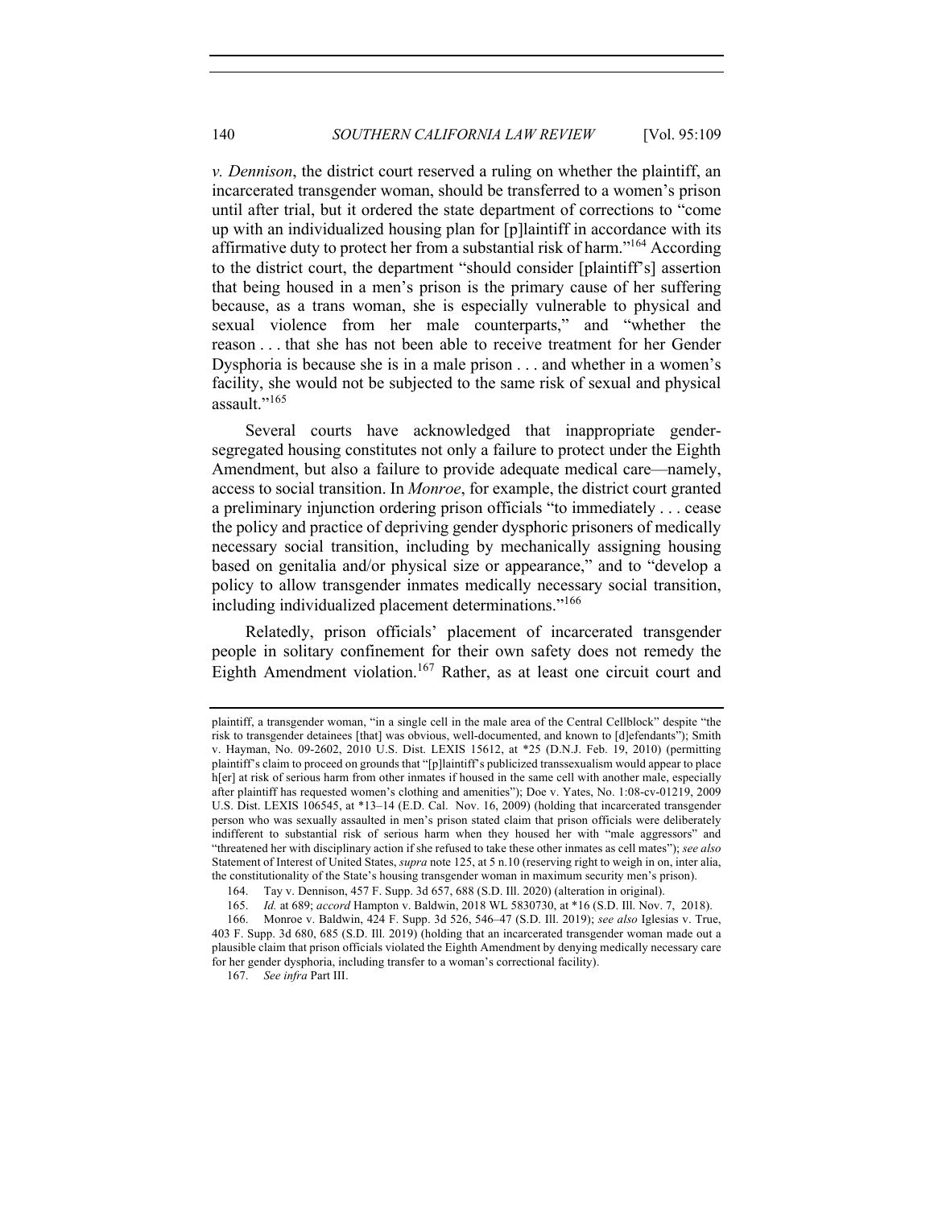*v. Dennison*, the district court reserved a ruling on whether the plaintiff, an incarcerated transgender woman, should be transferred to a women's prison until after trial, but it ordered the state department of corrections to "come up with an individualized housing plan for [p]laintiff in accordance with its affirmative duty to protect her from a substantial risk of harm."[164] According to the district court, the department "should consider [plaintiff's] assertion that being housed in a men's prison is the primary cause of her suffering because, as a trans woman, she is especially vulnerable to physical and sexual violence from her male counterparts," and "whether the reason . . . that she has not been able to receive treatment for her Gender Dysphoria is because she is in a male prison . . . and whether in a women's facility, she would not be subjected to the same risk of sexual and physical assault."[165]

Several courts have acknowledged that inappropriate gender-segregated housing constitutes not only a failure to protect under the Eighth Amendment, but also a failure to provide adequate medical care—namely, access to social transition. In *Monroe*, for example, the district court granted a preliminary injunction ordering prison officials "to immediately . . . cease the policy and practice of depriving gender dysphoric prisoners of medically necessary social transition, including by mechanically assigning housing based on genitalia and/or physical size or appearance," and to "develop a policy to allow transgender inmates medically necessary social transition, including individualized placement determinations."[166]

Relatedly, prison officials' placement of incarcerated transgender people in solitary confinement for their own safety does not remedy the Eighth Amendment violation.[167] Rather, as at least one circuit court and

---

plaintiff, a transgender woman, "in a single cell in the male area of the Central Cellblock" despite "the risk to transgender detainees [that] was obvious, well-documented, and known to [d]efendants"); Smith v. Hayman, No. 09-2602, 2010 U.S. Dist. LEXIS 15612, at *25 (D.N.J. Feb. 19, 2010) (permitting plaintiff's claim to proceed on grounds that "[p]laintiff's publicized transsexualism would appear to place h[er] at risk of serious harm from other inmates if housed in the same cell with another male, especially after plaintiff has requested women's clothing and amenities"); Doe v. Yates, No. 1:08-cv-01219, 2009 U.S. Dist. LEXIS 106545, at *13–14 (E.D. Cal. Nov. 16, 2009) (holding that incarcerated transgender person who was sexually assaulted in men's prison stated claim that prison officials were deliberately indifferent to substantial risk of serious harm when they housed her with "male aggressors" and "threatened her with disciplinary action if she refused to take these other inmates as cell mates"); *see also* Statement of Interest of United States, *supra* note 125, at 5 n.10 (reserving right to weigh in on, inter alia, the constitutionality of the State's housing transgender woman in maximum security men's prison).

164. Tay v. Dennison, 457 F. Supp. 3d 657, 688 (S.D. Ill. 2020) (alteration in original).

165. *Id.* at 689; *accord* Hampton v. Baldwin, 2018 WL 5830730, at *16 (S.D. Ill. Nov. 7, 2018).

166. Monroe v. Baldwin, 424 F. Supp. 3d 526, 546–47 (S.D. Ill. 2019); *see also* Iglesias v. True, 403 F. Supp. 3d 680, 685 (S.D. Ill. 2019) (holding that an incarcerated transgender woman made out a plausible claim that prison officials violated the Eighth Amendment by denying medically necessary care for her gender dysphoria, including transfer to a woman's correctional facility).

167. *See infra* Part III.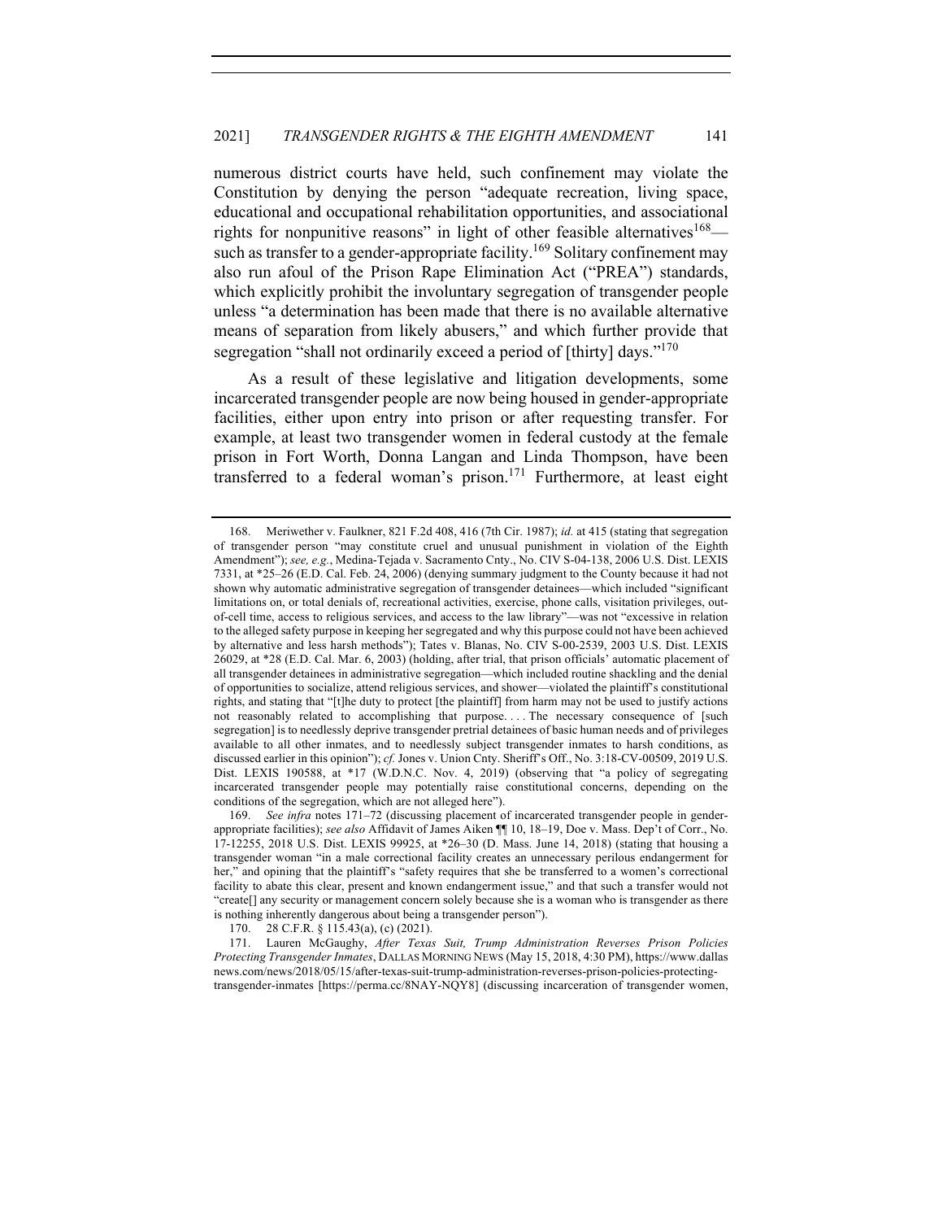numerous district courts have held, such confinement may violate the Constitution by denying the person "adequate recreation, living space, educational and occupational rehabilitation opportunities, and associational rights for nonpunitive reasons" in light of other feasible alternatives[168]—such as transfer to a gender-appropriate facility.[169] Solitary confinement may also run afoul of the Prison Rape Elimination Act ("PREA") standards, which explicitly prohibit the involuntary segregation of transgender people unless "a determination has been made that there is no available alternative means of separation from likely abusers," and which further provide that segregation "shall not ordinarily exceed a period of [thirty] days."[170]

As a result of these legislative and litigation developments, some incarcerated transgender people are now being housed in gender-appropriate facilities, either upon entry into prison or after requesting transfer. For example, at least two transgender women in federal custody at the female prison in Fort Worth, Donna Langan and Linda Thompson, have been transferred to a federal woman's prison.[171] Furthermore, at least eight

---

168. Meriwether v. Faulkner, 821 F.2d 408, 416 (7th Cir. 1987); *id.* at 415 (stating that segregation of transgender person "may constitute cruel and unusual punishment in violation of the Eighth Amendment"); *see, e.g.*, Medina-Tejada v. Sacramento Cnty., No. CIV S-04-138, 2006 U.S. Dist. LEXIS 7331, at *25–26 (E.D. Cal. Feb. 24, 2006) (denying summary judgment to the County because it had not shown why automatic administrative segregation of transgender detainees—which included "significant limitations on, or total denials of, recreational activities, exercise, phone calls, visitation privileges, out-of-cell time, access to religious services, and access to the law library"—was not "excessive in relation to the alleged safety purpose in keeping her segregated and why this purpose could not have been achieved by alternative and less harsh methods"); Tates v. Blanas, No. CIV S-00-2539, 2003 U.S. Dist. LEXIS 26029, at *28 (E.D. Cal. Mar. 6, 2003) (holding, after trial, that prison officials' automatic placement of all transgender detainees in administrative segregation—which included routine shackling and the denial of opportunities to socialize, attend religious services, and shower—violated the plaintiff's constitutional rights, and stating that "[t]he duty to protect [the plaintiff] from harm may not be used to justify actions not reasonably related to accomplishing that purpose. . . . The necessary consequence of [such segregation] is to needlessly deprive transgender pretrial detainees of basic human needs and of privileges available to all other inmates, and to needlessly subject transgender inmates to harsh conditions, as discussed earlier in this opinion"); *cf.* Jones v. Union Cnty. Sheriff's Off., No. 3:18-CV-00509, 2019 U.S. Dist. LEXIS 190588, at *17 (W.D.N.C. Nov. 4, 2019) (observing that "a policy of segregating incarcerated transgender people may potentially raise constitutional concerns, depending on the conditions of the segregation, which are not alleged here").

169. *See infra* notes 171–72 (discussing placement of incarcerated transgender people in gender-appropriate facilities); *see also* Affidavit of James Aiken ¶¶ 10, 18–19, Doe v. Mass. Dep't of Corr., No. 17-12255, 2018 U.S. Dist. LEXIS 99925, at *26–30 (D. Mass. June 14, 2018) (stating that housing a transgender woman "in a male correctional facility creates an unnecessary perilous endangerment for her," and opining that the plaintiff's "safety requires that she be transferred to a women's correctional facility to abate this clear, present and known endangerment issue," and that such a transfer would not "create[] any security or management concern solely because she is a woman who is transgender as there is nothing inherently dangerous about being a transgender person").

170. 28 C.F.R. § 115.43(a), (c) (2021).

171. Lauren McGaughy, *After Texas Suit, Trump Administration Reverses Prison Policies Protecting Transgender Inmates*, DALLAS MORNING NEWS (May 15, 2018, 4:30 PM), https://www.dallasnews.com/news/2018/05/15/after-texas-suit-trump-administration-reverses-prison-policies-protecting-transgender-inmates [https://perma.cc/8NAY-NQY8] (discussing incarceration of transgender women,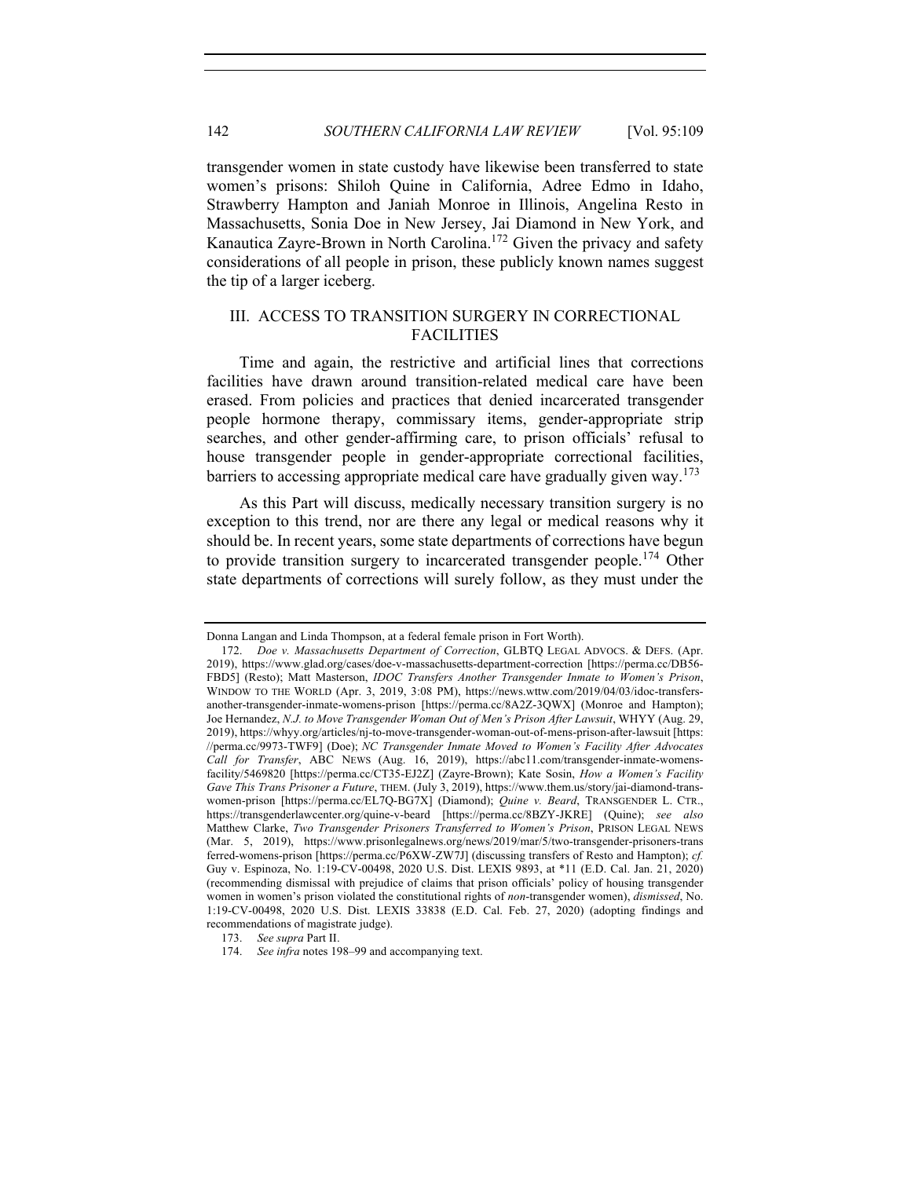transgender women in state custody have likewise been transferred to state women's prisons: Shiloh Quine in California, Adree Edmo in Idaho, Strawberry Hampton and Janiah Monroe in Illinois, Angelina Resto in Massachusetts, Sonia Doe in New Jersey, Jai Diamond in New York, and Kanautica Zayre-Brown in North Carolina.[172] Given the privacy and safety considerations of all people in prison, these publicly known names suggest the tip of a larger iceberg.

## III. ACCESS TO TRANSITION SURGERY IN CORRECTIONAL FACILITIES

Time and again, the restrictive and artificial lines that corrections facilities have drawn around transition-related medical care have been erased. From policies and practices that denied incarcerated transgender people hormone therapy, commissary items, gender-appropriate strip searches, and other gender-affirming care, to prison officials' refusal to house transgender people in gender-appropriate correctional facilities, barriers to accessing appropriate medical care have gradually given way.[173]

As this Part will discuss, medically necessary transition surgery is no exception to this trend, nor are there any legal or medical reasons why it should be. In recent years, some state departments of corrections have begun to provide transition surgery to incarcerated transgender people.[174] Other state departments of corrections will surely follow, as they must under the

---

Donna Langan and Linda Thompson, at a federal female prison in Fort Worth).

172. *Doe v. Massachusetts Department of Correction*, GLBTQ LEGAL ADVOCS. & DEFS. (Apr. 2019), https://www.glad.org/cases/doe-v-massachusetts-department-correction [https://perma.cc/DB56-FBD5] (Resto); Matt Masterson, *IDOC Transfers Another Transgender Inmate to Women's Prison*, WINDOW TO THE WORLD (Apr. 3, 2019, 3:08 PM), https://news.wttw.com/2019/04/03/idoc-transfers-another-transgender-inmate-womens-prison [https://perma.cc/8A2Z-3QWX] (Monroe and Hampton); Joe Hernandez, *N.J. to Move Transgender Woman Out of Men's Prison After Lawsuit*, WHYY (Aug. 29, 2019), https://whyy.org/articles/nj-to-move-transgender-woman-out-of-mens-prison-after-lawsuit [https://perma.cc/9973-TWF9] (Doe); *NC Transgender Inmate Moved to Women's Facility After Advocates Call for Transfer*, ABC NEWS (Aug. 16, 2019), https://abc11.com/transgender-inmate-womens-facility/5469820 [https://perma.cc/CT35-EJ2Z] (Zayre-Brown); Kate Sosin, *How a Women's Facility Gave This Trans Prisoner a Future*, THEM. (July 3, 2019), https://www.them.us/story/jai-diamond-trans-women-prison [https://perma.cc/EL7Q-BG7X] (Diamond); *Quine v. Beard*, TRANSGENDER L. CTR., https://transgenderlawcenter.org/quine-v-beard [https://perma.cc/8BZY-JKRE] (Quine); *see also* Matthew Clarke, *Two Transgender Prisoners Transferred to Women's Prison*, PRISON LEGAL NEWS (Mar. 5, 2019), https://www.prisonlegalnews.org/news/2019/mar/5/two-transgender-prisoners-transferred-womens-prison [https://perma.cc/P6XW-ZW7J] (discussing transfers of Resto and Hampton); *cf.* Guy v. Espinoza, No. 1:19-CV-00498, 2020 U.S. Dist. LEXIS 9893, at *11 (E.D. Cal. Jan. 21, 2020) (recommending dismissal with prejudice of claims that prison officials' policy of housing transgender women in women's prison violated the constitutional rights of *non*-transgender women), *dismissed*, No. 1:19-CV-00498, 2020 U.S. Dist. LEXIS 33838 (E.D. Cal. Feb. 27, 2020) (adopting findings and recommendations of magistrate judge).

173. *See supra* Part II.

174. *See infra* notes 198–99 and accompanying text.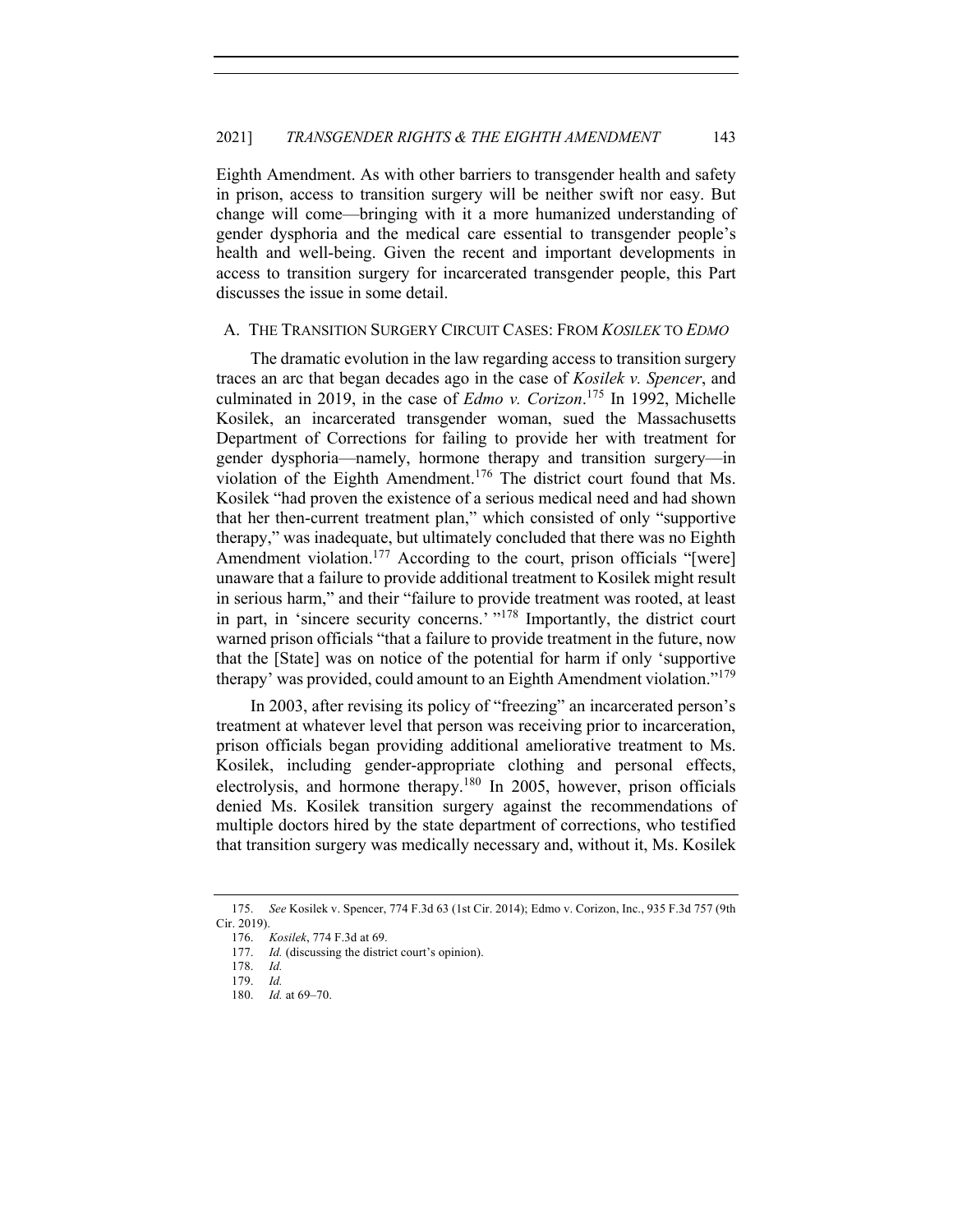Eighth Amendment. As with other barriers to transgender health and safety in prison, access to transition surgery will be neither swift nor easy. But change will come—bringing with it a more humanized understanding of gender dysphoria and the medical care essential to transgender people's health and well-being. Given the recent and important developments in access to transition surgery for incarcerated transgender people, this Part discusses the issue in some detail.

## A. THE TRANSITION SURGERY CIRCUIT CASES: FROM *KOSILEK* TO *EDMO*

The dramatic evolution in the law regarding access to transition surgery traces an arc that began decades ago in the case of *Kosilek v. Spencer*, and culminated in 2019, in the case of *Edmo v. Corizon*.[175] In 1992, Michelle Kosilek, an incarcerated transgender woman, sued the Massachusetts Department of Corrections for failing to provide her with treatment for gender dysphoria—namely, hormone therapy and transition surgery—in violation of the Eighth Amendment.[176] The district court found that Ms. Kosilek "had proven the existence of a serious medical need and had shown that her then-current treatment plan," which consisted of only "supportive therapy," was inadequate, but ultimately concluded that there was no Eighth Amendment violation.[177] According to the court, prison officials "[were] unaware that a failure to provide additional treatment to Kosilek might result in serious harm," and their "failure to provide treatment was rooted, at least in part, in 'sincere security concerns.' "[178] Importantly, the district court warned prison officials "that a failure to provide treatment in the future, now that the [State] was on notice of the potential for harm if only 'supportive therapy' was provided, could amount to an Eighth Amendment violation."[179]

In 2003, after revising its policy of "freezing" an incarcerated person's treatment at whatever level that person was receiving prior to incarceration, prison officials began providing additional ameliorative treatment to Ms. Kosilek, including gender-appropriate clothing and personal effects, electrolysis, and hormone therapy.[180] In 2005, however, prison officials denied Ms. Kosilek transition surgery against the recommendations of multiple doctors hired by the state department of corrections, who testified that transition surgery was medically necessary and, without it, Ms. Kosilek

---

175. *See* Kosilek v. Spencer, 774 F.3d 63 (1st Cir. 2014); Edmo v. Corizon, Inc., 935 F.3d 757 (9th Cir. 2019).

176. *Kosilek*, 774 F.3d at 69.

177. *Id.* (discussing the district court's opinion).

178. *Id.*

179. *Id.*

180. *Id.* at 69–70.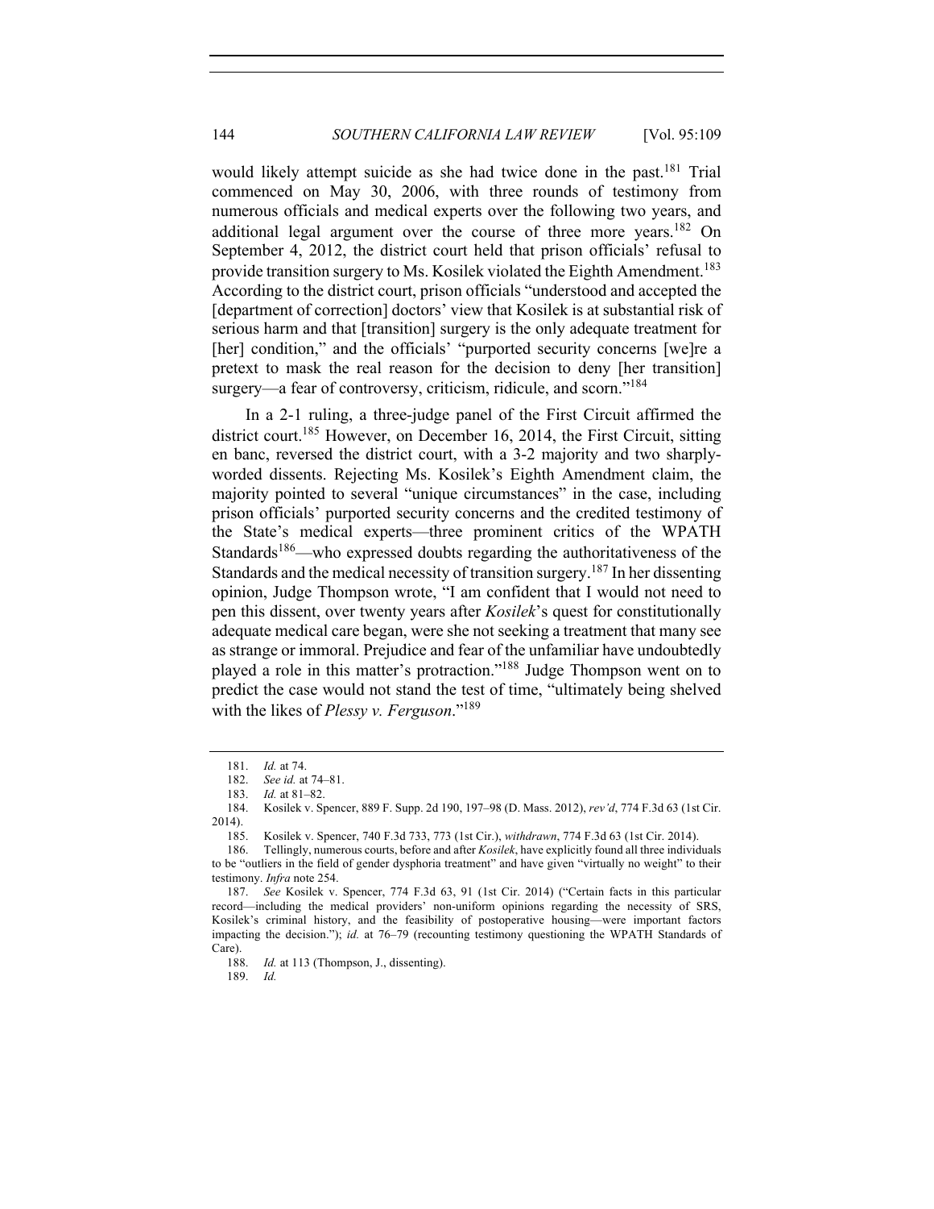would likely attempt suicide as she had twice done in the past.[181] Trial commenced on May 30, 2006, with three rounds of testimony from numerous officials and medical experts over the following two years, and additional legal argument over the course of three more years.[182] On September 4, 2012, the district court held that prison officials' refusal to provide transition surgery to Ms. Kosilek violated the Eighth Amendment.[183] According to the district court, prison officials "understood and accepted the [department of correction] doctors' view that Kosilek is at substantial risk of serious harm and that [transition] surgery is the only adequate treatment for [her] condition," and the officials' "purported security concerns [we]re a pretext to mask the real reason for the decision to deny [her transition] surgery—a fear of controversy, criticism, ridicule, and scorn."[184]

In a 2-1 ruling, a three-judge panel of the First Circuit affirmed the district court.[185] However, on December 16, 2014, the First Circuit, sitting en banc, reversed the district court, with a 3-2 majority and two sharply-worded dissents. Rejecting Ms. Kosilek's Eighth Amendment claim, the majority pointed to several "unique circumstances" in the case, including prison officials' purported security concerns and the credited testimony of the State's medical experts—three prominent critics of the WPATH Standards[186]—who expressed doubts regarding the authoritativeness of the Standards and the medical necessity of transition surgery.[187] In her dissenting opinion, Judge Thompson wrote, "I am confident that I would not need to pen this dissent, over twenty years after *Kosilek*'s quest for constitutionally adequate medical care began, were she not seeking a treatment that many see as strange or immoral. Prejudice and fear of the unfamiliar have undoubtedly played a role in this matter's protraction."[188] Judge Thompson went on to predict the case would not stand the test of time, "ultimately being shelved with the likes of *Plessy v. Ferguson*."[189]

---

181. *Id.* at 74.

182. *See id.* at 74–81.

183. *Id.* at 81–82.

184. Kosilek v. Spencer, 889 F. Supp. 2d 190, 197–98 (D. Mass. 2012), *rev'd*, 774 F.3d 63 (1st Cir. 2014).

185. Kosilek v. Spencer, 740 F.3d 733, 773 (1st Cir.), *withdrawn*, 774 F.3d 63 (1st Cir. 2014).

186. Tellingly, numerous courts, before and after *Kosilek*, have explicitly found all three individuals to be "outliers in the field of gender dysphoria treatment" and have given "virtually no weight" to their testimony. *Infra* note 254.

187. *See* Kosilek v. Spencer, 774 F.3d 63, 91 (1st Cir. 2014) ("Certain facts in this particular record—including the medical providers' non-uniform opinions regarding the necessity of SRS, Kosilek's criminal history, and the feasibility of postoperative housing—were important factors impacting the decision."); *id.* at 76–79 (recounting testimony questioning the WPATH Standards of Care).

188. *Id.* at 113 (Thompson, J., dissenting).

189. *Id.*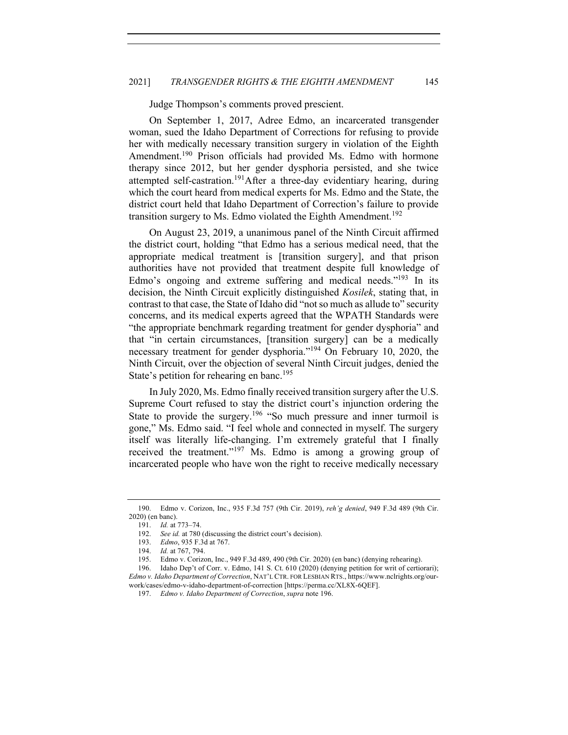Judge Thompson's comments proved prescient.

On September 1, 2017, Adree Edmo, an incarcerated transgender woman, sued the Idaho Department of Corrections for refusing to provide her with medically necessary transition surgery in violation of the Eighth Amendment.[190] Prison officials had provided Ms. Edmo with hormone therapy since 2012, but her gender dysphoria persisted, and she twice attempted self-castration.[191]After a three-day evidentiary hearing, during which the court heard from medical experts for Ms. Edmo and the State, the district court held that Idaho Department of Correction's failure to provide transition surgery to Ms. Edmo violated the Eighth Amendment.[192]

On August 23, 2019, a unanimous panel of the Ninth Circuit affirmed the district court, holding "that Edmo has a serious medical need, that the appropriate medical treatment is [transition surgery], and that prison authorities have not provided that treatment despite full knowledge of Edmo's ongoing and extreme suffering and medical needs."[193] In its decision, the Ninth Circuit explicitly distinguished *Kosilek*, stating that, in contrast to that case, the State of Idaho did "not so much as allude to" security concerns, and its medical experts agreed that the WPATH Standards were "the appropriate benchmark regarding treatment for gender dysphoria" and that "in certain circumstances, [transition surgery] can be a medically necessary treatment for gender dysphoria."[194] On February 10, 2020, the Ninth Circuit, over the objection of several Ninth Circuit judges, denied the State's petition for rehearing en banc.[195]

In July 2020, Ms. Edmo finally received transition surgery after the U.S. Supreme Court refused to stay the district court's injunction ordering the State to provide the surgery.[196] "So much pressure and inner turmoil is gone," Ms. Edmo said. "I feel whole and connected in myself. The surgery itself was literally life-changing. I'm extremely grateful that I finally received the treatment."[197] Ms. Edmo is among a growing group of incarcerated people who have won the right to receive medically necessary

---

190. Edmo v. Corizon, Inc., 935 F.3d 757 (9th Cir. 2019), *reh'g denied*, 949 F.3d 489 (9th Cir. 2020) (en banc).

191. *Id.* at 773–74.

192. *See id.* at 780 (discussing the district court's decision).

193. *Edmo*, 935 F.3d at 767.

194. *Id.* at 767, 794.

195. Edmo v. Corizon, Inc., 949 F.3d 489, 490 (9th Cir. 2020) (en banc) (denying rehearing).

196. Idaho Dep't of Corr. v. Edmo, 141 S. Ct. 610 (2020) (denying petition for writ of certiorari); *Edmo v. Idaho Department of Correction*, NAT'L CTR. FOR LESBIAN RTS., https://www.nclrights.org/our-work/cases/edmo-v-idaho-department-of-correction [https://perma.cc/XL8X-6QEF].

197. *Edmo v. Idaho Department of Correction*, *supra* note 196.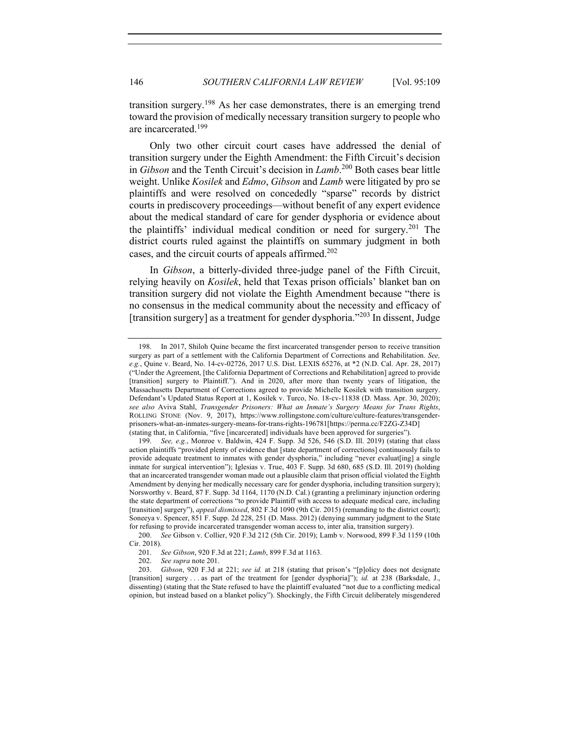transition surgery.[198] As her case demonstrates, there is an emerging trend toward the provision of medically necessary transition surgery to people who are incarcerated.[199]

Only two other circuit court cases have addressed the denial of transition surgery under the Eighth Amendment: the Fifth Circuit's decision in *Gibson* and the Tenth Circuit's decision in *Lamb*.[200] Both cases bear little weight. Unlike *Kosilek* and *Edmo*, *Gibson* and *Lamb* were litigated by pro se plaintiffs and were resolved on concededly "sparse" records by district courts in prediscovery proceedings—without benefit of any expert evidence about the medical standard of care for gender dysphoria or evidence about the plaintiffs' individual medical condition or need for surgery.[201] The district courts ruled against the plaintiffs on summary judgment in both cases, and the circuit courts of appeals affirmed.[202]

In *Gibson*, a bitterly-divided three-judge panel of the Fifth Circuit, relying heavily on *Kosilek*, held that Texas prison officials' blanket ban on transition surgery did not violate the Eighth Amendment because "there is no consensus in the medical community about the necessity and efficacy of [transition surgery] as a treatment for gender dysphoria."[203] In dissent, Judge

---

198. In 2017, Shiloh Quine became the first incarcerated transgender person to receive transition surgery as part of a settlement with the California Department of Corrections and Rehabilitation. *See, e.g.*, Quine v. Beard, No. 14-cv-02726, 2017 U.S. Dist. LEXIS 65276, at *2 (N.D. Cal. Apr. 28, 2017) ("Under the Agreement, [the California Department of Corrections and Rehabilitation] agreed to provide [transition] surgery to Plaintiff."). And in 2020, after more than twenty years of litigation, the Massachusetts Department of Corrections agreed to provide Michelle Kosilek with transition surgery. Defendant's Updated Status Report at 1, Kosilek v. Turco, No. 18-cv-11838 (D. Mass. Apr. 30, 2020); *see also* Aviva Stahl, *Transgender Prisoners: What an Inmate's Surgery Means for Trans Rights*, ROLLING STONE (Nov. 9, 2017), https://www.rollingstone.com/culture/culture-features/transgender-prisoners-what-an-inmates-surgery-means-for-trans-rights-196781[https://perma.cc/F2ZG-Z34D] (stating that, in California, "five [incarcerated] individuals have been approved for surgeries").

199. *See, e.g.*, Monroe v. Baldwin, 424 F. Supp. 3d 526, 546 (S.D. Ill. 2019) (stating that class action plaintiffs "provided plenty of evidence that [state department of corrections] continuously fails to provide adequate treatment to inmates with gender dysphoria," including "never evaluat[ing] a single inmate for surgical intervention"); Iglesias v. True, 403 F. Supp. 3d 680, 685 (S.D. Ill. 2019) (holding that an incarcerated transgender woman made out a plausible claim that prison official violated the Eighth Amendment by denying her medically necessary care for gender dysphoria, including transition surgery); Norsworthy v. Beard, 87 F. Supp. 3d 1164, 1170 (N.D. Cal.) (granting a preliminary injunction ordering the state department of corrections "to provide Plaintiff with access to adequate medical care, including [transition] surgery"), *appeal dismissed*, 802 F.3d 1090 (9th Cir. 2015) (remanding to the district court); Soneeya v. Spencer, 851 F. Supp. 2d 228, 251 (D. Mass. 2012) (denying summary judgment to the State for refusing to provide incarcerated transgender woman access to, inter alia, transition surgery).

200. *See* Gibson v. Collier, 920 F.3d 212 (5th Cir. 2019); Lamb v. Norwood, 899 F.3d 1159 (10th Cir. 2018).

201. *See Gibson*, 920 F.3d at 221; *Lamb*, 899 F.3d at 1163.

202. *See supra* note 201.

203. *Gibson*, 920 F.3d at 221; *see id.* at 218 (stating that prison's "[p]olicy does not designate [transition] surgery . . . as part of the treatment for [gender dysphoria]"); *id.* at 238 (Barksdale, J., dissenting) (stating that the State refused to have the plaintiff evaluated "not due to a conflicting medical opinion, but instead based on a blanket policy"). Shockingly, the Fifth Circuit deliberately misgendered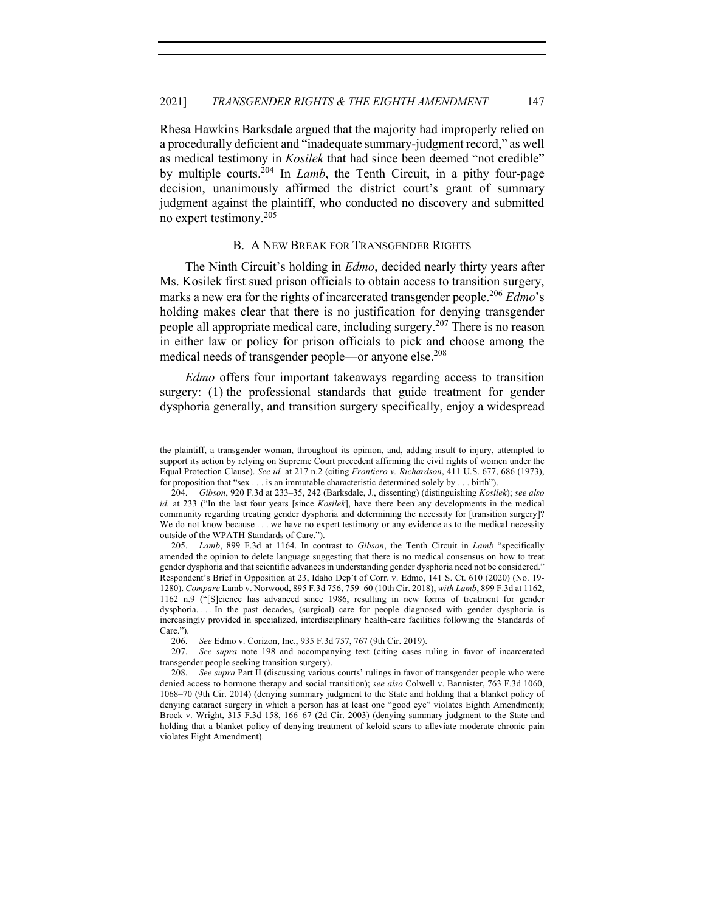Rhesa Hawkins Barksdale argued that the majority had improperly relied on a procedurally deficient and "inadequate summary-judgment record," as well as medical testimony in *Kosilek* that had since been deemed "not credible" by multiple courts.[204] In *Lamb*, the Tenth Circuit, in a pithy four-page decision, unanimously affirmed the district court's grant of summary judgment against the plaintiff, who conducted no discovery and submitted no expert testimony.[205]

## B. A New Break for Transgender Rights

The Ninth Circuit's holding in *Edmo*, decided nearly thirty years after Ms. Kosilek first sued prison officials to obtain access to transition surgery, marks a new era for the rights of incarcerated transgender people.[206] *Edmo*'s holding makes clear that there is no justification for denying transgender people all appropriate medical care, including surgery.[207] There is no reason in either law or policy for prison officials to pick and choose among the medical needs of transgender people—or anyone else.[208]

*Edmo* offers four important takeaways regarding access to transition surgery: (1) the professional standards that guide treatment for gender dysphoria generally, and transition surgery specifically, enjoy a widespread

---

the plaintiff, a transgender woman, throughout its opinion, and, adding insult to injury, attempted to support its action by relying on Supreme Court precedent affirming the civil rights of women under the Equal Protection Clause). *See id.* at 217 n.2 (citing *Frontiero v. Richardson*, 411 U.S. 677, 686 (1973), for proposition that "sex . . . is an immutable characteristic determined solely by . . . birth").

204. *Gibson*, 920 F.3d at 233–35, 242 (Barksdale, J., dissenting) (distinguishing *Kosilek*); *see also id.* at 233 ("In the last four years [since *Kosilek*], have there been any developments in the medical community regarding treating gender dysphoria and determining the necessity for [transition surgery]? We do not know because . . . we have no expert testimony or any evidence as to the medical necessity outside of the WPATH Standards of Care.").

205. *Lamb*, 899 F.3d at 1164. In contrast to *Gibson*, the Tenth Circuit in *Lamb* "specifically amended the opinion to delete language suggesting that there is no medical consensus on how to treat gender dysphoria and that scientific advances in understanding gender dysphoria need not be considered." Respondent's Brief in Opposition at 23, Idaho Dep't of Corr. v. Edmo, 141 S. Ct. 610 (2020) (No. 19-1280). *Compare* Lamb v. Norwood, 895 F.3d 756, 759–60 (10th Cir. 2018), *with Lamb*, 899 F.3d at 1162, 1162 n.9 ("[S]cience has advanced since 1986, resulting in new forms of treatment for gender dysphoria. . . . In the past decades, (surgical) care for people diagnosed with gender dysphoria is increasingly provided in specialized, interdisciplinary health-care facilities following the Standards of Care.").

206. *See* Edmo v. Corizon, Inc., 935 F.3d 757, 767 (9th Cir. 2019).

207. *See supra* note 198 and accompanying text (citing cases ruling in favor of incarcerated transgender people seeking transition surgery).

208. *See supra* Part II (discussing various courts' rulings in favor of transgender people who were denied access to hormone therapy and social transition); *see also* Colwell v. Bannister, 763 F.3d 1060, 1068–70 (9th Cir. 2014) (denying summary judgment to the State and holding that a blanket policy of denying cataract surgery in which a person has at least one "good eye" violates Eighth Amendment); Brock v. Wright, 315 F.3d 158, 166–67 (2d Cir. 2003) (denying summary judgment to the State and holding that a blanket policy of denying treatment of keloid scars to alleviate moderate chronic pain violates Eight Amendment).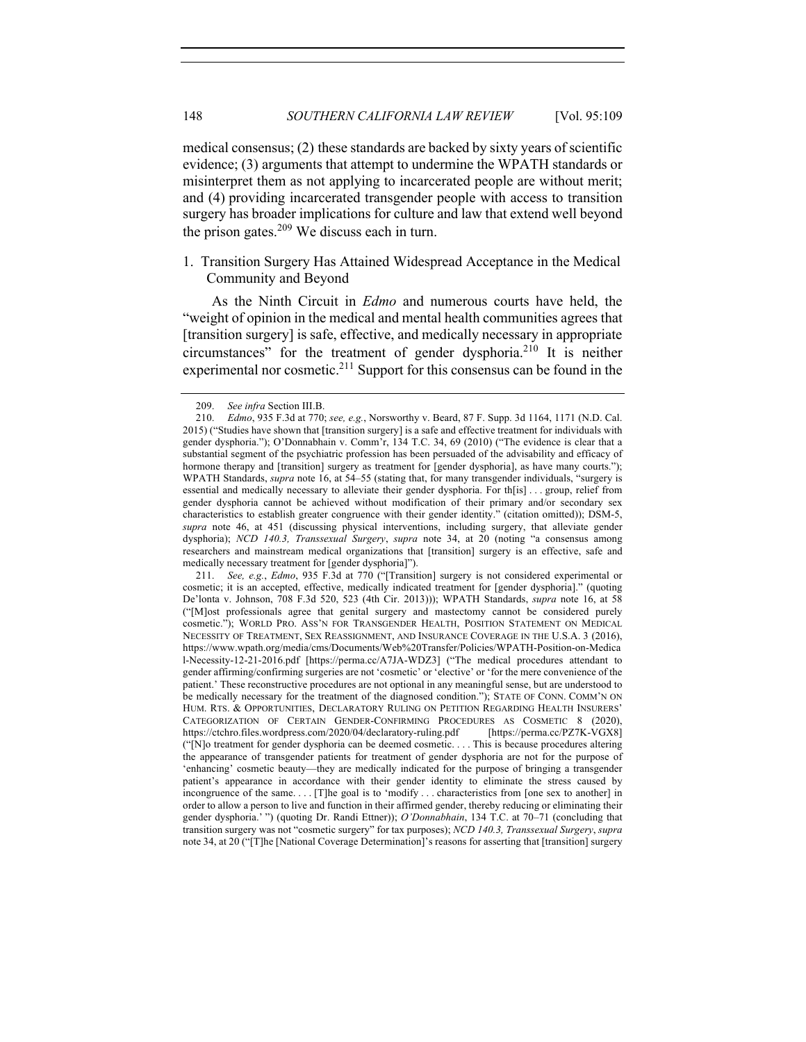medical consensus; (2) these standards are backed by sixty years of scientific evidence; (3) arguments that attempt to undermine the WPATH standards or misinterpret them as not applying to incarcerated people are without merit; and (4) providing incarcerated transgender people with access to transition surgery has broader implications for culture and law that extend well beyond the prison gates.[209] We discuss each in turn.

### 1. Transition Surgery Has Attained Widespread Acceptance in the Medical Community and Beyond

As the Ninth Circuit in *Edmo* and numerous courts have held, the "weight of opinion in the medical and mental health communities agrees that [transition surgery] is safe, effective, and medically necessary in appropriate circumstances" for the treatment of gender dysphoria.[210] It is neither experimental nor cosmetic.[211] Support for this consensus can be found in the

---

209. *See infra* Section III.B.

210. *Edmo*, 935 F.3d at 770; *see, e.g.*, Norsworthy v. Beard, 87 F. Supp. 3d 1164, 1171 (N.D. Cal. 2015) ("Studies have shown that [transition surgery] is a safe and effective treatment for individuals with gender dysphoria."); O'Donnabhain v. Comm'r, 134 T.C. 34, 69 (2010) ("The evidence is clear that a substantial segment of the psychiatric profession has been persuaded of the advisability and efficacy of hormone therapy and [transition] surgery as treatment for [gender dysphoria], as have many courts."); WPATH Standards, *supra* note 16, at 54–55 (stating that, for many transgender individuals, "surgery is essential and medically necessary to alleviate their gender dysphoria. For th[is] . . . group, relief from gender dysphoria cannot be achieved without modification of their primary and/or secondary sex characteristics to establish greater congruence with their gender identity." (citation omitted)); DSM-5, *supra* note 46, at 451 (discussing physical interventions, including surgery, that alleviate gender dysphoria); *NCD 140.3, Transsexual Surgery*, *supra* note 34, at 20 (noting "a consensus among researchers and mainstream medical organizations that [transition] surgery is an effective, safe and medically necessary treatment for [gender dysphoria]").

211. *See, e.g.*, *Edmo*, 935 F.3d at 770 ("[Transition] surgery is not considered experimental or cosmetic; it is an accepted, effective, medically indicated treatment for [gender dysphoria]." (quoting De'lonta v. Johnson, 708 F.3d 520, 523 (4th Cir. 2013))); WPATH Standards, *supra* note 16, at 58 ("[M]ost professionals agree that genital surgery and mastectomy cannot be considered purely cosmetic."); WORLD PRO. ASS'N FOR TRANSGENDER HEALTH, POSITION STATEMENT ON MEDICAL NECESSITY OF TREATMENT, SEX REASSIGNMENT, AND INSURANCE COVERAGE IN THE U.S.A. 3 (2016), https://www.wpath.org/media/cms/Documents/Web%20Transfer/Policies/WPATH-Position-on-Medical-Necessity-12-21-2016.pdf [https://perma.cc/A7JA-WDZ3] ("The medical procedures attendant to gender affirming/confirming surgeries are not 'cosmetic' or 'elective' or 'for the mere convenience of the patient.' These reconstructive procedures are not optional in any meaningful sense, but are understood to be medically necessary for the treatment of the diagnosed condition."); STATE OF CONN. COMM'N ON HUM. RTS. & OPPORTUNITIES, DECLARATORY RULING ON PETITION REGARDING HEALTH INSURERS' CATEGORIZATION OF CERTAIN GENDER-CONFIRMING PROCEDURES AS COSMETIC 8 (2020), https://ctchro.files.wordpress.com/2020/04/declaratory-ruling.pdf [https://perma.cc/PZ7K-VGX8] ("[N]o treatment for gender dysphoria can be deemed cosmetic. . . . This is because procedures altering the appearance of transgender patients for treatment of gender dysphoria are not for the purpose of 'enhancing' cosmetic beauty—they are medically indicated for the purpose of bringing a transgender patient's appearance in accordance with their gender identity to eliminate the stress caused by incongruence of the same. . . . [T]he goal is to 'modify . . . characteristics from [one sex to another] in order to allow a person to live and function in their affirmed gender, thereby reducing or eliminating their gender dysphoria.' ") (quoting Dr. Randi Ettner)); *O'Donnabhain*, 134 T.C. at 70–71 (concluding that transition surgery was not "cosmetic surgery" for tax purposes); *NCD 140.3, Transsexual Surgery*, *supra* note 34, at 20 ("[T]he [National Coverage Determination]'s reasons for asserting that [transition] surgery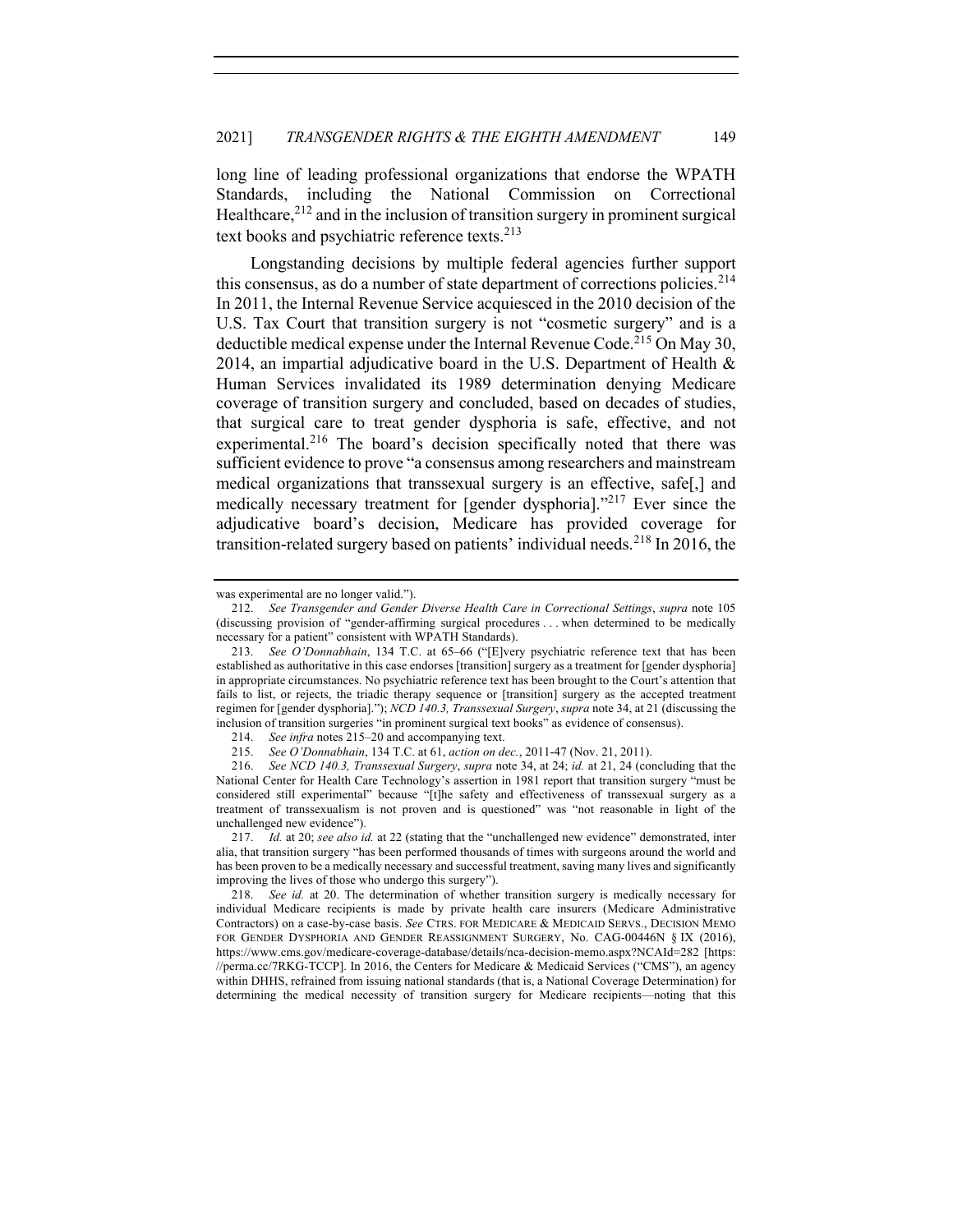long line of leading professional organizations that endorse the WPATH Standards, including the National Commission on Correctional Healthcare,[212] and in the inclusion of transition surgery in prominent surgical text books and psychiatric reference texts.[213]

Longstanding decisions by multiple federal agencies further support this consensus, as do a number of state department of corrections policies.[214] In 2011, the Internal Revenue Service acquiesced in the 2010 decision of the U.S. Tax Court that transition surgery is not "cosmetic surgery" and is a deductible medical expense under the Internal Revenue Code.[215] On May 30, 2014, an impartial adjudicative board in the U.S. Department of Health & Human Services invalidated its 1989 determination denying Medicare coverage of transition surgery and concluded, based on decades of studies, that surgical care to treat gender dysphoria is safe, effective, and not experimental.[216] The board's decision specifically noted that there was sufficient evidence to prove "a consensus among researchers and mainstream medical organizations that transsexual surgery is an effective, safe[,] and medically necessary treatment for [gender dysphoria]."[217] Ever since the adjudicative board's decision, Medicare has provided coverage for transition-related surgery based on patients' individual needs.[218] In 2016, the

---

was experimental are no longer valid.").

212. *See Transgender and Gender Diverse Health Care in Correctional Settings*, *supra* note 105 (discussing provision of "gender-affirming surgical procedures . . . when determined to be medically necessary for a patient" consistent with WPATH Standards).

213. *See O'Donnabhain*, 134 T.C. at 65–66 ("[E]very psychiatric reference text that has been established as authoritative in this case endorses [transition] surgery as a treatment for [gender dysphoria] in appropriate circumstances. No psychiatric reference text has been brought to the Court's attention that fails to list, or rejects, the triadic therapy sequence or [transition] surgery as the accepted treatment regimen for [gender dysphoria]."); *NCD 140.3, Transsexual Surgery*, *supra* note 34, at 21 (discussing the inclusion of transition surgeries "in prominent surgical text books" as evidence of consensus).

214. *See infra* notes 215–20 and accompanying text.

215. *See O'Donnabhain*, 134 T.C. at 61, *action on dec.*, 2011-47 (Nov. 21, 2011).

216. *See NCD 140.3, Transsexual Surgery*, *supra* note 34, at 24; *id.* at 21, 24 (concluding that the National Center for Health Care Technology's assertion in 1981 report that transition surgery "must be considered still experimental" because "[t]he safety and effectiveness of transsexual surgery as a treatment of transsexualism is not proven and is questioned" was "not reasonable in light of the unchallenged new evidence").

217. *Id.* at 20; *see also id.* at 22 (stating that the "unchallenged new evidence" demonstrated, inter alia, that transition surgery "has been performed thousands of times with surgeons around the world and has been proven to be a medically necessary and successful treatment, saving many lives and significantly improving the lives of those who undergo this surgery").

218. *See id.* at 20. The determination of whether transition surgery is medically necessary for individual Medicare recipients is made by private health care insurers (Medicare Administrative Contractors) on a case-by-case basis. *See* CTRS. FOR MEDICARE & MEDICAID SERVS., DECISION MEMO FOR GENDER DYSPHORIA AND GENDER REASSIGNMENT SURGERY, No. CAG-00446N § IX (2016), https://www.cms.gov/medicare-coverage-database/details/nca-decision-memo.aspx?NCAId=282 [https://perma.cc/7RKG-TCCP]. In 2016, the Centers for Medicare & Medicaid Services ("CMS"), an agency within DHHS, refrained from issuing national standards (that is, a National Coverage Determination) for determining the medical necessity of transition surgery for Medicare recipients—noting that this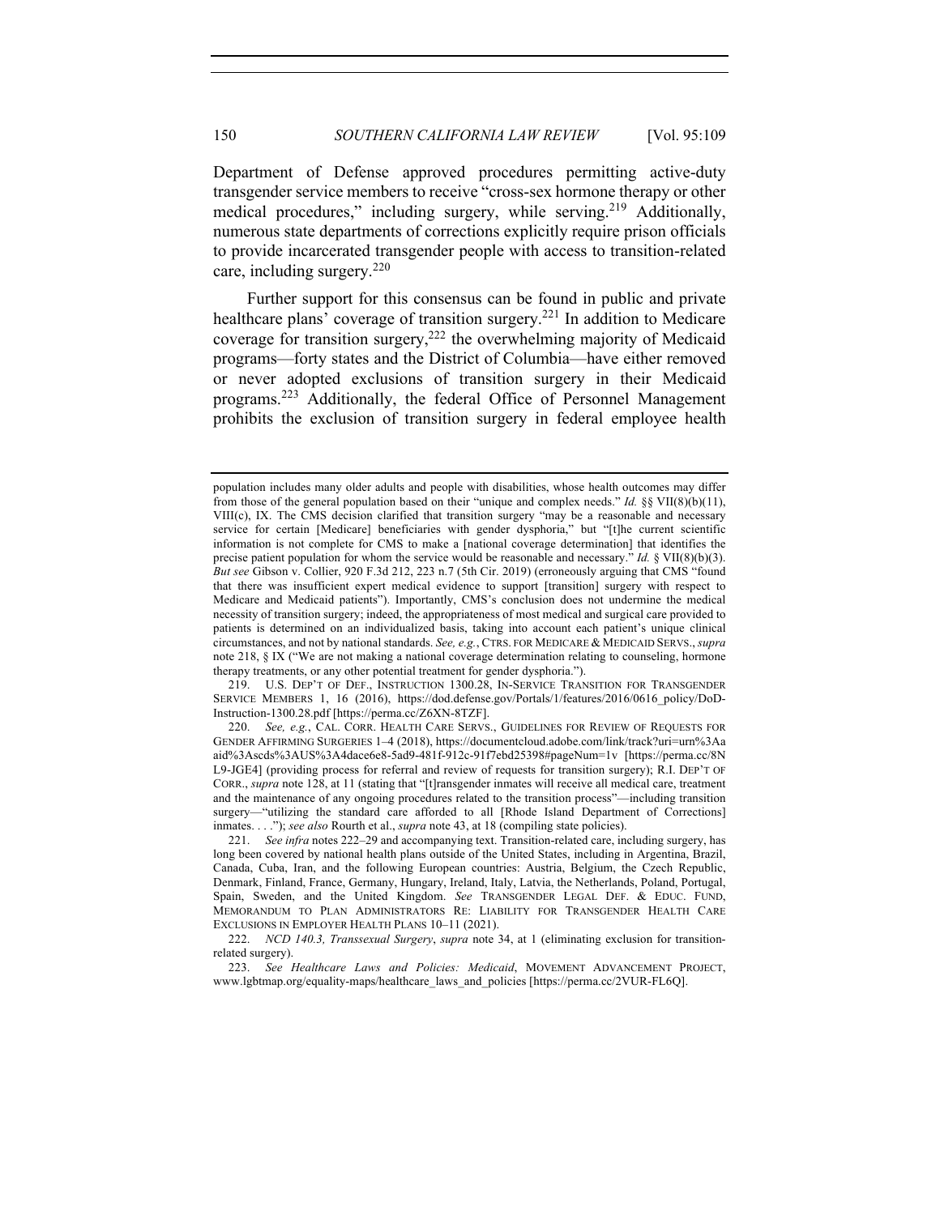Department of Defense approved procedures permitting active-duty transgender service members to receive "cross-sex hormone therapy or other medical procedures," including surgery, while serving.[219] Additionally, numerous state departments of corrections explicitly require prison officials to provide incarcerated transgender people with access to transition-related care, including surgery.[220]

Further support for this consensus can be found in public and private healthcare plans' coverage of transition surgery.[221] In addition to Medicare coverage for transition surgery,[222] the overwhelming majority of Medicaid programs—forty states and the District of Columbia—have either removed or never adopted exclusions of transition surgery in their Medicaid programs.[223] Additionally, the federal Office of Personnel Management prohibits the exclusion of transition surgery in federal employee health

---

population includes many older adults and people with disabilities, whose health outcomes may differ from those of the general population based on their "unique and complex needs." *Id.* §§ VII(8)(b)(11), VIII(c), IX. The CMS decision clarified that transition surgery "may be a reasonable and necessary service for certain [Medicare] beneficiaries with gender dysphoria," but "[t]he current scientific information is not complete for CMS to make a [national coverage determination] that identifies the precise patient population for whom the service would be reasonable and necessary." *Id.* § VII(8)(b)(3). *But see* Gibson v. Collier, 920 F.3d 212, 223 n.7 (5th Cir. 2019) (erroneously arguing that CMS "found that there was insufficient expert medical evidence to support [transition] surgery with respect to Medicare and Medicaid patients"). Importantly, CMS's conclusion does not undermine the medical necessity of transition surgery; indeed, the appropriateness of most medical and surgical care provided to patients is determined on an individualized basis, taking into account each patient's unique clinical circumstances, and not by national standards. *See, e.g.*, CTRS. FOR MEDICARE & MEDICAID SERVS., *supra* note 218, § IX ("We are not making a national coverage determination relating to counseling, hormone therapy treatments, or any other potential treatment for gender dysphoria.").

219. U.S. DEP'T OF DEF., INSTRUCTION 1300.28, IN-SERVICE TRANSITION FOR TRANSGENDER SERVICE MEMBERS 1, 16 (2016), https://dod.defense.gov/Portals/1/features/2016/0616_policy/DoD-Instruction-1300.28.pdf [https://perma.cc/Z6XN-8TZF].

220. *See, e.g.*, CAL. CORR. HEALTH CARE SERVS., GUIDELINES FOR REVIEW OF REQUESTS FOR GENDER AFFIRMING SURGERIES 1–4 (2018), https://documentcloud.adobe.com/link/track?uri=urn%3Aaaid%3Ascds%3AUS%3A4dace6e8-5ad9-481f-912c-91f7ebd25398#pageNum=1v [https://perma.cc/8NL9-JGE4] (providing process for referral and review of requests for transition surgery); R.I. DEP'T OF CORR., *supra* note 128, at 11 (stating that "[t]ransgender inmates will receive all medical care, treatment and the maintenance of any ongoing procedures related to the transition process"—including transition surgery—"utilizing the standard care afforded to all [Rhode Island Department of Corrections] inmates. . . ."); *see also* Rourth et al., *supra* note 43, at 18 (compiling state policies).

221. *See infra* notes 222–29 and accompanying text. Transition-related care, including surgery, has long been covered by national health plans outside of the United States, including in Argentina, Brazil, Canada, Cuba, Iran, and the following European countries: Austria, Belgium, the Czech Republic, Denmark, Finland, France, Germany, Hungary, Ireland, Italy, Latvia, the Netherlands, Poland, Portugal, Spain, Sweden, and the United Kingdom. *See* TRANSGENDER LEGAL DEF. & EDUC. FUND, MEMORANDUM TO PLAN ADMINISTRATORS RE: LIABILITY FOR TRANSGENDER HEALTH CARE EXCLUSIONS IN EMPLOYER HEALTH PLANS 10–11 (2021).

222. *NCD 140.3, Transsexual Surgery*, *supra* note 34, at 1 (eliminating exclusion for transition-related surgery).

223. *See Healthcare Laws and Policies: Medicaid*, MOVEMENT ADVANCEMENT PROJECT, www.lgbtmap.org/equality-maps/healthcare_laws_and_policies [https://perma.cc/2VUR-FL6Q].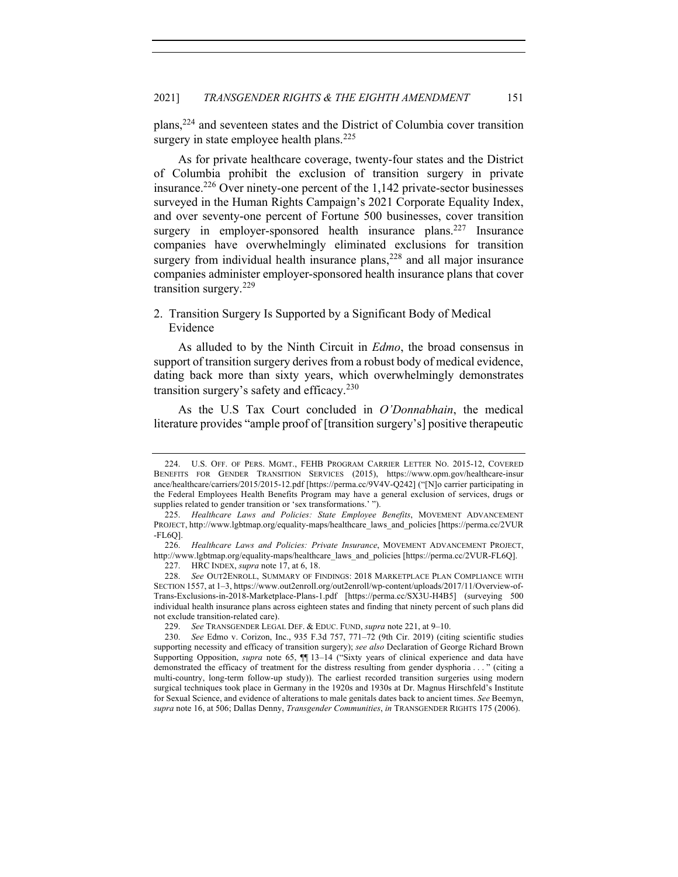plans,[224] and seventeen states and the District of Columbia cover transition surgery in state employee health plans.[225]

As for private healthcare coverage, twenty-four states and the District of Columbia prohibit the exclusion of transition surgery in private insurance.[226] Over ninety-one percent of the 1,142 private-sector businesses surveyed in the Human Rights Campaign's 2021 Corporate Equality Index, and over seventy-one percent of Fortune 500 businesses, cover transition surgery in employer-sponsored health insurance plans.[227] Insurance companies have overwhelmingly eliminated exclusions for transition surgery from individual health insurance plans,[228] and all major insurance companies administer employer-sponsored health insurance plans that cover transition surgery.[229]

### 2. Transition Surgery Is Supported by a Significant Body of Medical Evidence

As alluded to by the Ninth Circuit in *Edmo*, the broad consensus in support of transition surgery derives from a robust body of medical evidence, dating back more than sixty years, which overwhelmingly demonstrates transition surgery's safety and efficacy.[230]

As the U.S Tax Court concluded in *O'Donnabhain*, the medical literature provides "ample proof of [transition surgery's] positive therapeutic

---

224. U.S. OFF. OF PERS. MGMT., FEHB PROGRAM CARRIER LETTER NO. 2015-12, COVERED BENEFITS FOR GENDER TRANSITION SERVICES (2015), https://www.opm.gov/healthcare-insurance/healthcare/carriers/2015/2015-12.pdf [https://perma.cc/9V4V-Q242] ("[N]o carrier participating in the Federal Employees Health Benefits Program may have a general exclusion of services, drugs or supplies related to gender transition or 'sex transformations.' ").

225. *Healthcare Laws and Policies: State Employee Benefits*, MOVEMENT ADVANCEMENT PROJECT, http://www.lgbtmap.org/equality-maps/healthcare_laws_and_policies [https://perma.cc/2VUR-FL6Q].

226. *Healthcare Laws and Policies: Private Insurance*, MOVEMENT ADVANCEMENT PROJECT, http://www.lgbtmap.org/equality-maps/healthcare_laws_and_policies [https://perma.cc/2VUR-FL6Q].

227. HRC INDEX, *supra* note 17, at 6, 18.

228. *See* OUT2ENROLL, SUMMARY OF FINDINGS: 2018 MARKETPLACE PLAN COMPLIANCE WITH SECTION 1557, at 1–3, https://www.out2enroll.org/out2enroll/wp-content/uploads/2017/11/Overview-of-Trans-Exclusions-in-2018-Marketplace-Plans-1.pdf [https://perma.cc/SX3U-H4B5] (surveying 500 individual health insurance plans across eighteen states and finding that ninety percent of such plans did not exclude transition-related care).

229. *See* TRANSGENDER LEGAL DEF. & EDUC. FUND, *supra* note 221, at 9–10.

230. *See* Edmo v. Corizon, Inc., 935 F.3d 757, 771–72 (9th Cir. 2019) (citing scientific studies supporting necessity and efficacy of transition surgery); *see also* Declaration of George Richard Brown Supporting Opposition, *supra* note 65, ¶¶ 13–14 ("Sixty years of clinical experience and data have demonstrated the efficacy of treatment for the distress resulting from gender dysphoria . . . " (citing a multi-country, long-term follow-up study)). The earliest recorded transition surgeries using modern surgical techniques took place in Germany in the 1920s and 1930s at Dr. Magnus Hirschfeld's Institute for Sexual Science, and evidence of alterations to male genitals dates back to ancient times. *See* Beemyn, *supra* note 16, at 506; Dallas Denny, *Transgender Communities*, *in* TRANSGENDER RIGHTS 175 (2006).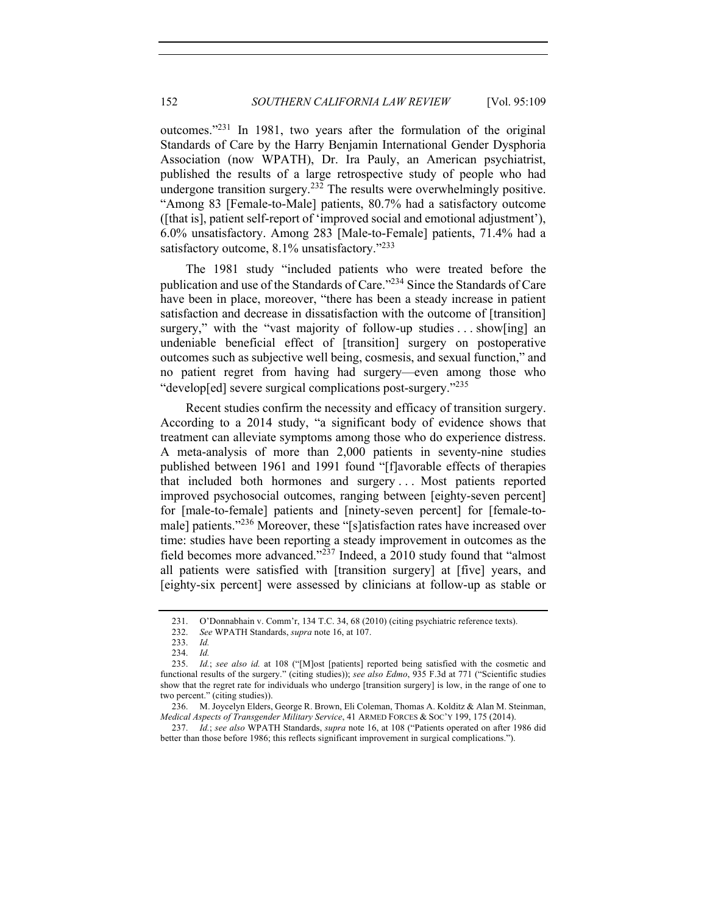outcomes."[231] In 1981, two years after the formulation of the original Standards of Care by the Harry Benjamin International Gender Dysphoria Association (now WPATH), Dr. Ira Pauly, an American psychiatrist, published the results of a large retrospective study of people who had undergone transition surgery.[232] The results were overwhelmingly positive. "Among 83 [Female-to-Male] patients, 80.7% had a satisfactory outcome ([that is], patient self-report of 'improved social and emotional adjustment'), 6.0% unsatisfactory. Among 283 [Male-to-Female] patients, 71.4% had a satisfactory outcome, 8.1% unsatisfactory."[233]

The 1981 study "included patients who were treated before the publication and use of the Standards of Care."[234] Since the Standards of Care have been in place, moreover, "there has been a steady increase in patient satisfaction and decrease in dissatisfaction with the outcome of [transition] surgery," with the "vast majority of follow-up studies . . . show[ing] an undeniable beneficial effect of [transition] surgery on postoperative outcomes such as subjective well being, cosmesis, and sexual function," and no patient regret from having had surgery—even among those who "develop[ed] severe surgical complications post-surgery."[235]

Recent studies confirm the necessity and efficacy of transition surgery. According to a 2014 study, "a significant body of evidence shows that treatment can alleviate symptoms among those who do experience distress. A meta-analysis of more than 2,000 patients in seventy-nine studies published between 1961 and 1991 found "[f]avorable effects of therapies that included both hormones and surgery . . . Most patients reported improved psychosocial outcomes, ranging between [eighty-seven percent] for [male-to-female] patients and [ninety-seven percent] for [female-to-male] patients."[236] Moreover, these "[s]atisfaction rates have increased over time: studies have been reporting a steady improvement in outcomes as the field becomes more advanced."[237] Indeed, a 2010 study found that "almost all patients were satisfied with [transition surgery] at [five] years, and [eighty-six percent] were assessed by clinicians at follow-up as stable or

---

231. O'Donnabhain v. Comm'r, 134 T.C. 34, 68 (2010) (citing psychiatric reference texts).

232. *See* WPATH Standards, *supra* note 16, at 107.

233. *Id.*

234. *Id.*

235. *Id.*; *see also id.* at 108 ("[M]ost [patients] reported being satisfied with the cosmetic and functional results of the surgery." (citing studies)); *see also Edmo*, 935 F.3d at 771 ("Scientific studies show that the regret rate for individuals who undergo [transition surgery] is low, in the range of one to two percent." (citing studies)).

236. M. Joycelyn Elders, George R. Brown, Eli Coleman, Thomas A. Kolditz & Alan M. Steinman, *Medical Aspects of Transgender Military Service*, 41 ARMED FORCES & SOC'Y 199, 175 (2014).

237. *Id.*; *see also* WPATH Standards, *supra* note 16, at 108 ("Patients operated on after 1986 did better than those before 1986; this reflects significant improvement in surgical complications.").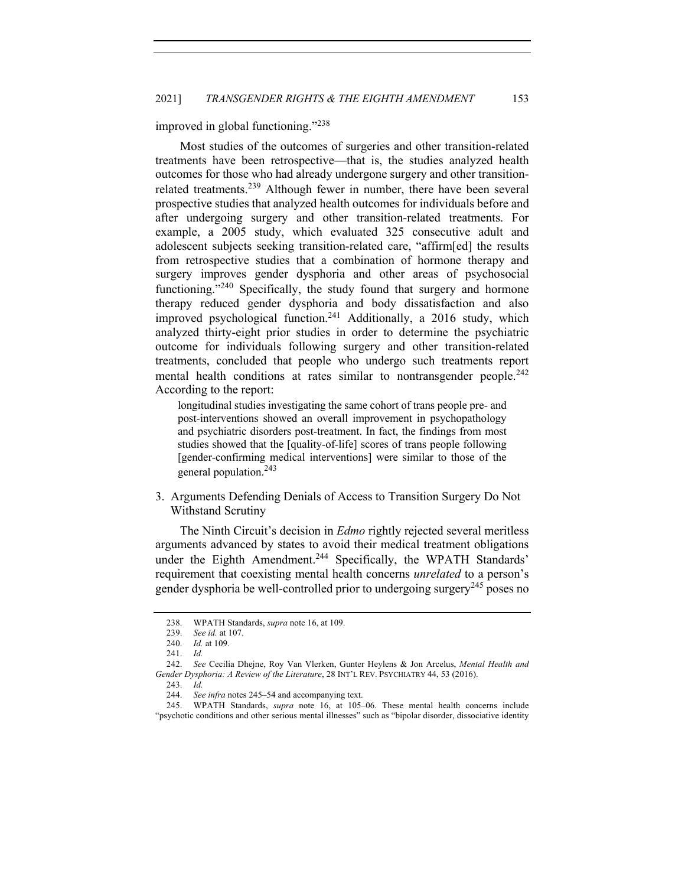improved in global functioning."[238]

Most studies of the outcomes of surgeries and other transition-related treatments have been retrospective—that is, the studies analyzed health outcomes for those who had already undergone surgery and other transition-related treatments.[239] Although fewer in number, there have been several prospective studies that analyzed health outcomes for individuals before and after undergoing surgery and other transition-related treatments. For example, a 2005 study, which evaluated 325 consecutive adult and adolescent subjects seeking transition-related care, "affirm[ed] the results from retrospective studies that a combination of hormone therapy and surgery improves gender dysphoria and other areas of psychosocial functioning."[240] Specifically, the study found that surgery and hormone therapy reduced gender dysphoria and body dissatisfaction and also improved psychological function.[241] Additionally, a 2016 study, which analyzed thirty-eight prior studies in order to determine the psychiatric outcome for individuals following surgery and other transition-related treatments, concluded that people who undergo such treatments report mental health conditions at rates similar to nontransgender people.[242] According to the report:

> longitudinal studies investigating the same cohort of trans people pre- and post-interventions showed an overall improvement in psychopathology and psychiatric disorders post-treatment. In fact, the findings from most studies showed that the [quality-of-life] scores of trans people following [gender-confirming medical interventions] were similar to those of the general population.[243]

3. Arguments Defending Denials of Access to Transition Surgery Do Not Withstand Scrutiny

The Ninth Circuit's decision in *Edmo* rightly rejected several meritless arguments advanced by states to avoid their medical treatment obligations under the Eighth Amendment.[244] Specifically, the WPATH Standards' requirement that coexisting mental health concerns *unrelated* to a person's gender dysphoria be well-controlled prior to undergoing surgery[245] poses no

---

238. WPATH Standards, *supra* note 16, at 109.

239. *See id.* at 107.

240. *Id.* at 109.

241. *Id.*

242. *See* Cecilia Dhejne, Roy Van Vlerken, Gunter Heylens & Jon Arcelus, *Mental Health and Gender Dysphoria: A Review of the Literature*, 28 INT'L REV. PSYCHIATRY 44, 53 (2016).

243. *Id.*

244. *See infra* notes 245–54 and accompanying text.

245. WPATH Standards, *supra* note 16, at 105–06. These mental health concerns include "psychotic conditions and other serious mental illnesses" such as "bipolar disorder, dissociative identity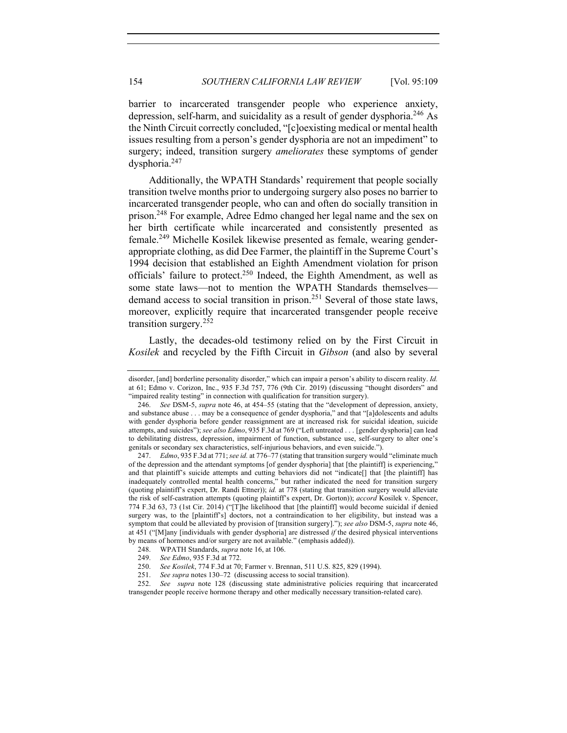barrier to incarcerated transgender people who experience anxiety, depression, self-harm, and suicidality as a result of gender dysphoria.[246] As the Ninth Circuit correctly concluded, "[c]oexisting medical or mental health issues resulting from a person's gender dysphoria are not an impediment" to surgery; indeed, transition surgery *ameliorates* these symptoms of gender dysphoria.[247]

Additionally, the WPATH Standards' requirement that people socially transition twelve months prior to undergoing surgery also poses no barrier to incarcerated transgender people, who can and often do socially transition in prison.[248] For example, Adree Edmo changed her legal name and the sex on her birth certificate while incarcerated and consistently presented as female.[249] Michelle Kosilek likewise presented as female, wearing gender-appropriate clothing, as did Dee Farmer, the plaintiff in the Supreme Court's 1994 decision that established an Eighth Amendment violation for prison officials' failure to protect.[250] Indeed, the Eighth Amendment, as well as some state laws—not to mention the WPATH Standards themselves—demand access to social transition in prison.[251] Several of those state laws, moreover, explicitly require that incarcerated transgender people receive transition surgery.[252]

Lastly, the decades-old testimony relied on by the First Circuit in *Kosilek* and recycled by the Fifth Circuit in *Gibson* (and also by several

---

disorder, [and] borderline personality disorder," which can impair a person's ability to discern reality. *Id.* at 61; Edmo v. Corizon, Inc., 935 F.3d 757, 776 (9th Cir. 2019) (discussing "thought disorders" and "impaired reality testing" in connection with qualification for transition surgery).

246. *See* DSM-5, *supra* note 46, at 454–55 (stating that the "development of depression, anxiety, and substance abuse . . . may be a consequence of gender dysphoria," and that "[a]dolescents and adults with gender dysphoria before gender reassignment are at increased risk for suicidal ideation, suicide attempts, and suicides"); *see also Edmo*, 935 F.3d at 769 ("Left untreated . . . [gender dysphoria] can lead to debilitating distress, depression, impairment of function, substance use, self-surgery to alter one's genitals or secondary sex characteristics, self-injurious behaviors, and even suicide.").

247. *Edmo*, 935 F.3d at 771; *see id.* at 776–77 (stating that transition surgery would "eliminate much of the depression and the attendant symptoms [of gender dysphoria] that [the plaintiff] is experiencing," and that plaintiff's suicide attempts and cutting behaviors did not "indicate[] that [the plaintiff] has inadequately controlled mental health concerns," but rather indicated the need for transition surgery (quoting plaintiff's expert, Dr. Randi Ettner)); *id.* at 778 (stating that transition surgery would alleviate the risk of self-castration attempts (quoting plaintiff's expert, Dr. Gorton)); *accord* Kosilek v. Spencer, 774 F.3d 63, 73 (1st Cir. 2014) ("[T]he likelihood that [the plaintiff] would become suicidal if denied surgery was, to the [plaintiff's] doctors, not a contraindication to her eligibility, but instead was a symptom that could be alleviated by provision of [transition surgery]."); *see also* DSM-5, *supra* note 46, at 451 ("[M]any [individuals with gender dysphoria] are distressed *if* the desired physical interventions by means of hormones and/or surgery are not available." (emphasis added)).

248. WPATH Standards, *supra* note 16, at 106.

249. *See Edmo*, 935 F.3d at 772.

250. *See Kosilek*, 774 F.3d at 70; Farmer v. Brennan, 511 U.S. 825, 829 (1994).

251. *See supra* notes 130–72 (discussing access to social transition).

252. *See supra* note 128 (discussing state administrative policies requiring that incarcerated transgender people receive hormone therapy and other medically necessary transition-related care).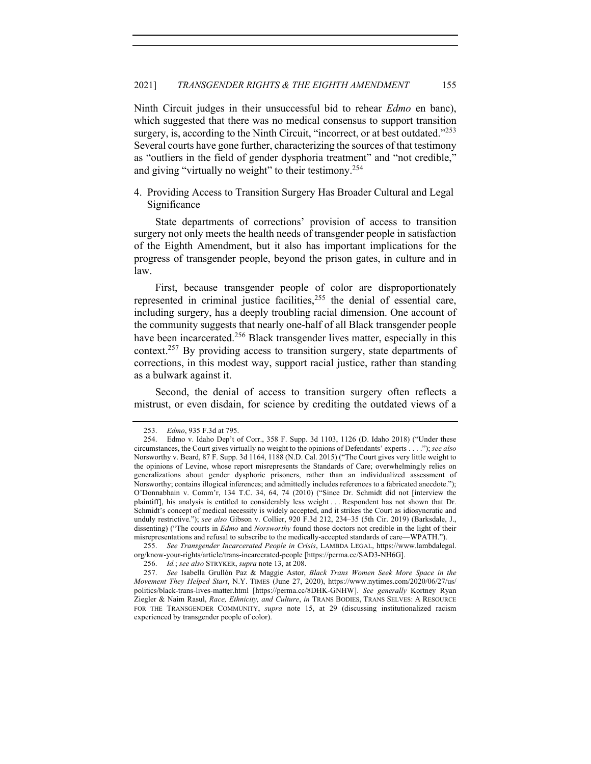Ninth Circuit judges in their unsuccessful bid to rehear *Edmo* en banc), which suggested that there was no medical consensus to support transition surgery, is, according to the Ninth Circuit, "incorrect, or at best outdated."[253] Several courts have gone further, characterizing the sources of that testimony as "outliers in the field of gender dysphoria treatment" and "not credible," and giving "virtually no weight" to their testimony.[254]

### 4. Providing Access to Transition Surgery Has Broader Cultural and Legal Significance

State departments of corrections' provision of access to transition surgery not only meets the health needs of transgender people in satisfaction of the Eighth Amendment, but it also has important implications for the progress of transgender people, beyond the prison gates, in culture and in law.

First, because transgender people of color are disproportionately represented in criminal justice facilities,[255] the denial of essential care, including surgery, has a deeply troubling racial dimension. One account of the community suggests that nearly one-half of all Black transgender people have been incarcerated.[256] Black transgender lives matter, especially in this context.[257] By providing access to transition surgery, state departments of corrections, in this modest way, support racial justice, rather than standing as a bulwark against it.

Second, the denial of access to transition surgery often reflects a mistrust, or even disdain, for science by crediting the outdated views of a

---

253. *Edmo*, 935 F.3d at 795.

254. Edmo v. Idaho Dep't of Corr., 358 F. Supp. 3d 1103, 1126 (D. Idaho 2018) ("Under these circumstances, the Court gives virtually no weight to the opinions of Defendants' experts . . . ."); *see also* Norsworthy v. Beard, 87 F. Supp. 3d 1164, 1188 (N.D. Cal. 2015) ("The Court gives very little weight to the opinions of Levine, whose report misrepresents the Standards of Care; overwhelmingly relies on generalizations about gender dysphoric prisoners, rather than an individualized assessment of Norsworthy; contains illogical inferences; and admittedly includes references to a fabricated anecdote."); O'Donnabhain v. Comm'r, 134 T.C. 34, 64, 74 (2010) ("Since Dr. Schmidt did not [interview the plaintiff], his analysis is entitled to considerably less weight . . . Respondent has not shown that Dr. Schmidt's concept of medical necessity is widely accepted, and it strikes the Court as idiosyncratic and unduly restrictive."); *see also* Gibson v. Collier, 920 F.3d 212, 234–35 (5th Cir. 2019) (Barksdale, J., dissenting) ("The courts in *Edmo* and *Norsworthy* found those doctors not credible in the light of their misrepresentations and refusal to subscribe to the medically-accepted standards of care—WPATH.").

255. *See Transgender Incarcerated People in Crisis*, LAMBDA LEGAL, https://www.lambdalegal.org/know-your-rights/article/trans-incarcerated-people [https://perma.cc/SAD3-NH6G].

256. *Id.*; *see also* STRYKER, *supra* note 13, at 208.

257. *See* Isabella Grullón Paz & Maggie Astor, *Black Trans Women Seek More Space in the Movement They Helped Start*, N.Y. TIMES (June 27, 2020), https://www.nytimes.com/2020/06/27/us/politics/black-trans-lives-matter.html [https://perma.cc/8DHK-GNHW]. *See generally* Kortney Ryan Ziegler & Naim Rasul, *Race, Ethnicity, and Culture*, *in* TRANS BODIES, TRANS SELVES: A RESOURCE FOR THE TRANSGENDER COMMUNITY, *supra* note 15, at 29 (discussing institutionalized racism experienced by transgender people of color).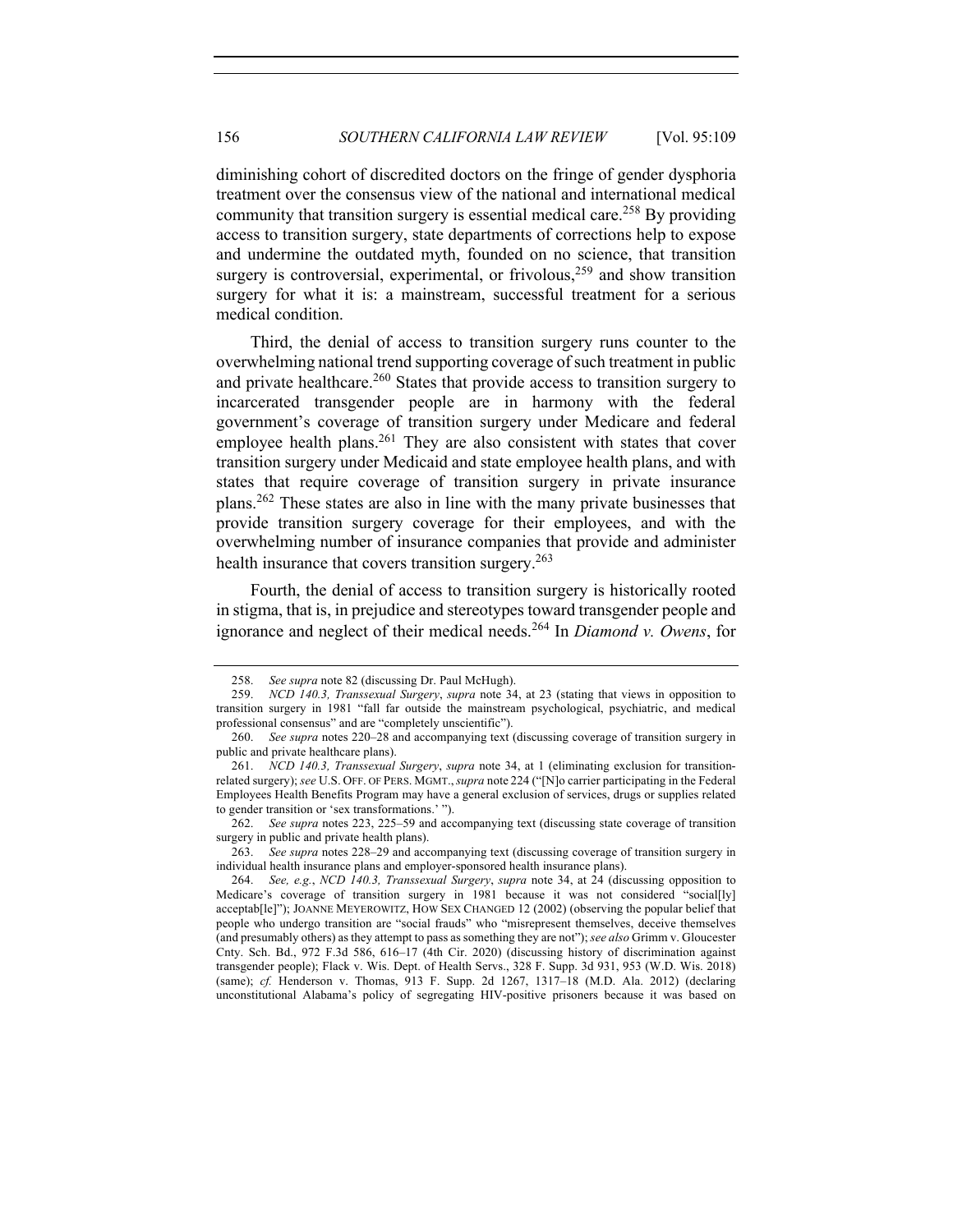diminishing cohort of discredited doctors on the fringe of gender dysphoria treatment over the consensus view of the national and international medical community that transition surgery is essential medical care.[258] By providing access to transition surgery, state departments of corrections help to expose and undermine the outdated myth, founded on no science, that transition surgery is controversial, experimental, or frivolous,[259] and show transition surgery for what it is: a mainstream, successful treatment for a serious medical condition.

Third, the denial of access to transition surgery runs counter to the overwhelming national trend supporting coverage of such treatment in public and private healthcare.[260] States that provide access to transition surgery to incarcerated transgender people are in harmony with the federal government's coverage of transition surgery under Medicare and federal employee health plans.[261] They are also consistent with states that cover transition surgery under Medicaid and state employee health plans, and with states that require coverage of transition surgery in private insurance plans.[262] These states are also in line with the many private businesses that provide transition surgery coverage for their employees, and with the overwhelming number of insurance companies that provide and administer health insurance that covers transition surgery.[263]

Fourth, the denial of access to transition surgery is historically rooted in stigma, that is, in prejudice and stereotypes toward transgender people and ignorance and neglect of their medical needs.[264] In *Diamond v. Owens*, for

---

258. *See supra* note 82 (discussing Dr. Paul McHugh).

259. *NCD 140.3, Transsexual Surgery*, *supra* note 34, at 23 (stating that views in opposition to transition surgery in 1981 "fall far outside the mainstream psychological, psychiatric, and medical professional consensus" and are "completely unscientific").

260. *See supra* notes 220–28 and accompanying text (discussing coverage of transition surgery in public and private healthcare plans).

261. *NCD 140.3, Transsexual Surgery*, *supra* note 34, at 1 (eliminating exclusion for transition-related surgery); *see* U.S. OFF. OF PERS. MGMT., *supra* note 224 ("[N]o carrier participating in the Federal Employees Health Benefits Program may have a general exclusion of services, drugs or supplies related to gender transition or 'sex transformations.' ").

262. *See supra* notes 223, 225–59 and accompanying text (discussing state coverage of transition surgery in public and private health plans).

263. *See supra* notes 228–29 and accompanying text (discussing coverage of transition surgery in individual health insurance plans and employer-sponsored health insurance plans).

264. *See, e.g.*, *NCD 140.3, Transsexual Surgery*, *supra* note 34, at 24 (discussing opposition to Medicare's coverage of transition surgery in 1981 because it was not considered "social[ly] acceptab[le]"); JOANNE MEYEROWITZ, HOW SEX CHANGED 12 (2002) (observing the popular belief that people who undergo transition are "social frauds" who "misrepresent themselves, deceive themselves (and presumably others) as they attempt to pass as something they are not"); *see also* Grimm v. Gloucester Cnty. Sch. Bd., 972 F.3d 586, 616–17 (4th Cir. 2020) (discussing history of discrimination against transgender people); Flack v. Wis. Dept. of Health Servs., 328 F. Supp. 3d 931, 953 (W.D. Wis. 2018) (same); *cf.* Henderson v. Thomas, 913 F. Supp. 2d 1267, 1317–18 (M.D. Ala. 2012) (declaring unconstitutional Alabama's policy of segregating HIV-positive prisoners because it was based on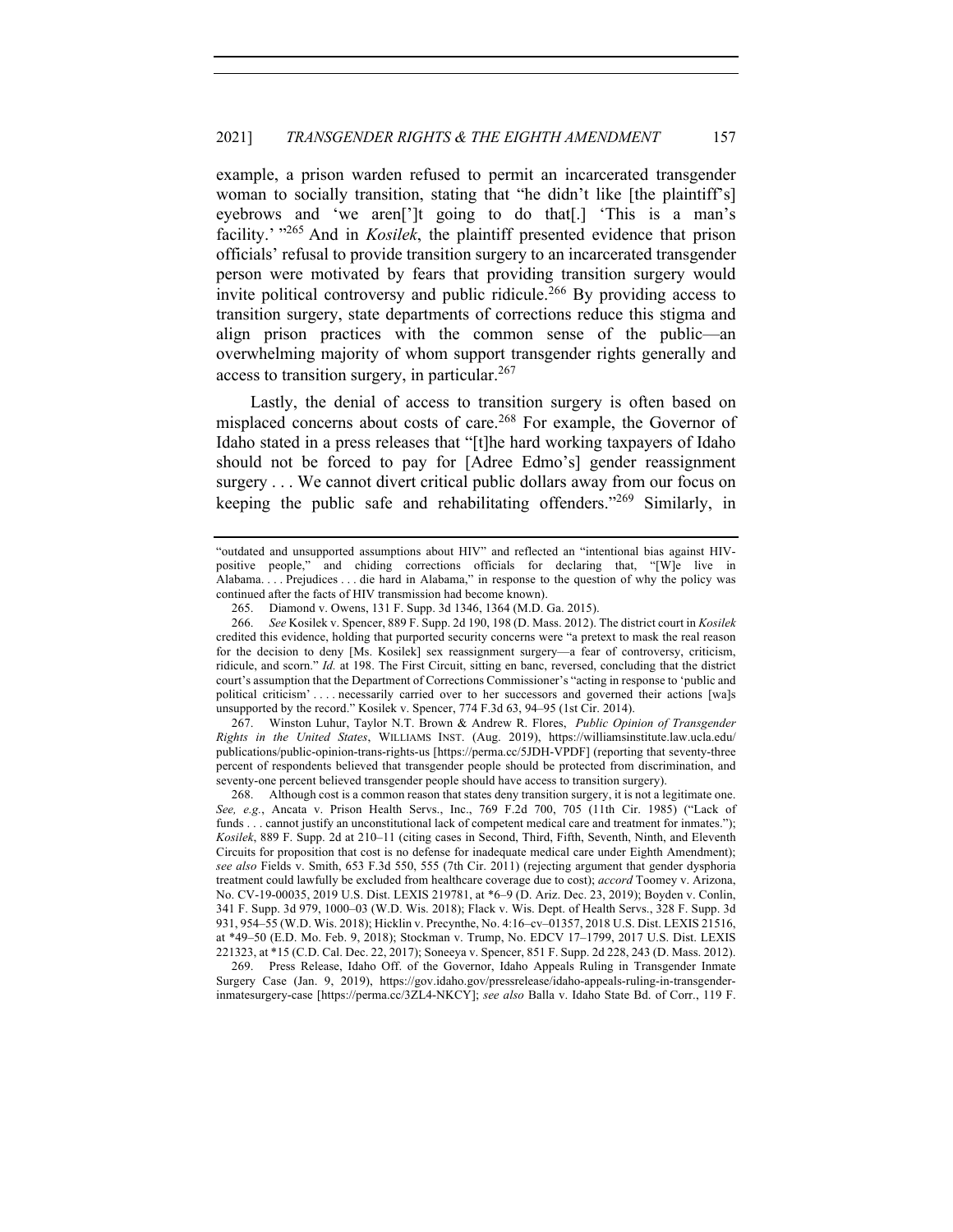example, a prison warden refused to permit an incarcerated transgender woman to socially transition, stating that "he didn't like [the plaintiff's] eyebrows and 'we aren[']t going to do that[.] 'This is a man's facility.' "[265] And in *Kosilek*, the plaintiff presented evidence that prison officials' refusal to provide transition surgery to an incarcerated transgender person were motivated by fears that providing transition surgery would invite political controversy and public ridicule.[266] By providing access to transition surgery, state departments of corrections reduce this stigma and align prison practices with the common sense of the public—an overwhelming majority of whom support transgender rights generally and access to transition surgery, in particular.[267]

Lastly, the denial of access to transition surgery is often based on misplaced concerns about costs of care.[268] For example, the Governor of Idaho stated in a press releases that "[t]he hard working taxpayers of Idaho should not be forced to pay for [Adree Edmo's] gender reassignment surgery . . . We cannot divert critical public dollars away from our focus on keeping the public safe and rehabilitating offenders."[269] Similarly, in

---

"outdated and unsupported assumptions about HIV" and reflected an "intentional bias against HIV-positive people," and chiding corrections officials for declaring that, "[W]e live in Alabama. . . . Prejudices . . . die hard in Alabama," in response to the question of why the policy was continued after the facts of HIV transmission had become known).

265. Diamond v. Owens, 131 F. Supp. 3d 1346, 1364 (M.D. Ga. 2015).

266. *See* Kosilek v. Spencer, 889 F. Supp. 2d 190, 198 (D. Mass. 2012). The district court in *Kosilek* credited this evidence, holding that purported security concerns were "a pretext to mask the real reason for the decision to deny [Ms. Kosilek] sex reassignment surgery—a fear of controversy, criticism, ridicule, and scorn." *Id.* at 198. The First Circuit, sitting en banc, reversed, concluding that the district court's assumption that the Department of Corrections Commissioner's "acting in response to 'public and political criticism' . . . . necessarily carried over to her successors and governed their actions [wa]s unsupported by the record." Kosilek v. Spencer, 774 F.3d 63, 94–95 (1st Cir. 2014).

267. Winston Luhur, Taylor N.T. Brown & Andrew R. Flores, *Public Opinion of Transgender Rights in the United States*, WILLIAMS INST. (Aug. 2019), https://williamsinstitute.law.ucla.edu/publications/public-opinion-trans-rights-us [https://perma.cc/5JDH-VPDF] (reporting that seventy-three percent of respondents believed that transgender people should be protected from discrimination, and seventy-one percent believed transgender people should have access to transition surgery).

268. Although cost is a common reason that states deny transition surgery, it is not a legitimate one. *See, e.g.*, Ancata v. Prison Health Servs., Inc., 769 F.2d 700, 705 (11th Cir. 1985) ("Lack of funds . . . cannot justify an unconstitutional lack of competent medical care and treatment for inmates."); *Kosilek*, 889 F. Supp. 2d at 210–11 (citing cases in Second, Third, Fifth, Seventh, Ninth, and Eleventh Circuits for proposition that cost is no defense for inadequate medical care under Eighth Amendment); *see also* Fields v. Smith, 653 F.3d 550, 555 (7th Cir. 2011) (rejecting argument that gender dysphoria treatment could lawfully be excluded from healthcare coverage due to cost); *accord* Toomey v. Arizona, No. CV-19-00035, 2019 U.S. Dist. LEXIS 219781, at *6–9 (D. Ariz. Dec. 23, 2019); Boyden v. Conlin, 341 F. Supp. 3d 979, 1000–03 (W.D. Wis. 2018); Flack v. Wis. Dept. of Health Servs., 328 F. Supp. 3d 931, 954–55 (W.D. Wis. 2018); Hicklin v. Precynthe, No. 4:16–cv–01357, 2018 U.S. Dist. LEXIS 21516, at *49–50 (E.D. Mo. Feb. 9, 2018); Stockman v. Trump, No. EDCV 17–1799, 2017 U.S. Dist. LEXIS 221323, at *15 (C.D. Cal. Dec. 22, 2017); Soneeya v. Spencer, 851 F. Supp. 2d 228, 243 (D. Mass. 2012).

269. Press Release, Idaho Off. of the Governor, Idaho Appeals Ruling in Transgender Inmate Surgery Case (Jan. 9, 2019), https://gov.idaho.gov/pressrelease/idaho-appeals-ruling-in-transgender-inmatesurgery-case [https://perma.cc/3ZL4-NKCY]; *see also* Balla v. Idaho State Bd. of Corr., 119 F.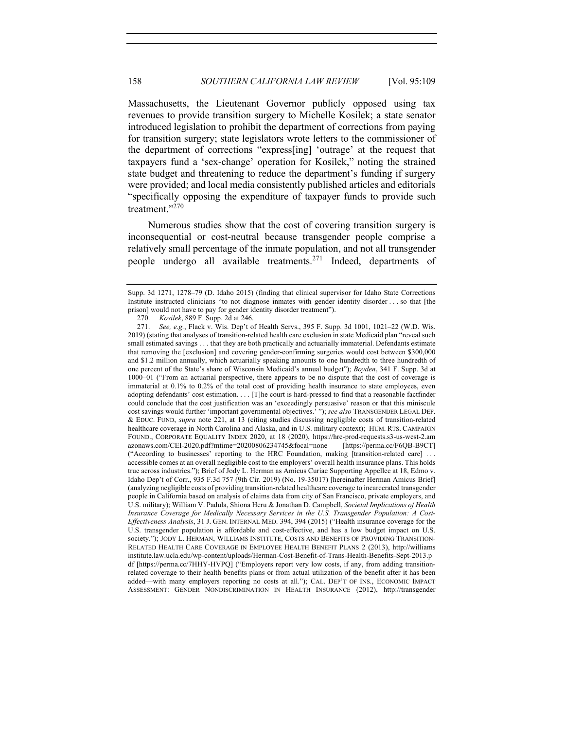Massachusetts, the Lieutenant Governor publicly opposed using tax revenues to provide transition surgery to Michelle Kosilek; a state senator introduced legislation to prohibit the department of corrections from paying for transition surgery; state legislators wrote letters to the commissioner of the department of corrections "express[ing] 'outrage' at the request that taxpayers fund a 'sex-change' operation for Kosilek," noting the strained state budget and threatening to reduce the department's funding if surgery were provided; and local media consistently published articles and editorials "specifically opposing the expenditure of taxpayer funds to provide such treatment."[270]

Numerous studies show that the cost of covering transition surgery is inconsequential or cost-neutral because transgender people comprise a relatively small percentage of the inmate population, and not all transgender people undergo all available treatments.[271] Indeed, departments of

---

Supp. 3d 1271, 1278–79 (D. Idaho 2015) (finding that clinical supervisor for Idaho State Corrections Institute instructed clinicians "to not diagnose inmates with gender identity disorder . . . so that [the prison] would not have to pay for gender identity disorder treatment").

270. *Kosilek*, 889 F. Supp. 2d at 246.

271. *See, e.g.*, Flack v. Wis. Dep't of Health Servs., 395 F. Supp. 3d 1001, 1021–22 (W.D. Wis. 2019) (stating that analyses of transition-related health care exclusion in state Medicaid plan "reveal such small estimated savings . . . that they are both practically and actuarially immaterial. Defendants estimate that removing the [exclusion] and covering gender-confirming surgeries would cost between $300,000 and $1.2 million annually, which actuarially speaking amounts to one hundredth to three hundredth of one percent of the State's share of Wisconsin Medicaid's annual budget"); *Boyden*, 341 F. Supp. 3d at 1000–01 ("From an actuarial perspective, there appears to be no dispute that the cost of coverage is immaterial at 0.1% to 0.2% of the total cost of providing health insurance to state employees, even adopting defendants' cost estimation. . . . [T]he court is hard-pressed to find that a reasonable factfinder could conclude that the cost justification was an 'exceedingly persuasive' reason or that this miniscule cost savings would further 'important governmental objectives.' "); *see also* TRANSGENDER LEGAL DEF. & EDUC. FUND, *supra* note 221, at 13 (citing studies discussing negligible costs of transition-related healthcare coverage in North Carolina and Alaska, and in U.S. military context); HUM. RTS. CAMPAIGN FOUND., CORPORATE EQUALITY INDEX 2020, at 18 (2020), https://hrc-prod-requests.s3-us-west-2.amazonaws.com/CEI-2020.pdf?mtime=20200806234745&focal=none [https://perma.cc/F6QB-B9CT] ("According to businesses' reporting to the HRC Foundation, making [transition-related care] . . . accessible comes at an overall negligible cost to the employers' overall health insurance plans. This holds true across industries."); Brief of Jody L. Herman as Amicus Curiae Supporting Appellee at 18, Edmo v. Idaho Dep't of Corr., 935 F.3d 757 (9th Cir. 2019) (No. 19-35017) [hereinafter Herman Amicus Brief] (analyzing negligible costs of providing transition-related healthcare coverage to incarcerated transgender people in California based on analysis of claims data from city of San Francisco, private employers, and U.S. military); William V. Padula, Shiona Heru & Jonathan D. Campbell, *Societal Implications of Health Insurance Coverage for Medically Necessary Services in the U.S. Transgender Population: A Cost-Effectiveness Analysis*, 31 J. GEN. INTERNAL MED. 394, 394 (2015) ("Health insurance coverage for the U.S. transgender population is affordable and cost-effective, and has a low budget impact on U.S. society."); JODY L. HERMAN, WILLIAMS INSTITUTE, COSTS AND BENEFITS OF PROVIDING TRANSITION-RELATED HEALTH CARE COVERAGE IN EMPLOYEE HEALTH BENEFIT PLANS 2 (2013), http://williamsinstitute.law.ucla.edu/wp-content/uploads/Herman-Cost-Benefit-of-Trans-Health-Benefits-Sept-2013.pdf [https://perma.cc/7HHY-HVPQ] ("Employers report very low costs, if any, from adding transition-related coverage to their health benefits plans or from actual utilization of the benefit after it has been added—with many employers reporting no costs at all."); CAL. DEP'T OF INS., ECONOMIC IMPACT ASSESSMENT: GENDER NONDISCRIMINATION IN HEALTH INSURANCE (2012), http://transgender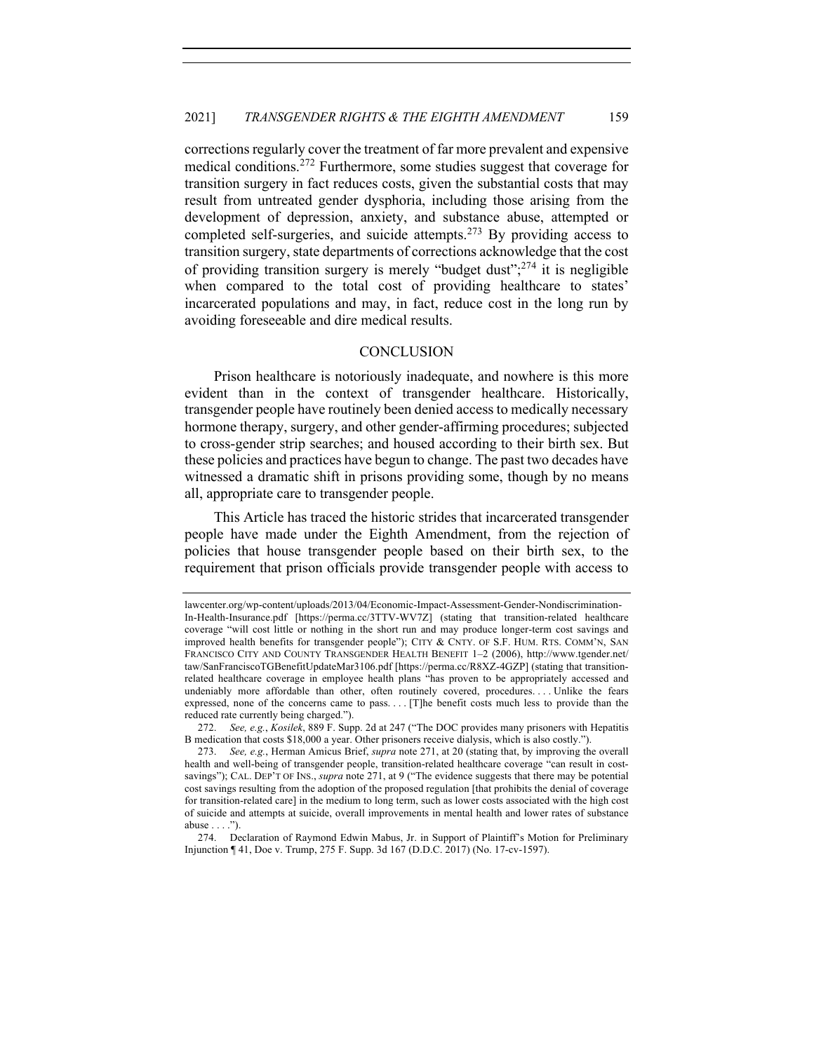corrections regularly cover the treatment of far more prevalent and expensive medical conditions.[272] Furthermore, some studies suggest that coverage for transition surgery in fact reduces costs, given the substantial costs that may result from untreated gender dysphoria, including those arising from the development of depression, anxiety, and substance abuse, attempted or completed self-surgeries, and suicide attempts.[273] By providing access to transition surgery, state departments of corrections acknowledge that the cost of providing transition surgery is merely "budget dust";[274] it is negligible when compared to the total cost of providing healthcare to states' incarcerated populations and may, in fact, reduce cost in the long run by avoiding foreseeable and dire medical results.

## CONCLUSION

Prison healthcare is notoriously inadequate, and nowhere is this more evident than in the context of transgender healthcare. Historically, transgender people have routinely been denied access to medically necessary hormone therapy, surgery, and other gender-affirming procedures; subjected to cross-gender strip searches; and housed according to their birth sex. But these policies and practices have begun to change. The past two decades have witnessed a dramatic shift in prisons providing some, though by no means all, appropriate care to transgender people.

This Article has traced the historic strides that incarcerated transgender people have made under the Eighth Amendment, from the rejection of policies that house transgender people based on their birth sex, to the requirement that prison officials provide transgender people with access to

---

lawcenter.org/wp-content/uploads/2013/04/Economic-Impact-Assessment-Gender-Nondiscrimination-In-Health-Insurance.pdf [https://perma.cc/3TTV-WV7Z] (stating that transition-related healthcare coverage "will cost little or nothing in the short run and may produce longer-term cost savings and improved health benefits for transgender people"); CITY & CNTY. OF S.F. HUM. RTS. COMM'N, SAN FRANCISCO CITY AND COUNTY TRANSGENDER HEALTH BENEFIT 1–2 (2006), http://www.tgender.net/taw/SanFranciscoTGBenefitUpdateMar3106.pdf [https://perma.cc/R8XZ-4GZP] (stating that transition-related healthcare coverage in employee health plans "has proven to be appropriately accessed and undeniably more affordable than other, often routinely covered, procedures. . . . Unlike the fears expressed, none of the concerns came to pass. . . . [T]he benefit costs much less to provide than the reduced rate currently being charged.").

272. *See, e.g.*, *Kosilek*, 889 F. Supp. 2d at 247 ("The DOC provides many prisoners with Hepatitis B medication that costs $18,000 a year. Other prisoners receive dialysis, which is also costly.").

273. *See, e.g.*, Herman Amicus Brief, *supra* note 271, at 20 (stating that, by improving the overall health and well-being of transgender people, transition-related healthcare coverage "can result in cost-savings"); CAL. DEP'T OF INS., *supra* note 271, at 9 ("The evidence suggests that there may be potential cost savings resulting from the adoption of the proposed regulation [that prohibits the denial of coverage for transition-related care] in the medium to long term, such as lower costs associated with the high cost of suicide and attempts at suicide, overall improvements in mental health and lower rates of substance abuse . . . .").

274. Declaration of Raymond Edwin Mabus, Jr. in Support of Plaintiff's Motion for Preliminary Injunction ¶ 41, Doe v. Trump, 275 F. Supp. 3d 167 (D.D.C. 2017) (No. 17-cv-1597).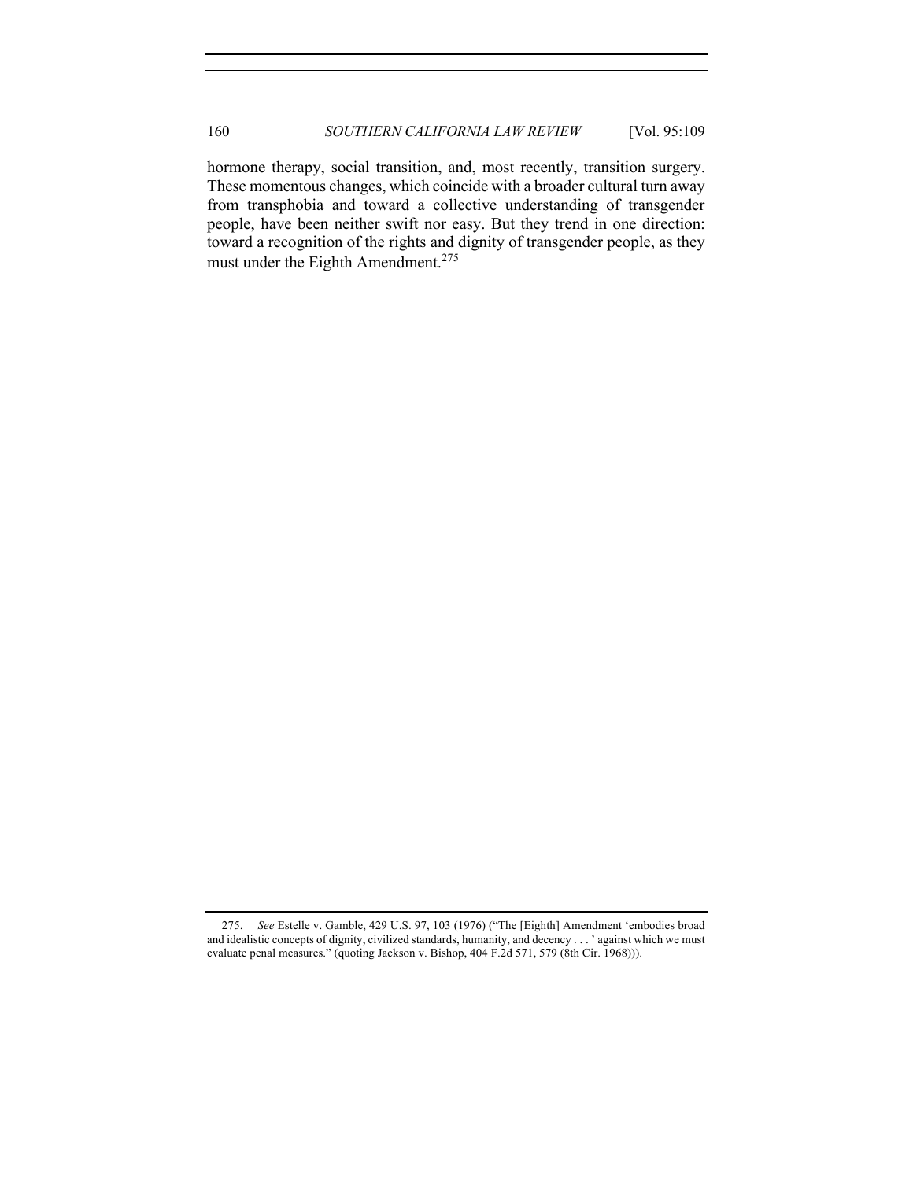hormone therapy, social transition, and, most recently, transition surgery. These momentous changes, which coincide with a broader cultural turn away from transphobia and toward a collective understanding of transgender people, have been neither swift nor easy. But they trend in one direction: toward a recognition of the rights and dignity of transgender people, as they must under the Eighth Amendment.[275]

---

275. *See* Estelle v. Gamble, 429 U.S. 97, 103 (1976) ("The [Eighth] Amendment 'embodies broad and idealistic concepts of dignity, civilized standards, humanity, and decency . . . ' against which we must evaluate penal measures." (quoting Jackson v. Bishop, 404 F.2d 571, 579 (8th Cir. 1968))).